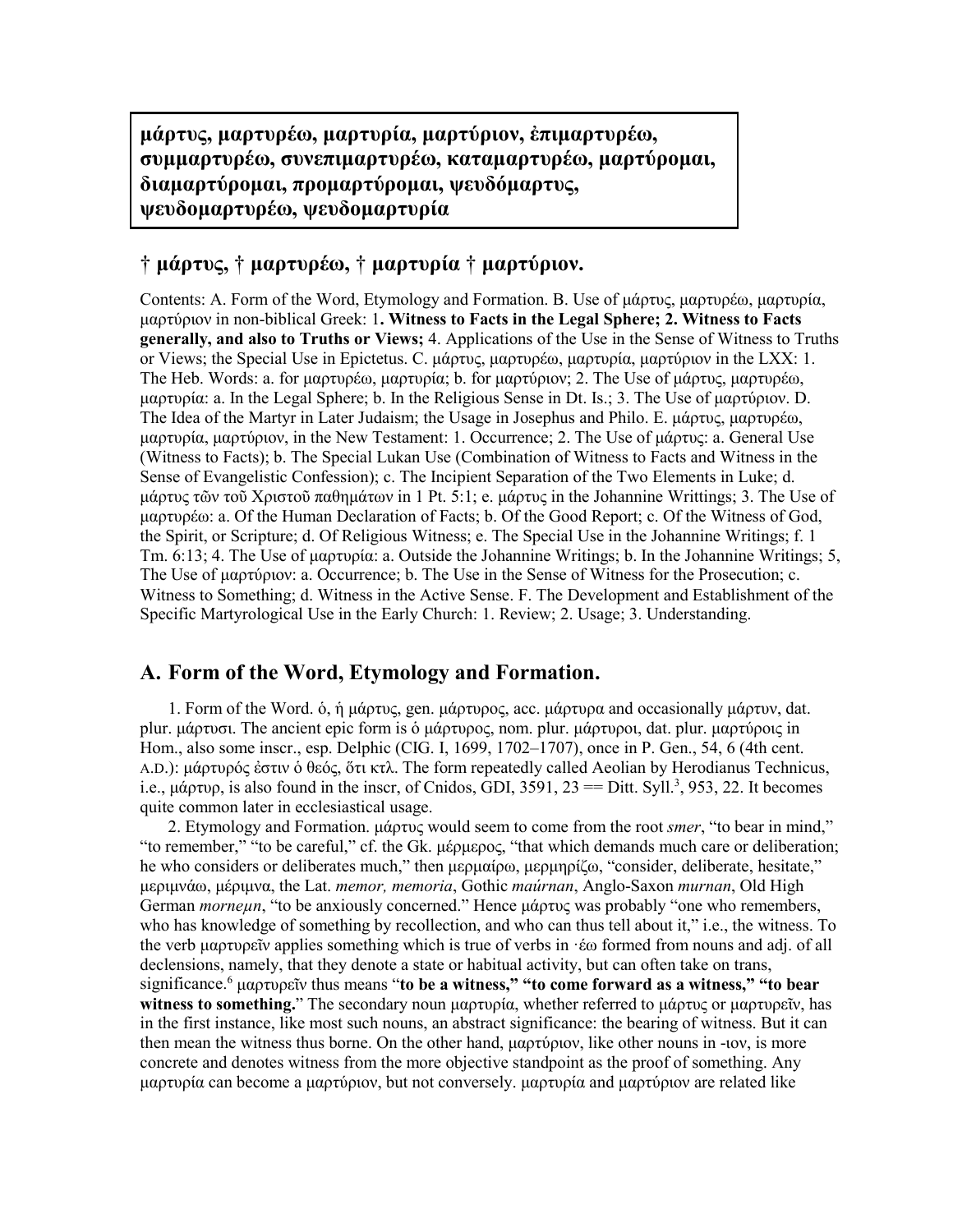**μάρτυς, μαρτυρέω, μαρτυρία, μαρτύριον, ἐπιμαρτυρέω, συμμαρτυρέω, συνεπιμαρτυρέω, καταμαρτυρέω, μαρτύρομαι, διαμαρτύρομαι, προμαρτύρομαι, ψευδόμαρτυς, ψευδομαρτυρέω, ψευδομαρτυρία**

## † μάρτυς, † μαρτυρέω, † μαρτυρία † μαρτύριον.

Contents: A. Form of the Word, Etymology and Formation. B. Use of μάρτυς, μαρτυρέω, μαρτυρία, μαρτύριον in non-biblical Greek: 1**. Witness to Facts in the Legal Sphere; 2. Witness to Facts generally, and also to Truths or Views;** 4. Applications of the Use in the Sense of Witness to Truths or Views; the Special Use in Epictetus. C. μάρτυς, μαρτυρέω, μαρτυρία, μαρτύριον in the LXX: 1. The Heb. Words: a. for μαρτυρέω, μαρτυρία; b. for μαρτύριον; 2. The Use of μάρτυς, μαρτυρέω, μαρτυρία: a. In the Legal Sphere; b. In the Religious Sense in Dt. Is.; 3. The Use of μαρτύριον. D. The Idea of the Martyr in Later Judaism; the Usage in Josephus and Philo. E. μάρτυς, μαρτυρέω, μαρτυρία, μαρτύριον, in the New Testament: 1. Occurrence; 2. The Use of μάρτυς: a. General Use (Witness to Facts); b. The Special Lukan Use (Combination of Witness to Facts and Witness in the Sense of Evangelistic Confession); c. The Incipient Separation of the Two Elements in Luke; d. μάρτυς τῶν τοῦ Χριστοῦ παθημάτων in 1 Pt. 5:1; e. μάρτυς in the Johannine Writtings; 3. The Use of μαρτυρέω: a. Of the Human Declaration of Facts; b. Of the Good Report; c. Of the Witness of God, the Spirit, or Scripture; d. Of Religious Witness; e. The Special Use in the Johannine Writings; f. 1 Tm. 6:13; 4. The Use of μαρτυρία: a. Outside the Johannine Writings; b. In the Johannine Writings; 5, The Use of μαρτύριον: a. Occurrence; b. The Use in the Sense of Witness for the Prosecution; c. Witness to Something; d. Witness in the Active Sense. F. The Development and Establishment of the Specific Martyrological Use in the Early Church: 1. Review; 2. Usage; 3. Understanding.

## A. Form of the Word, Etymology and Formation.

1. Form of the Word. ὁ, ἡ μάρτυς, gen. μάρτυρος, acc. μάρτυρα and occasionally μάρτυν, dat. plur. μάρτυσι. The ancient epic form is ὁ μάρτυρος, nom. plur. μάρτυροι, dat. plur. μαρτύροις in Hom., also some inscr., esp. Delphic (CIG. I, 1699, 1702–1707), once in P. Gen., 54, 6 (4th cent. A.D.): μάρτυρός ἐστιν ὁ θεός, ὅτι κτλ. The form repeatedly called Aeolian by Herodianus Technicus, i.e., μάρτυρ, is also found in the inscr, of Cnidos, GDI, 3591, 23 == Ditt. Syll.[3], 953, 22. It becomes quite common later in ecclesiastical usage.

2. Etymology and Formation. μάρτυς would seem to come from the root *smer*, "to bear in mind," "to remember," "to be careful," cf. the Gk. μέρμερος, "that which demands much care or deliberation; he who considers or deliberates much," then μερμαίρω, μερμηρίζω, "consider, deliberate, hesitate," μεριμνάω, μέριμνα, the Lat. *memor, memoria*, Gothic *maúrnan*, Anglo-Saxon *murnan*, Old High German *morneμn*, "to be anxiously concerned." Hence μάρτυς was probably "one who remembers, who has knowledge of something by recollection, and who can thus tell about it," i.e., the witness. To the verb μαρτυρεῖν applies something which is true of verbs in ·έω formed from nouns and adj. of all declensions, namely, that they denote a state or habitual activity, but can often take on trans, significance.[6] μαρτυρεῖν thus means "**to be a witness," "to come forward as a witness," "to bear witness to something.**" The secondary noun μαρτυρία, whether referred to μάρτυς or μαρτυρεῖν, has in the first instance, like most such nouns, an abstract significance: the bearing of witness. But it can then mean the witness thus borne. On the other hand, μαρτύριον, like other nouns in -ιον, is more concrete and denotes witness from the more objective standpoint as the proof of something. Any μαρτυρία can become a μαρτύριον, but not conversely. μαρτυρία and μαρτύριον are related like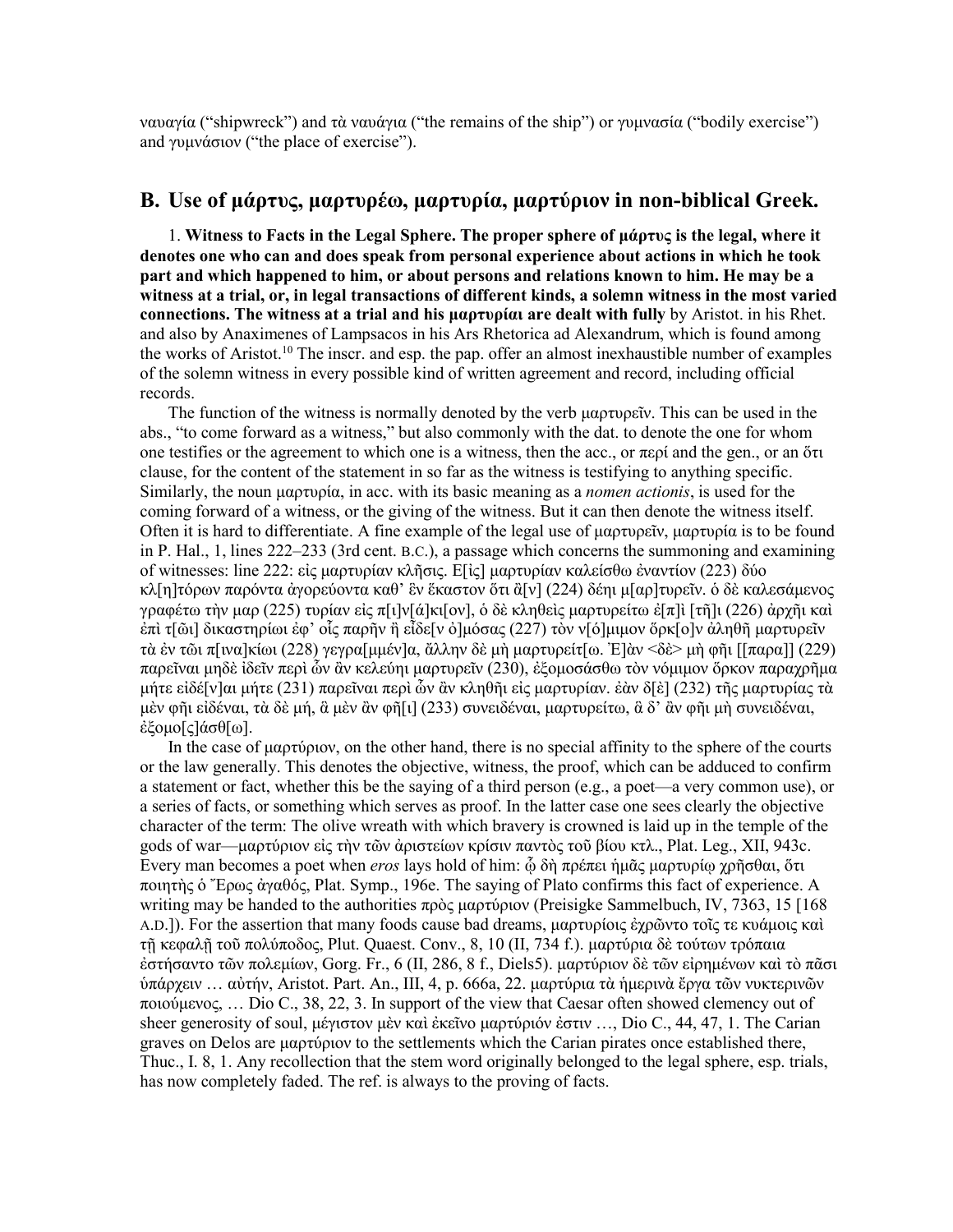ναυαγία (“shipwreck”) and τὰ ναυάγια (“the remains of the ship”) or γυμνασία (“bodily exercise”) and γυμνάσιον (“the place of exercise”).

## B. Use of μάρτυς, μαρτυρέω, μαρτυρία, μαρτύριον in non-biblical Greek.

1. **Witness to Facts in the Legal Sphere. The proper sphere of μάρτυς is the legal, where it denotes one who can and does speak from personal experience about actions in which he took part and which happened to him, or about persons and relations known to him. He may be a witness at a trial, or, in legal transactions of different kinds, a solemn witness in the most varied connections. The witness at a trial and his μαρτυρίαι are dealt with fully** by Aristot. in his Rhet. and also by Anaximenes of Lampsacos in his Ars Rhetorica ad Alexandrum, which is found among the works of Aristot.[10] The inscr. and esp. the pap. offer an almost inexhaustible number of examples of the solemn witness in every possible kind of written agreement and record, including official records.

The function of the witness is normally denoted by the verb μαρτυρεῖν. This can be used in the abs., “to come forward as a witness,” but also commonly with the dat. to denote the one for whom one testifies or the agreement to which one is a witness, then the acc., or περί and the gen., or an ὅτι clause, for the content of the statement in so far as the witness is testifying to anything specific. Similarly, the noun μαρτυρία, in acc. with its basic meaning as a *nomen actionis*, is used for the coming forward of a witness, or the giving of the witness. But it can then denote the witness itself. Often it is hard to differentiate. A fine example of the legal use of μαρτυρεῖν, μαρτυρία is to be found in P. Hal., 1, lines 222–233 (3rd cent. B.C.), a passage which concerns the summoning and examining of witnesses: line 222: εἰς μαρτυρίαν κλῆσις. Ε[ἰς] μαρτυρίαν καλείσθω ἐναντίον (223) δύο κλ[η]τόρων παρόντα ἀγορεύοντα καθ’ ἓν ἕκαστον ὅτι ἂ[ν] (224) δέηι μ[αρ]τυρεῖν. ὁ δὲ καλεσάμενος γραφέτω τὴν μαρ (225) τυρίαν εἰς π[ι]ν[ά]κι[ον], ὁ δὲ κληθεὶς μαρτυρείτω ἐ[π]ὶ [τῆ]ι (226) ἀρχῆι καὶ ἐπὶ τ[ῶι] δικαστηρίωι ἐφ’ οἷς παρῆν ἢ εἶδε[ν ὀ]μόσας (227) τὸν ν[ό]μιμον ὅρκ[ο]ν ἀληθῆ μαρτυρεῖν τὰ ἐν τῶι π[ινα]κίωι (228) γεγρα[μμέν]α, ἄλλην δὲ μὴ μαρτυρείτ[ω. Ἐ]ὰν <δὲ> μὴ φῆι [[παρα]] (229) παρεῖναι μηδὲ ἰδεῖν περὶ ὧν ἂν κελεύηι μαρτυρεῖν (230), ἐξομοσάσθω τὸν νόμιμον ὅρκον παραχρῆμα μήτε εἰδέ[ν]αι μήτε (231) παρεῖναι περὶ ὧν ἂν κληθῆι εἰς μαρτυρίαν. ἐὰν δ[ὲ] (232) τῆς μαρτυρίας τὰ μὲν φῆι εἰδέναι, τὰ δὲ μή, ἃ μὲν ἂν φῆ[ι] (233) συνειδέναι, μαρτυρείτω, ἃ δ’ ἂν φῆι μὴ συνειδέναι, ἐξομο[ς]άσθ[ω].

In the case of μαρτύριον, on the other hand, there is no special affinity to the sphere of the courts or the law generally. This denotes the objective, witness, the proof, which can be adduced to confirm a statement or fact, whether this be the saying of a third person (e.g., a poet—a very common use), or a series of facts, or something which serves as proof. In the latter case one sees clearly the objective character of the term: The olive wreath with which bravery is crowned is laid up in the temple of the gods of war—μαρτύριον εἰς τὴν τῶν ἀριστείων κρίσιν παντὸς τοῦ βίου κτλ., Plat. Leg., XII, 943c. Every man becomes a poet when *eros* lays hold of him: ᾧ δὴ πρέπει ἡμᾶς μαρτυρίῳ χρῆσθαι, ὅτι ποιητὴς ὁ Ἔρως ἀγαθός, Plat. Symp., 196e. The saying of Plato confirms this fact of experience. A writing may be handed to the authorities πρὸς μαρτύριον (Preisigke Sammelbuch, IV, 7363, 15 [168 A.D.]). For the assertion that many foods cause bad dreams, μαρτυρίοις ἐχρῶντο τοῖς τε κυάμοις καὶ τῇ κεφαλῇ τοῦ πολύποδος, Plut. Quaest. Conv., 8, 10 (II, 734 f.). μαρτύρια δὲ τούτων τρόπαια ἐστήσαντο τῶν πολεμίων, Gorg. Fr., 6 (II, 286, 8 f., Diels5). μαρτύριον δὲ τῶν εἰρημένων καὶ τὸ πᾶσι ὑπάρχειν … αὐτήν, Aristot. Part. An., III, 4, p. 666a, 22. μαρτύρια τὰ ἡμερινὰ ἔργα τῶν νυκτερινῶν ποιούμενος, … Dio C., 38, 22, 3. In support of the view that Caesar often showed clemency out of sheer generosity of soul, μέγιστον μὲν καὶ ἐκεῖνο μαρτύριόν ἐστιν …, Dio C., 44, 47, 1. The Carian graves on Delos are μαρτύριον to the settlements which the Carian pirates once established there, Thuc., I. 8, 1. Any recollection that the stem word originally belonged to the legal sphere, esp. trials, has now completely faded. The ref. is always to the proving of facts.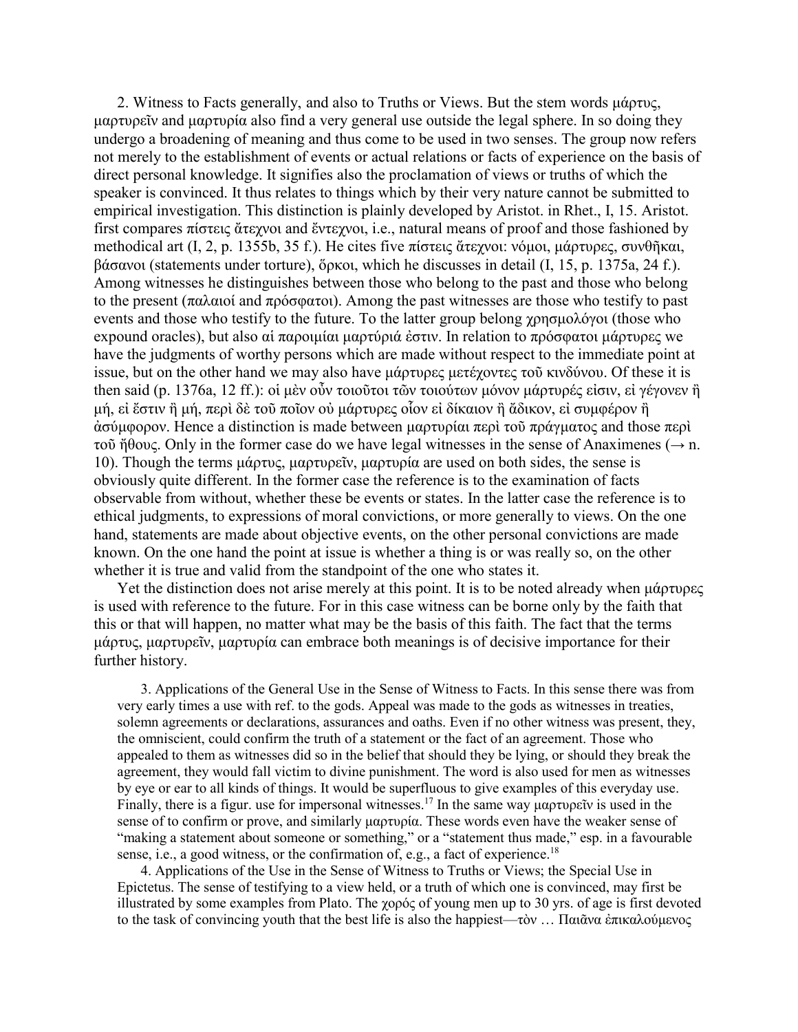2. Witness to Facts generally, and also to Truths or Views. But the stem words μάρτυς, μαρτυρεῖν and μαρτυρία also find a very general use outside the legal sphere. In so doing they undergo a broadening of meaning and thus come to be used in two senses. The group now refers not merely to the establishment of events or actual relations or facts of experience on the basis of direct personal knowledge. It signifies also the proclamation of views or truths of which the speaker is convinced. It thus relates to things which by their very nature cannot be submitted to empirical investigation. This distinction is plainly developed by Aristot. in Rhet., I, 15. Aristot. first compares πίστεις ἄτεχνοι and ἔντεχνοι, i.e., natural means of proof and those fashioned by methodical art (I, 2, p. 1355b, 35 f.). He cites five πίστεις ἄτεχνοι: νόμοι, μάρτυρες, συνθῆκαι, βάσανοι (statements under torture), ὅρκοι, which he discusses in detail (I, 15, p. 1375a, 24 f.). Among witnesses he distinguishes between those who belong to the past and those who belong to the present (παλαιοί and πρόσφατοι). Among the past witnesses are those who testify to past events and those who testify to the future. To the latter group belong χρησμολόγοι (those who expound oracles), but also αἱ παροιμίαι μαρτύριά ἐστιν. In relation to πρόσφατοι μάρτυρες we have the judgments of worthy persons which are made without respect to the immediate point at issue, but on the other hand we may also have μάρτυρες μετέχοντες τοῦ κινδύνου. Of these it is then said (p. 1376a, 12 ff.): οἱ μὲν οὖν τοιοῦτοι τῶν τοιούτων μόνον μάρτυρές εἰσιν, εἰ γέγονεν ἢ μή, εἰ ἔστιν ἢ μή, περὶ δὲ τοῦ ποῖον οὐ μάρτυρες οἷον εἰ δίκαιον ἢ ἄδικον, εἰ συμφέρον ἢ ἀσύμφορον. Hence a distinction is made between μαρτυρίαι περὶ τοῦ πράγματος and those περὶ τοῦ ἤθους. Only in the former case do we have legal witnesses in the sense of Anaximenes (→ n. 10). Though the terms μάρτυς, μαρτυρεῖν, μαρτυρία are used on both sides, the sense is obviously quite different. In the former case the reference is to the examination of facts observable from without, whether these be events or states. In the latter case the reference is to ethical judgments, to expressions of moral convictions, or more generally to views. On the one hand, statements are made about objective events, on the other personal convictions are made known. On the one hand the point at issue is whether a thing is or was really so, on the other whether it is true and valid from the standpoint of the one who states it.

Yet the distinction does not arise merely at this point. It is to be noted already when μάρτυρες is used with reference to the future. For in this case witness can be borne only by the faith that this or that will happen, no matter what may be the basis of this faith. The fact that the terms μάρτυς, μαρτυρεῖν, μαρτυρία can embrace both meanings is of decisive importance for their further history.

3. Applications of the General Use in the Sense of Witness to Facts. In this sense there was from very early times a use with ref. to the gods. Appeal was made to the gods as witnesses in treaties, solemn agreements or declarations, assurances and oaths. Even if no other witness was present, they, the omniscient, could confirm the truth of a statement or the fact of an agreement. Those who appealed to them as witnesses did so in the belief that should they be lying, or should they break the agreement, they would fall victim to divine punishment. The word is also used for men as witnesses by eye or ear to all kinds of things. It would be superfluous to give examples of this everyday use. Finally, there is a figur. use for impersonal witnesses.[17] In the same way μαρτυρεῖν is used in the sense of to confirm or prove, and similarly μαρτυρία. These words even have the weaker sense of "making a statement about someone or something," or a "statement thus made," esp. in a favourable sense, i.e., a good witness, or the confirmation of, e.g., a fact of experience.[18]

4. Applications of the Use in the Sense of Witness to Truths or Views; the Special Use in Epictetus. The sense of testifying to a view held, or a truth of which one is convinced, may first be illustrated by some examples from Plato. The χορός of young men up to 30 yrs. of age is first devoted to the task of convincing youth that the best life is also the happiest—τὸν … Παιᾶνα ἐπικαλούμενος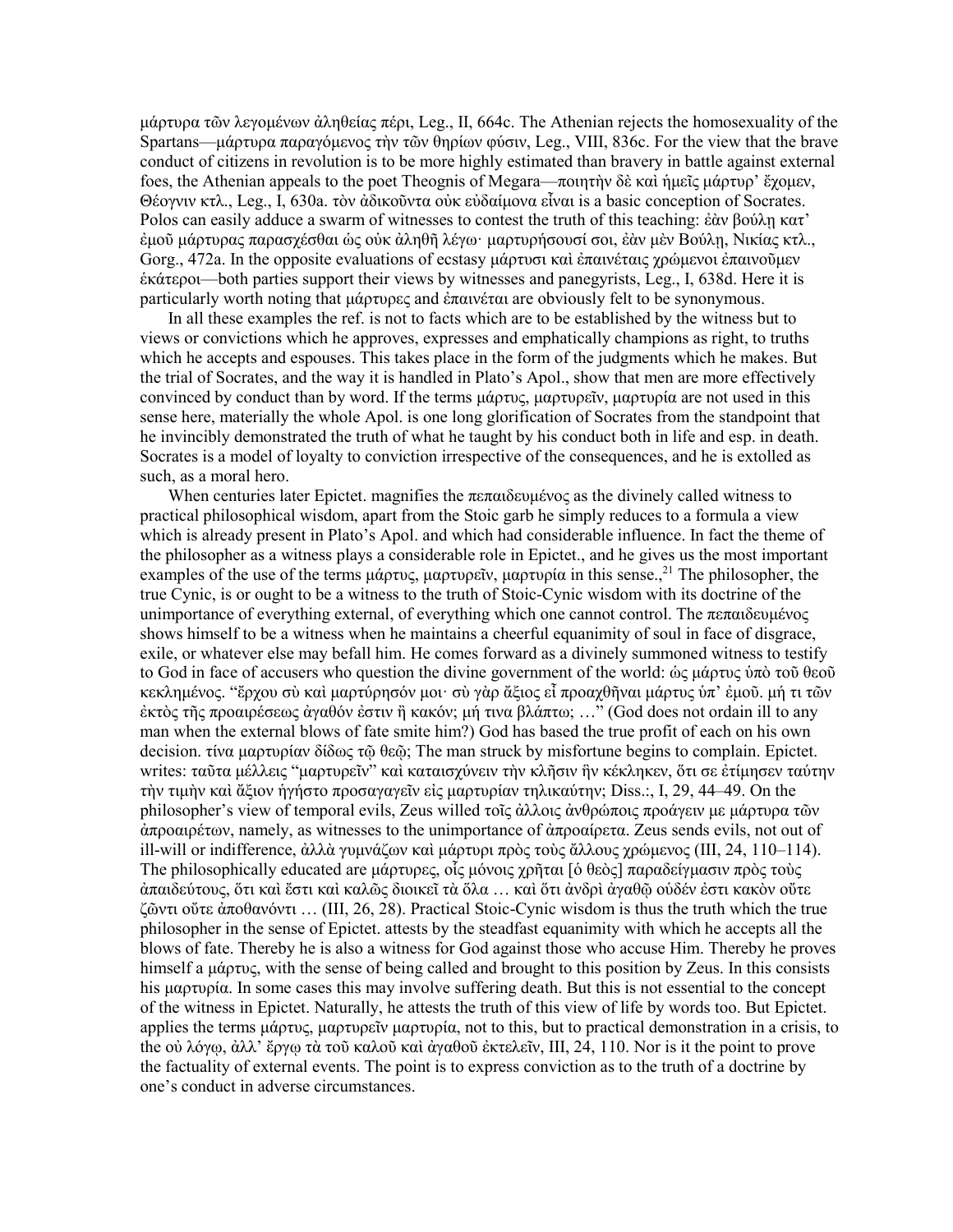μάρτυρα τῶν λεγομένων ἀληθείας πέρι, Leg., II, 664c. The Athenian rejects the homosexuality of the Spartans—μάρτυρα παραγόμενος τὴν τῶν θηρίων φύσιν, Leg., VIII, 836c. For the view that the brave conduct of citizens in revolution is to be more highly estimated than bravery in battle against external foes, the Athenian appeals to the poet Theognis of Megara—ποιητὴν δὲ καὶ ἡμεῖς μάρτυρ' ἔχομεν, Θέογνιν κτλ., Leg., I, 630a. τὸν ἀδικοῦντα οὐκ εὐδαίμονα εἶναι is a basic conception of Socrates. Polos can easily adduce a swarm of witnesses to contest the truth of this teaching: ἐὰν βούλῃ κατ' ἐμοῦ μάρτυρας παρασχέσθαι ὡς οὐκ ἀληθῆ λέγω· μαρτυρήσουσί σοι, ἐὰν μὲν Βούλῃ, Νικίας κτλ., Gorg., 472a. In the opposite evaluations of ecstasy μάρτυσι καὶ ἐπαινέταις χρώμενοι ἐπαινοῦμεν ἑκάτεροι—both parties support their views by witnesses and panegyrists, Leg., I, 638d. Here it is particularly worth noting that μάρτυρες and ἐπαινέται are obviously felt to be synonymous.

In all these examples the ref. is not to facts which are to be established by the witness but to views or convictions which he approves, expresses and emphatically champions as right, to truths which he accepts and espouses. This takes place in the form of the judgments which he makes. But the trial of Socrates, and the way it is handled in Plato's Apol., show that men are more effectively convinced by conduct than by word. If the terms μάρτυς, μαρτυρεῖν, μαρτυρία are not used in this sense here, materially the whole Apol. is one long glorification of Socrates from the standpoint that he invincibly demonstrated the truth of what he taught by his conduct both in life and esp. in death. Socrates is a model of loyalty to conviction irrespective of the consequences, and he is extolled as such, as a moral hero.

When centuries later Epictet. magnifies the πεπαιδευμένος as the divinely called witness to practical philosophical wisdom, apart from the Stoic garb he simply reduces to a formula a view which is already present in Plato's Apol. and which had considerable influence. In fact the theme of the philosopher as a witness plays a considerable role in Epictet., and he gives us the most important examples of the use of the terms μάρτυς, μαρτυρεῖν, μαρτυρία in this sense.,[21] The philosopher, the true Cynic, is or ought to be a witness to the truth of Stoic-Cynic wisdom with its doctrine of the unimportance of everything external, of everything which one cannot control. The πεπαιδευμένος shows himself to be a witness when he maintains a cheerful equanimity of soul in face of disgrace, exile, or whatever else may befall him. He comes forward as a divinely summoned witness to testify to God in face of accusers who question the divine government of the world: ὡς μάρτυς ὑπὸ τοῦ θεοῦ κεκλημένος. "ἔρχου σὺ καὶ μαρτύρησόν μοι· σὺ γὰρ ἄξιος εἶ προαχθῆναι μάρτυς ὑπ' ἐμοῦ. μή τι τῶν ἐκτὸς τῆς προαιρέσεως ἀγαθόν ἐστιν ἢ κακόν; μή τινα βλάπτω; …" (God does not ordain ill to any man when the external blows of fate smite him?) God has based the true profit of each on his own decision. τίνα μαρτυρίαν δίδως τῷ θεῷ; The man struck by misfortune begins to complain. Epictet. writes: ταῦτα μέλλεις "μαρτυρεῖν" καὶ καταισχύνειν τὴν κλῆσιν ἣν κέκληκεν, ὅτι σε ἐτίμησεν ταύτην τὴν τιμὴν καὶ ἄξιον ἡγήσατο προσαγαγεῖν εἰς μαρτυρίαν τηλικαύτην; Diss.:, I, 29, 44–49. On the philosopher's view of temporal evils, Zeus willed τοῖς ἄλλοις ἀνθρώποις προάγειν με μάρτυρα τῶν ἀπροαιρέτων, namely, as witnesses to the unimportance of ἀπροαίρετα. Zeus sends evils, not out of ill-will or indifference, ἀλλὰ γυμνάζων καὶ μάρτυρι πρὸς τοὺς ἄλλους χρώμενος (III, 24, 110–114). The philosophically educated are μάρτυρες, οἷς μόνοις χρῆται [ὁ θεὸς] παραδείγμασιν πρὸς τοὺς ἀπαιδεύτους, ὅτι καὶ ἔστι καὶ καλῶς διοικεῖ τὰ ὅλα … καὶ ὅτι ἀνδρὶ ἀγαθῷ οὐδέν ἐστι κακὸν οὔτε ζῶντι οὔτε ἀποθανόντι … (III, 26, 28). Practical Stoic-Cynic wisdom is thus the truth which the true philosopher in the sense of Epictet. attests by the steadfast equanimity with which he accepts all the blows of fate. Thereby he is also a witness for God against those who accuse Him. Thereby he proves himself a μάρτυς, with the sense of being called and brought to this position by Zeus. In this consists his μαρτυρία. In some cases this may involve suffering death. But this is not essential to the concept of the witness in Epictet. Naturally, he attests the truth of this view of life by words too. But Epictet. applies the terms μάρτυς, μαρτυρεῖν μαρτυρία, not to this, but to practical demonstration in a crisis, to the οὐ λόγῳ, ἀλλ' ἔργῳ τὰ τοῦ καλοῦ καὶ ἀγαθοῦ ἐκτελεῖν, III, 24, 110. Nor is it the point to prove the factuality of external events. The point is to express conviction as to the truth of a doctrine by one's conduct in adverse circumstances.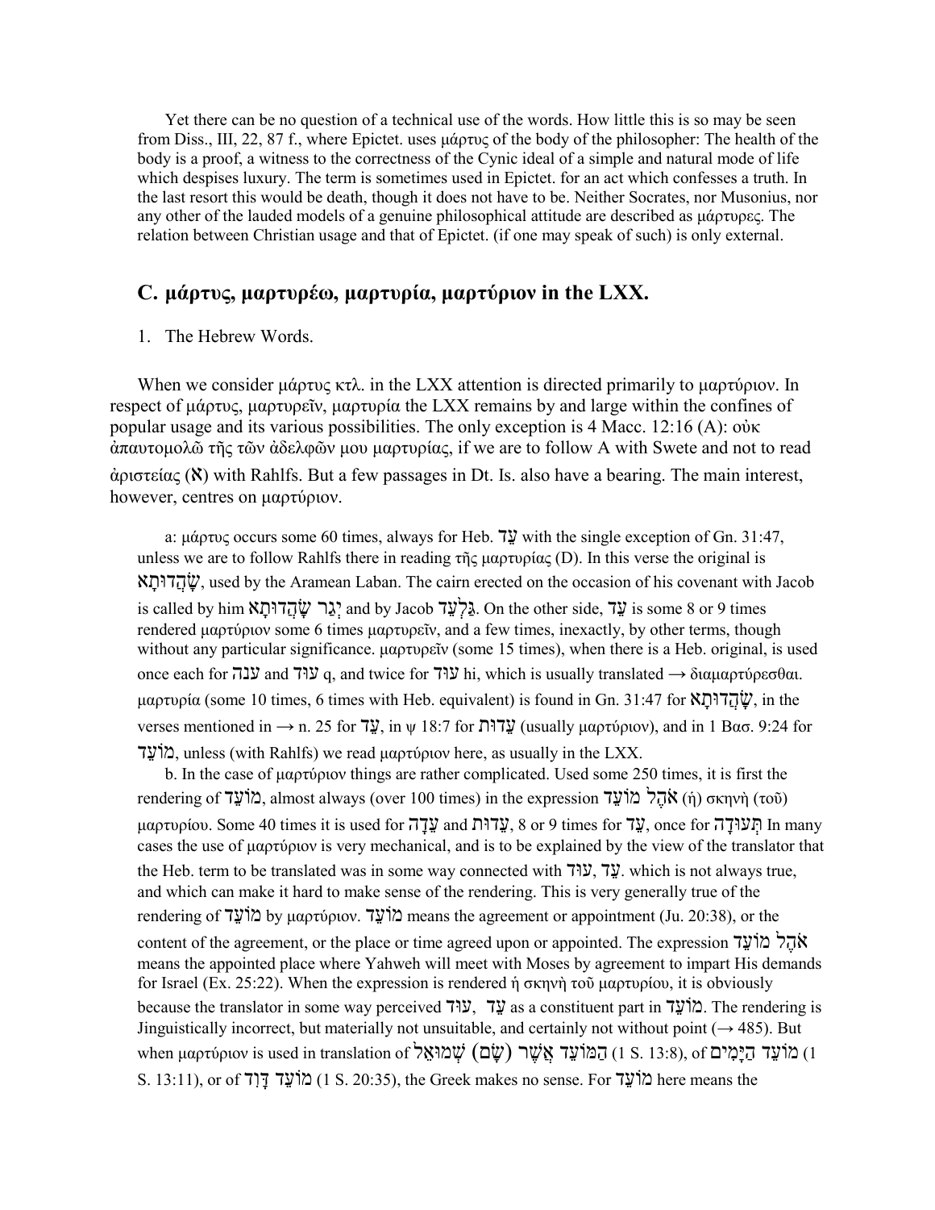Yet there can be no question of a technical use of the words. How little this is so may be seen from Diss., III, 22, 87 f., where Epictet. uses μάρτυς of the body of the philosopher: The health of the body is a proof, a witness to the correctness of the Cynic ideal of a simple and natural mode of life which despises luxury. The term is sometimes used in Epictet. for an act which confesses a truth. In the last resort this would be death, though it does not have to be. Neither Socrates, nor Musonius, nor any other of the lauded models of a genuine philosophical attitude are described as μάρτυρες. The relation between Christian usage and that of Epictet. (if one may speak of such) is only external.

## C. μάρτυς, μαρτυρέω, μαρτυρία, μαρτύριον in the LXX.

1. The Hebrew Words.

When we consider μάρτυς κτλ. in the LXX attention is directed primarily to μαρτύριον. In respect of μάρτυς, μαρτυρεῖν, μαρτυρία the LXX remains by and large within the confines of popular usage and its various possibilities. The only exception is 4 Macc. 12:16 (A): οὐκ ἀπαυτομολῶ τῆς τῶν ἀδελφῶν μου μαρτυρίας, if we are to follow A with Swete and not to read ἀριστείας (ℵ) with Rahlfs. But a few passages in Dt. Is. also have a bearing. The main interest, however, centres on μαρτύριον.

a: μάρτυς occurs some 60 times, always for Heb. עֵד with the single exception of Gn. 31:47, unless we are to follow Rahlfs there in reading τῆς μαρτυρίας (D). In this verse the original is שָׂהֲדוּתָא, used by the Aramean Laban. The cairn erected on the occasion of his covenant with Jacob is called by him יְגַר שָׂהֲדוּתָא and by Jacob גַּלְעֵד. On the other side, עֵד is some 8 or 9 times rendered μαρτύριον some 6 times μαρτυρεῖν, and a few times, inexactly, by other terms, though without any particular significance. μαρτυρεῖν (some 15 times), when there is a Heb. original, is used once each for ענה and עוּד q, and twice for עוּד hi, which is usually translated → διαμαρτύρεσθαι. μαρτυρία (some 10 times, 6 times with Heb. equivalent) is found in Gn. 31:47 for שָׂהֲדוּתָא, in the verses mentioned in → n. 25 for עֵד, in ψ 18:7 for עֵדוּת (usually μαρτύριον), and in 1 Βασ. 9:24 for מוֹעֵד, unless (with Rahlfs) we read μαρτύριον here, as usually in the LXX.

b. In the case of μαρτύριον things are rather complicated. Used some 250 times, it is first the rendering of מוֹעֵד, almost always (over 100 times) in the expression אֹהֶל מוֹעֵד (ἡ) σκηνὴ (τοῦ) μαρτυρίου. Some 40 times it is used for עֵדָה and עֵדוּת, 8 or 9 times for עֵד, once for תְּעוּדָה In many cases the use of μαρτύριον is very mechanical, and is to be explained by the view of the translator that the Heb. term to be translated was in some way connected with עוּד, עֵד. which is not always true, and which can make it hard to make sense of the rendering. This is very generally true of the rendering of מוֹעֵד by μαρτύριον. מוֹעֵד means the agreement or appointment (Ju. 20:38), or the content of the agreement, or the place or time agreed upon or appointed. The expression אֹהֶל מוֹעֵד means the appointed place where Yahweh will meet with Moses by agreement to impart His demands for Israel (Ex. 25:22). When the expression is rendered ἡ σκηνὴ τοῦ μαρτυρίου, it is obviously because the translator in some way perceived עוּד, עֵד as a constituent part in מוֹעֵד. The rendering is Jinguistically incorrect, but materially not unsuitable, and certainly not without point (→ 485). But when μαρτύριον is used in translation of הַמּוֹעֵד אֲשֶׁר (שָׂם) שְׁמוּאֵל (1 S. 13:8), of מוֹעֵד הַיָּמִים (1 S. 13:11), or of מוֹעֵד דָּוִד (1 S. 20:35), the Greek makes no sense. For מוֹעֵד here means the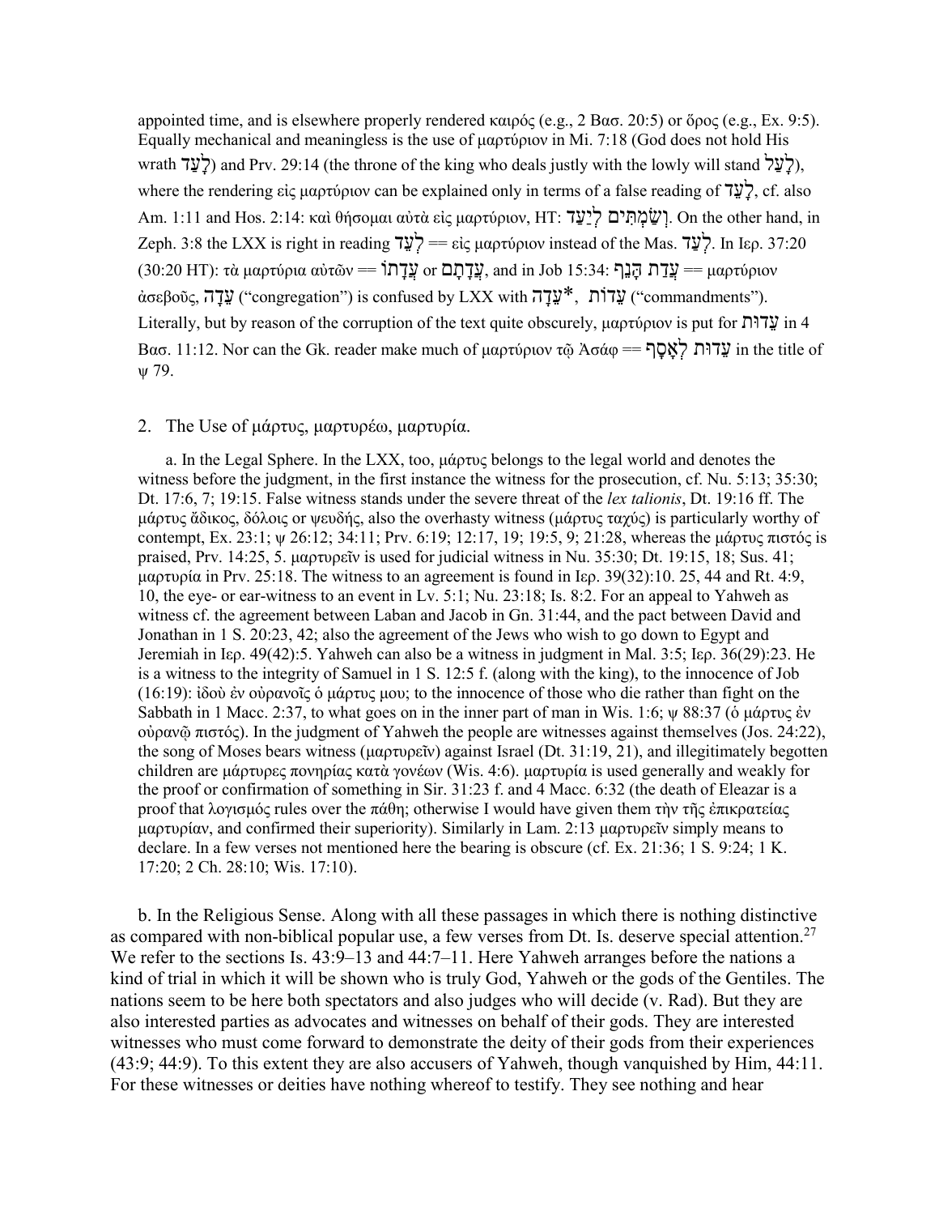appointed time, and is elsewhere properly rendered καιρός (e.g., 2 Βασ. 20:5) or ὅρος (e.g., Ex. 9:5). Equally mechanical and meaningless is the use of μαρτύριον in Mi. 7:18 (God does not hold His wrath לָעַד) and Prv. 29:14 (the throne of the king who deals justly with the lowly will stand לָעַד), where the rendering εἰς μαρτύριον can be explained only in terms of a false reading of לְעֵד, cf. also Am. 1:11 and Hos. 2:14: καὶ θήσομαι αὐτὰ εἰς μαρτύριον, HT: וְשַׂמְתִּים לְיַעַר. On the other hand, in Zeph. 3:8 the LXX is right in reading לְעֵד == εἰς μαρτύριον instead of the Mas. לָעַד. In Ιερ. 37:20 (30:20 HT): τὰ μαρτύρια αὐτῶν == עֵדָתוֹ or עֵדָתָם, and in Job 15:34: עֲדַת חָנֵף == μαρτύριον ἀσεβοῦς, עֵדָה ("congregation") is confused by LXX with עֵדָה*, עֵדוֹת ("commandments"). Literally, but by reason of the corruption of the text quite obscurely, μαρτύριον is put for עֵדוּת in 4 Βασ. 11:12. Nor can the Gk. reader make much of μαρτύριον τῷ Ἀσάφ == עֵדוּת לְאָסָף in the title of ψ 79.

## 2. The Use of μάρτυς, μαρτυρέω, μαρτυρία.

a. In the Legal Sphere. In the LXX, too, μάρτυς belongs to the legal world and denotes the witness before the judgment, in the first instance the witness for the prosecution, cf. Nu. 5:13; 35:30; Dt. 17:6, 7; 19:15. False witness stands under the severe threat of the *lex talionis*, Dt. 19:16 ff. The μάρτυς ἄδικος, δόλοις or ψευδής, also the overhasty witness (μάρτυς ταχύς) is particularly worthy of contempt, Ex. 23:1; ψ 26:12; 34:11; Prv. 6:19; 12:17, 19; 19:5, 9; 21:28, whereas the μάρτυς πιστός is praised, Prv. 14:25, 5. μαρτυρεῖν is used for judicial witness in Nu. 35:30; Dt. 19:15, 18; Sus. 41; μαρτυρία in Prv. 25:18. The witness to an agreement is found in Ιερ. 39(32):10. 25, 44 and Rt. 4:9, 10, the eye- or ear-witness to an event in Lv. 5:1; Nu. 23:18; Is. 8:2. For an appeal to Yahweh as witness cf. the agreement between Laban and Jacob in Gn. 31:44, and the pact between David and Jonathan in 1 S. 20:23, 42; also the agreement of the Jews who wish to go down to Egypt and Jeremiah in Ιερ. 49(42):5. Yahweh can also be a witness in judgment in Mal. 3:5; Ιερ. 36(29):23. He is a witness to the integrity of Samuel in 1 S. 12:5 f. (along with the king), to the innocence of Job (16:19): ἰδοὺ ἐν οὐρανοῖς ὁ μάρτυς μου; to the innocence of those who die rather than fight on the Sabbath in 1 Macc. 2:37, to what goes on in the inner part of man in Wis. 1:6; ψ 88:37 (ὁ μάρτυς ἐν οὐρανῷ πιστός). In the judgment of Yahweh the people are witnesses against themselves (Jos. 24:22), the song of Moses bears witness (μαρτυρεῖν) against Israel (Dt. 31:19, 21), and illegitimately begotten children are μάρτυρες πονηρίας κατὰ γονέων (Wis. 4:6). μαρτυρία is used generally and weakly for the proof or confirmation of something in Sir. 31:23 f. and 4 Macc. 6:32 (the death of Eleazar is a proof that λογισμός rules over the πάθη; otherwise I would have given them τὴν τῆς ἐπικρατείας μαρτυρίαν, and confirmed their superiority). Similarly in Lam. 2:13 μαρτυρεῖν simply means to declare. In a few verses not mentioned here the bearing is obscure (cf. Ex. 21:36; 1 S. 9:24; 1 K. 17:20; 2 Ch. 28:10; Wis. 17:10).

b. In the Religious Sense. Along with all these passages in which there is nothing distinctive as compared with non-biblical popular use, a few verses from Dt. Is. deserve special attention.[27] We refer to the sections Is. 43:9–13 and 44:7–11. Here Yahweh arranges before the nations a kind of trial in which it will be shown who is truly God, Yahweh or the gods of the Gentiles. The nations seem to be here both spectators and also judges who will decide (v. Rad). But they are also interested parties as advocates and witnesses on behalf of their gods. They are interested witnesses who must come forward to demonstrate the deity of their gods from their experiences (43:9; 44:9). To this extent they are also accusers of Yahweh, though vanquished by Him, 44:11. For these witnesses or deities have nothing whereof to testify. They see nothing and hear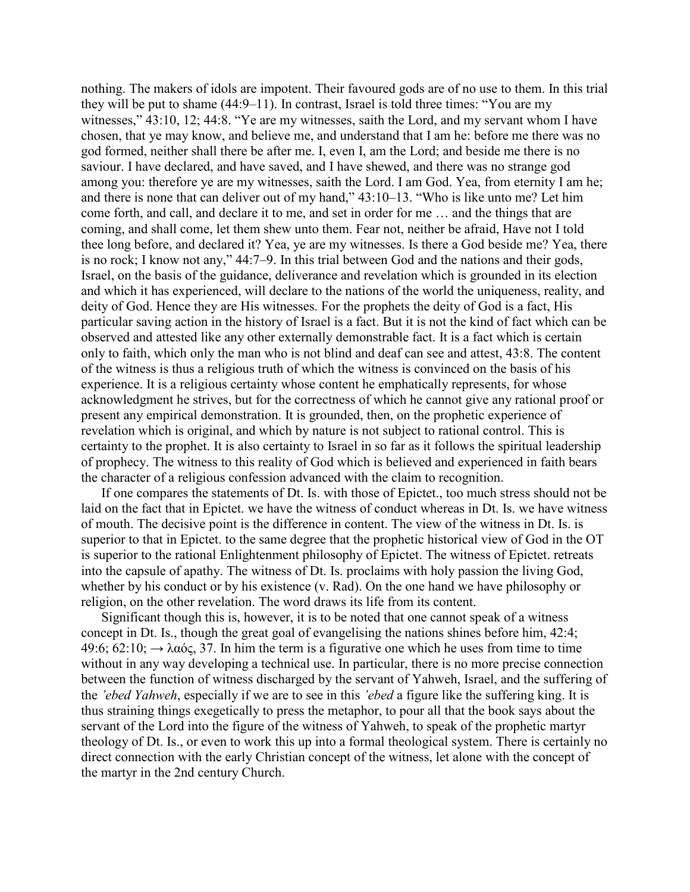nothing. The makers of idols are impotent. Their favoured gods are of no use to them. In this trial they will be put to shame (44:9–11). In contrast, Israel is told three times: "You are my witnesses," 43:10, 12; 44:8. "Ye are my witnesses, saith the Lord, and my servant whom I have chosen, that ye may know, and believe me, and understand that I am he: before me there was no god formed, neither shall there be after me. I, even I, am the Lord; and beside me there is no saviour. I have declared, and have saved, and I have shewed, and there was no strange god among you: therefore ye are my witnesses, saith the Lord. I am God. Yea, from eternity I am he; and there is none that can deliver out of my hand," 43:10–13. "Who is like unto me? Let him come forth, and call, and declare it to me, and set in order for me … and the things that are coming, and shall come, let them shew unto them. Fear not, neither be afraid, Have not I told thee long before, and declared it? Yea, ye are my witnesses. Is there a God beside me? Yea, there is no rock; I know not any," 44:7–9. In this trial between God and the nations and their gods, Israel, on the basis of the guidance, deliverance and revelation which is grounded in its election and which it has experienced, will declare to the nations of the world the uniqueness, reality, and deity of God. Hence they are His witnesses. For the prophets the deity of God is a fact, His particular saving action in the history of Israel is a fact. But it is not the kind of fact which can be observed and attested like any other externally demonstrable fact. It is a fact which is certain only to faith, which only the man who is not blind and deaf can see and attest, 43:8. The content of the witness is thus a religious truth of which the witness is convinced on the basis of his experience. It is a religious certainty whose content he emphatically represents, for whose acknowledgment he strives, but for the correctness of which he cannot give any rational proof or present any empirical demonstration. It is grounded, then, on the prophetic experience of revelation which is original, and which by nature is not subject to rational control. This is certainty to the prophet. It is also certainty to Israel in so far as it follows the spiritual leadership of prophecy. The witness to this reality of God which is believed and experienced in faith bears the character of a religious confession advanced with the claim to recognition.

If one compares the statements of Dt. Is. with those of Epictet., too much stress should not be laid on the fact that in Epictet. we have the witness of conduct whereas in Dt. Is. we have witness of mouth. The decisive point is the difference in content. The view of the witness in Dt. Is. is superior to that in Epictet. to the same degree that the prophetic historical view of God in the OT is superior to the rational Enlightenment philosophy of Epictet. The witness of Epictet. retreats into the capsule of apathy. The witness of Dt. Is. proclaims with holy passion the living God, whether by his conduct or by his existence (v. Rad). On the one hand we have philosophy or religion, on the other revelation. The word draws its life from its content.

Significant though this is, however, it is to be noted that one cannot speak of a witness concept in Dt. Is., though the great goal of evangelising the nations shines before him, 42:4; 49:6; 62:10; → λαός, 37. In him the term is a figurative one which he uses from time to time without in any way developing a technical use. In particular, there is no more precise connection between the function of witness discharged by the servant of Yahweh, Israel, and the suffering of the *'ebed Yahweh*, especially if we are to see in this *'ebed* a figure like the suffering king. It is thus straining things exegetically to press the metaphor, to pour all that the book says about the servant of the Lord into the figure of the witness of Yahweh, to speak of the prophetic martyr theology of Dt. Is., or even to work this up into a formal theological system. There is certainly no direct connection with the early Christian concept of the witness, let alone with the concept of the martyr in the 2nd century Church.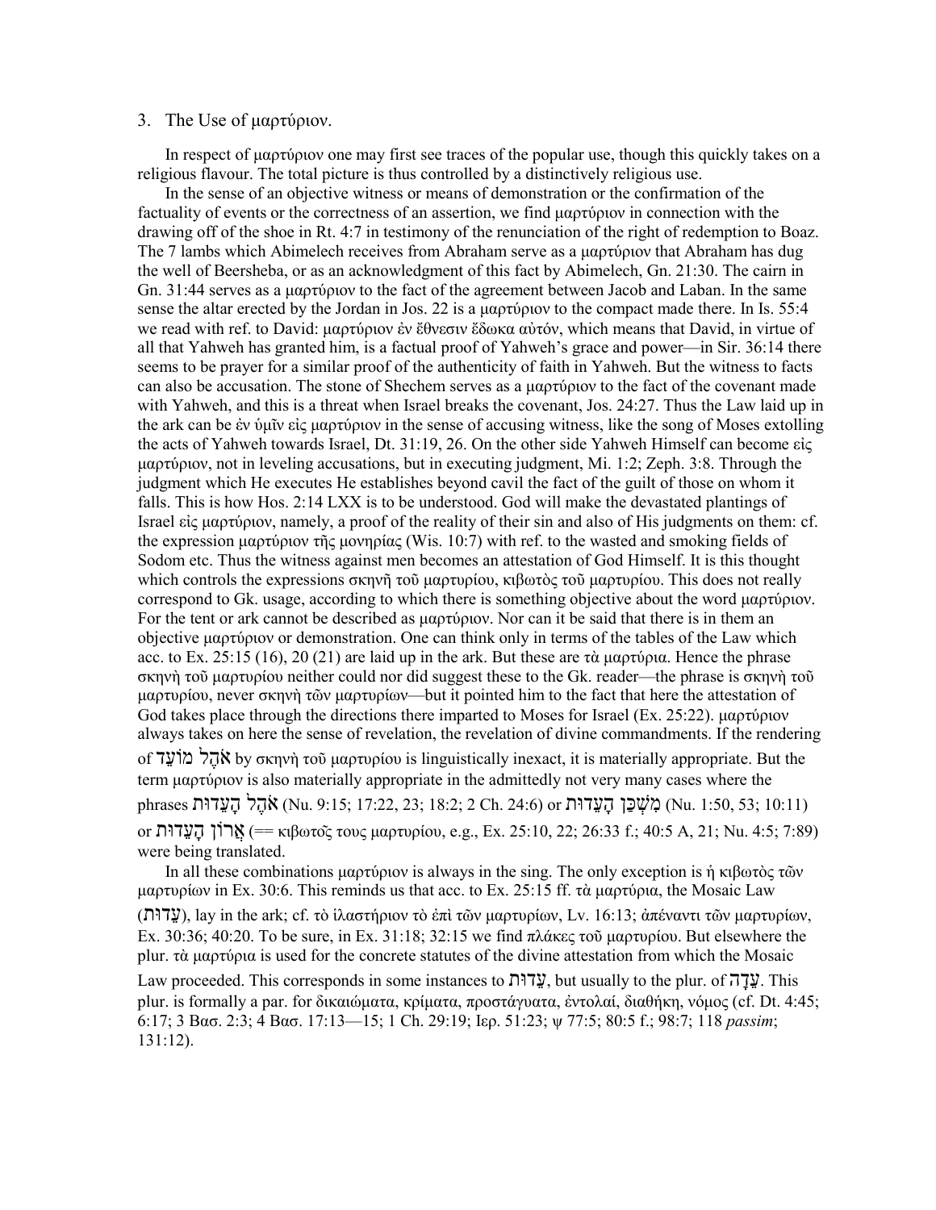## 3. The Use of μαρτύριον.

In respect of μαρτύριον one may first see traces of the popular use, though this quickly takes on a religious flavour. The total picture is thus controlled by a distinctively religious use.

In the sense of an objective witness or means of demonstration or the confirmation of the factuality of events or the correctness of an assertion, we find μαρτύριον in connection with the drawing off of the shoe in Rt. 4:7 in testimony of the renunciation of the right of redemption to Boaz. The 7 lambs which Abimelech receives from Abraham serve as a μαρτύριον that Abraham has dug the well of Beersheba, or as an acknowledgment of this fact by Abimelech, Gn. 21:30. The cairn in Gn. 31:44 serves as a μαρτύριον to the fact of the agreement between Jacob and Laban. In the same sense the altar erected by the Jordan in Jos. 22 is a μαρτύριον to the compact made there. In Is. 55:4 we read with ref. to David: μαρτύριον ἐν ἔθνεσιν ἔδωκα αὐτόν, which means that David, in virtue of all that Yahweh has granted him, is a factual proof of Yahweh's grace and power—in Sir. 36:14 there seems to be prayer for a similar proof of the authenticity of faith in Yahweh. But the witness to facts can also be accusation. The stone of Shechem serves as a μαρτύριον to the fact of the covenant made with Yahweh, and this is a threat when Israel breaks the covenant, Jos. 24:27. Thus the Law laid up in the ark can be ἐν ὑμῖν εἰς μαρτύριον in the sense of accusing witness, like the song of Moses extolling the acts of Yahweh towards Israel, Dt. 31:19, 26. On the other side Yahweh Himself can become εἰς μαρτύριον, not in leveling accusations, but in executing judgment, Mi. 1:2; Zeph. 3:8. Through the judgment which He executes He establishes beyond cavil the fact of the guilt of those on whom it falls. This is how Hos. 2:14 LXX is to be understood. God will make the devastated plantings of Israel εἰς μαρτύριον, namely, a proof of the reality of their sin and also of His judgments on them: cf. the expression μαρτύριον τῆς μονηρίας (Wis. 10:7) with ref. to the wasted and smoking fields of Sodom etc. Thus the witness against men becomes an attestation of God Himself. It is this thought which controls the expressions σκηνῆ τοῦ μαρτυρίου, κιβωτὸς τοῦ μαρτυρίου. This does not really correspond to Gk. usage, according to which there is something objective about the word μαρτύριον. For the tent or ark cannot be described as μαρτύριον. Nor can it be said that there is in them an objective μαρτύριον or demonstration. One can think only in terms of the tables of the Law which acc. to Ex. 25:15 (16), 20 (21) are laid up in the ark. But these are τὰ μαρτύρια. Hence the phrase σκηνὴ τοῦ μαρτυρίου neither could nor did suggest these to the Gk. reader—the phrase is σκηνὴ τοῦ μαρτυρίου, never σκηνὴ τῶν μαρτυρίων—but it pointed him to the fact that here the attestation of God takes place through the directions there imparted to Moses for Israel (Ex. 25:22). μαρτύριον always takes on here the sense of revelation, the revelation of divine commandments. If the rendering of אֹהֶל מוֹעֵד by σκηνὴ τοῦ μαρτυρίου is linguistically inexact, it is materially appropriate. But the term μαρτύριον is also materially appropriate in the admittedly not very many cases where the phrases אֹהֶל הָעֵדוּת (Nu. 9:15; 17:22, 23; 18:2; 2 Ch. 24:6) or מִשְׁכַּן הָעֵדוּת (Nu. 1:50, 53; 10:11) or אֲרוֹן הָעֵדוּת (== κιβωτοῦ τους μαρτυρίου, e.g., Ex. 25:10, 22; 26:33 f.; 40:5 A, 21; Nu. 4:5; 7:89) were being translated.

In all these combinations μαρτύριον is always in the sing. The only exception is ἡ κιβωτὸς τῶν μαρτυρίων in Ex. 30:6. This reminds us that acc. to Ex. 25:15 ff. τὰ μαρτύρια, the Mosaic Law (עֵדוּת), lay in the ark; cf. τὸ ἱλαστήριον τὸ ἐπὶ τῶν μαρτυρίων, Lv. 16:13; ἀπέναντι τῶν μαρτυρίων, Ex. 30:36; 40:20. To be sure, in Ex. 31:18; 32:15 we find πλάκες τοῦ μαρτυρίου. But elsewhere the plur. τὰ μαρτύρια is used for the concrete statutes of the divine attestation from which the Mosaic Law proceeded. This corresponds in some instances to עֵדוּת, but usually to the plur. of עֵדָה. This plur. is formally a par. for δικαιώματα, κρίματα, προστάγυατα, ἐντολαί, διαθήκη, νόμος (cf. Dt. 4:45; 6:17; 3 Βασ. 2:3; 4 Βασ. 17:13—15; 1 Ch. 29:19; Ιερ. 51:23; ψ 77:5; 80:5 f.; 98:7; 118 *passim*; 131:12).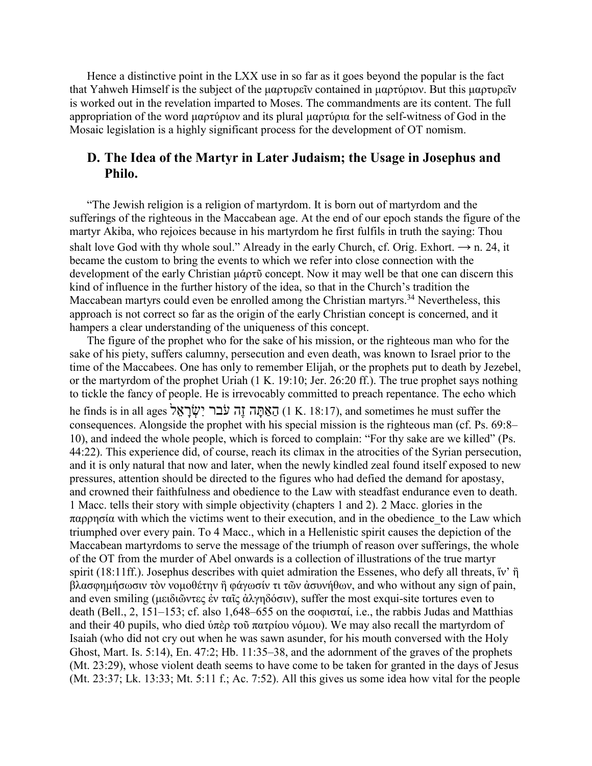Hence a distinctive point in the LXX use in so far as it goes beyond the popular is the fact that Yahweh Himself is the subject of the μαρτυρεῖν contained in μαρτύριον. But this μαρτυρεῖν is worked out in the revelation imparted to Moses. The commandments are its content. The full appropriation of the word μαρτύριον and its plural μαρτύρια for the self-witness of God in the Mosaic legislation is a highly significant process for the development of OT nomism.

## D. The Idea of the Martyr in Later Judaism; the Usage in Josephus and Philo.

"The Jewish religion is a religion of martyrdom. It is born out of martyrdom and the sufferings of the righteous in the Maccabean age. At the end of our epoch stands the figure of the martyr Akiba, who rejoices because in his martyrdom he first fulfils in truth the saying: Thou shalt love God with thy whole soul." Already in the early Church, cf. Orig. Exhort. → n. 24, it became the custom to bring the events to which we refer into close connection with the development of the early Christian μάρτῦ concept. Now it may well be that one can discern this kind of influence in the further history of the idea, so that in the Church's tradition the Maccabean martyrs could even be enrolled among the Christian martyrs.[34] Nevertheless, this approach is not correct so far as the origin of the early Christian concept is concerned, and it hampers a clear understanding of the uniqueness of this concept.

The figure of the prophet who for the sake of his mission, or the righteous man who for the sake of his piety, suffers calumny, persecution and even death, was known to Israel prior to the time of the Maccabees. One has only to remember Elijah, or the prophets put to death by Jezebel, or the martyrdom of the prophet Uriah (1 K. 19:10; Jer. 26:20 ff.). The true prophet says nothing to tickle the fancy of people. He is irrevocably committed to preach repentance. The echo which he finds is in all ages הַאַתָּה זֶה עֹכֵר יִשְׂרָאֵל (1 K. 18:17), and sometimes he must suffer the consequences. Alongside the prophet with his special mission is the righteous man (cf. Ps. 69:8–10), and indeed the whole people, which is forced to complain: "For thy sake are we killed" (Ps. 44:22). This experience did, of course, reach its climax in the atrocities of the Syrian persecution, and it is only natural that now and later, when the newly kindled zeal found itself exposed to new pressures, attention should be directed to the figures who had defied the demand for apostasy, and crowned their faithfulness and obedience to the Law with steadfast endurance even to death. 1 Macc. tells their story with simple objectivity (chapters 1 and 2). 2 Macc. glories in the παρρησία with which the victims went to their execution, and in the obedience_to the Law which triumphed over every pain. To 4 Macc., which in a Hellenistic spirit causes the depiction of the Maccabean martyrdoms to serve the message of the triumph of reason over sufferings, the whole of the OT from the murder of Abel onwards is a collection of illustrations of the true martyr spirit (18:11ff.). Josephus describes with quiet admiration the Essenes, who defy all threats, ἵν' ἢ βλασφημήσωσιν τὸν νομοθέτην ἢ φάγωσίν τι τῶν ἀσυνήθων, and who without any sign of pain, and even smiling (μειδιῶντες ἐν ταῖς ἀλγηδόσιν), suffer the most exqui-site tortures even to death (Bell., 2, 151–153; cf. also 1,648–655 on the σοφισταί, i.e., the rabbis Judas and Matthias and their 40 pupils, who died ὑπὲρ τοῦ πατρίου νόμου). We may also recall the martyrdom of Isaiah (who did not cry out when he was sawn asunder, for his mouth conversed with the Holy Ghost, Mart. Is. 5:14), En. 47:2; Hb. 11:35–38, and the adornment of the graves of the prophets (Mt. 23:29), whose violent death seems to have come to be taken for granted in the days of Jesus (Mt. 23:37; Lk. 13:33; Mt. 5:11 f.; Ac. 7:52). All this gives us some idea how vital for the people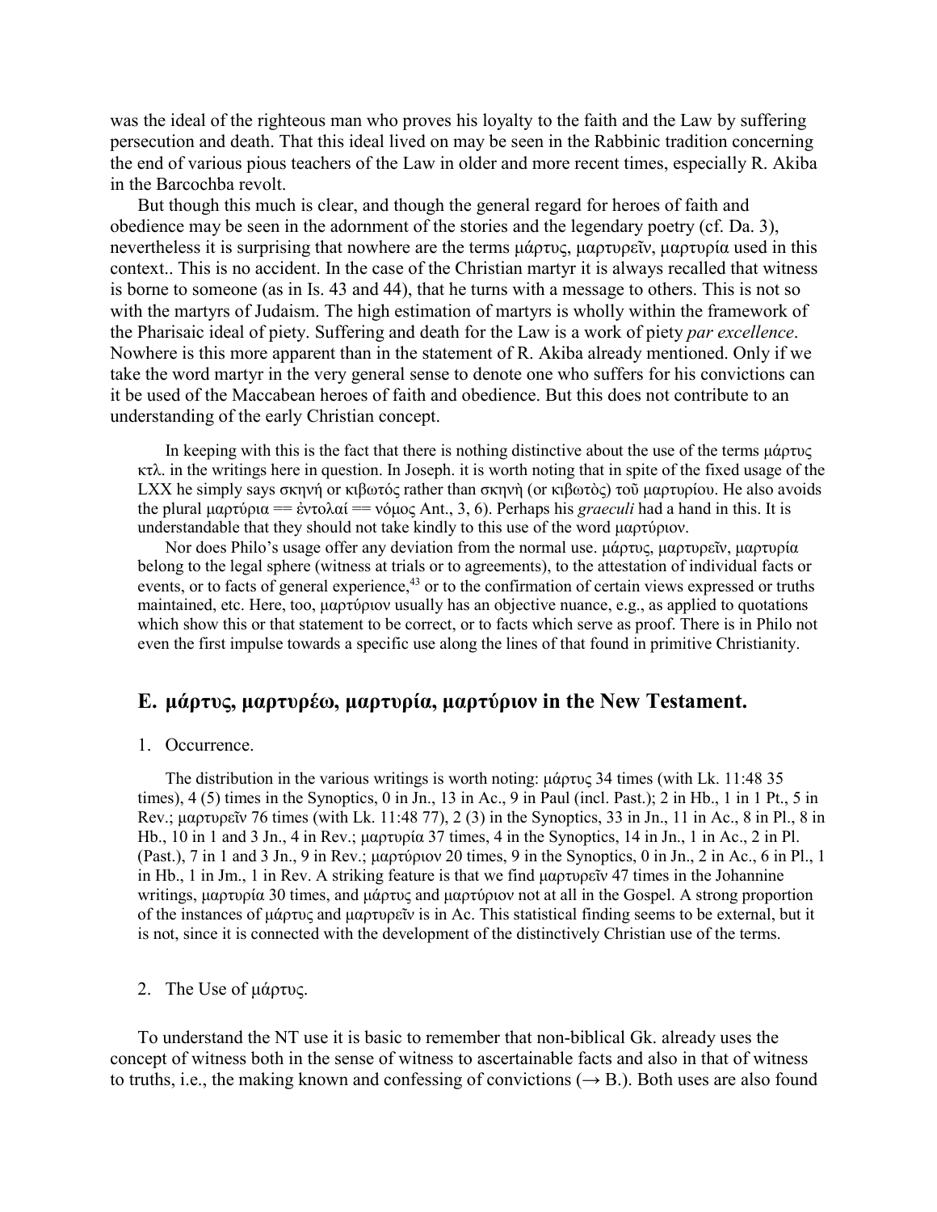was the ideal of the righteous man who proves his loyalty to the faith and the Law by suffering persecution and death. That this ideal lived on may be seen in the Rabbinic tradition concerning the end of various pious teachers of the Law in older and more recent times, especially R. Akiba in the Barcochba revolt.

But though this much is clear, and though the general regard for heroes of faith and obedience may be seen in the adornment of the stories and the legendary poetry (cf. Da. 3), nevertheless it is surprising that nowhere are the terms μάρτυς, μαρτυρεῖν, μαρτυρία used in this context.. This is no accident. In the case of the Christian martyr it is always recalled that witness is borne to someone (as in Is. 43 and 44), that he turns with a message to others. This is not so with the martyrs of Judaism. The high estimation of martyrs is wholly within the framework of the Pharisaic ideal of piety. Suffering and death for the Law is a work of piety *par excellence*. Nowhere is this more apparent than in the statement of R. Akiba already mentioned. Only if we take the word martyr in the very general sense to denote one who suffers for his convictions can it be used of the Maccabean heroes of faith and obedience. But this does not contribute to an understanding of the early Christian concept.

In keeping with this is the fact that there is nothing distinctive about the use of the terms μάρτυς κτλ. in the writings here in question. In Joseph. it is worth noting that in spite of the fixed usage of the LXX he simply says σκηνή or κιβωτός rather than σκηνὴ (or κιβωτὸς) τοῦ μαρτυρίου. He also avoids the plural μαρτύρια == ἐντολαί == νόμος Ant., 3, 6). Perhaps his *graeculi* had a hand in this. It is understandable that they should not take kindly to this use of the word μαρτύριον.

Nor does Philo's usage offer any deviation from the normal use. μάρτυς, μαρτυρεῖν, μαρτυρία belong to the legal sphere (witness at trials or to agreements), to the attestation of individual facts or events, or to facts of general experience,[43] or to the confirmation of certain views expressed or truths maintained, etc. Here, too, μαρτύριον usually has an objective nuance, e.g., as applied to quotations which show this or that statement to be correct, or to facts which serve as proof. There is in Philo not even the first impulse towards a specific use along the lines of that found in primitive Christianity.

## E. μάρτυς, μαρτυρέω, μαρτυρία, μαρτύριον in the New Testament.

### 1. Occurrence.

The distribution in the various writings is worth noting: μάρτυς 34 times (with Lk. 11:48 35 times), 4 (5) times in the Synoptics, 0 in Jn., 13 in Ac., 9 in Paul (incl. Past.); 2 in Hb., 1 in 1 Pt., 5 in Rev.; μαρτυρεῖν 76 times (with Lk. 11:48 77), 2 (3) in the Synoptics, 33 in Jn., 11 in Ac., 8 in Pl., 8 in Hb., 10 in 1 and 3 Jn., 4 in Rev.; μαρτυρία 37 times, 4 in the Synoptics, 14 in Jn., 1 in Ac., 2 in Pl. (Past.), 7 in 1 and 3 Jn., 9 in Rev.; μαρτύριον 20 times, 9 in the Synoptics, 0 in Jn., 2 in Ac., 6 in Pl., 1 in Hb., 1 in Jm., 1 in Rev. A striking feature is that we find μαρτυρεῖν 47 times in the Johannine writings, μαρτυρία 30 times, and μάρτυς and μαρτύριον not at all in the Gospel. A strong proportion of the instances of μάρτυς and μαρτυρεῖν is in Ac. This statistical finding seems to be external, but it is not, since it is connected with the development of the distinctively Christian use of the terms.

### 2. The Use of μάρτυς.

To understand the NT use it is basic to remember that non-biblical Gk. already uses the concept of witness both in the sense of witness to ascertainable facts and also in that of witness to truths, i.e., the making known and confessing of convictions (→ B.). Both uses are also found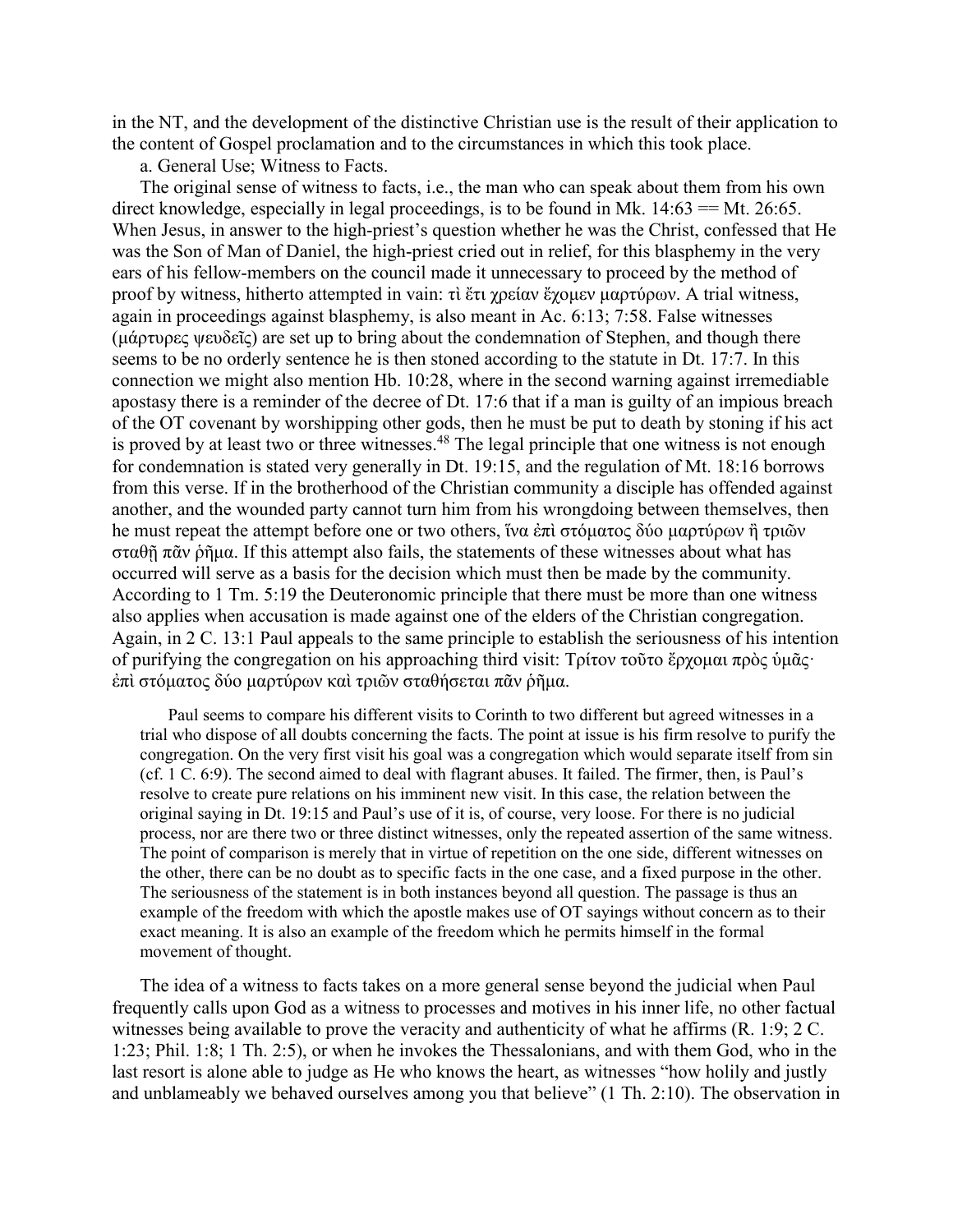in the NT, and the development of the distinctive Christian use is the result of their application to the content of Gospel proclamation and to the circumstances in which this took place.

a. General Use; Witness to Facts.

The original sense of witness to facts, i.e., the man who can speak about them from his own direct knowledge, especially in legal proceedings, is to be found in Mk. 14:63 == Mt. 26:65. When Jesus, in answer to the high-priest's question whether he was the Christ, confessed that He was the Son of Man of Daniel, the high-priest cried out in relief, for this blasphemy in the very ears of his fellow-members on the council made it unnecessary to proceed by the method of proof by witness, hitherto attempted in vain: τὶ ἔτι χρείαν ἔχομεν μαρτύρων. A trial witness, again in proceedings against blasphemy, is also meant in Ac. 6:13; 7:58. False witnesses (μάρτυρες ψευδεῖς) are set up to bring about the condemnation of Stephen, and though there seems to be no orderly sentence he is then stoned according to the statute in Dt. 17:7. In this connection we might also mention Hb. 10:28, where in the second warning against irremediable apostasy there is a reminder of the decree of Dt. 17:6 that if a man is guilty of an impious breach of the OT covenant by worshipping other gods, then he must be put to death by stoning if his act is proved by at least two or three witnesses.[48] The legal principle that one witness is not enough for condemnation is stated very generally in Dt. 19:15, and the regulation of Mt. 18:16 borrows from this verse. If in the brotherhood of the Christian community a disciple has offended against another, and the wounded party cannot turn him from his wrongdoing between themselves, then he must repeat the attempt before one or two others, ἵνα ἐπὶ στόματος δύο μαρτύρων ἢ τριῶν σταθῇ πᾶν ῥῆμα. If this attempt also fails, the statements of these witnesses about what has occurred will serve as a basis for the decision which must then be made by the community. According to 1 Tm. 5:19 the Deuteronomic principle that there must be more than one witness also applies when accusation is made against one of the elders of the Christian congregation. Again, in 2 C. 13:1 Paul appeals to the same principle to establish the seriousness of his intention of purifying the congregation on his approaching third visit: Τρίτον τοῦτο ἔρχομαι πρὸς ὑμᾶς· ἐπὶ στόματος δύο μαρτύρων καὶ τριῶν σταθήσεται πᾶν ῥῆμα.

> Paul seems to compare his different visits to Corinth to two different but agreed witnesses in a trial who dispose of all doubts concerning the facts. The point at issue is his firm resolve to purify the congregation. On the very first visit his goal was a congregation which would separate itself from sin (cf. 1 C. 6:9). The second aimed to deal with flagrant abuses. It failed. The firmer, then, is Paul's resolve to create pure relations on his imminent new visit. In this case, the relation between the original saying in Dt. 19:15 and Paul's use of it is, of course, very loose. For there is no judicial process, nor are there two or three distinct witnesses, only the repeated assertion of the same witness. The point of comparison is merely that in virtue of repetition on the one side, different witnesses on the other, there can be no doubt as to specific facts in the one case, and a fixed purpose in the other. The seriousness of the statement is in both instances beyond all question. The passage is thus an example of the freedom with which the apostle makes use of OT sayings without concern as to their exact meaning. It is also an example of the freedom which he permits himself in the formal movement of thought.

The idea of a witness to facts takes on a more general sense beyond the judicial when Paul frequently calls upon God as a witness to processes and motives in his inner life, no other factual witnesses being available to prove the veracity and authenticity of what he affirms (R. 1:9; 2 C. 1:23; Phil. 1:8; 1 Th. 2:5), or when he invokes the Thessalonians, and with them God, who in the last resort is alone able to judge as He who knows the heart, as witnesses "how holily and justly and unblameably we behaved ourselves among you that believe" (1 Th. 2:10). The observation in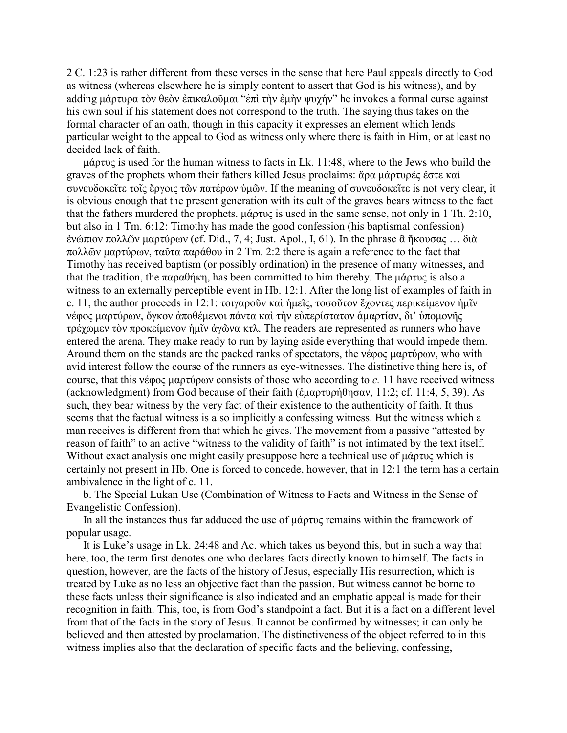2 C. 1:23 is rather different from these verses in the sense that here Paul appeals directly to God as witness (whereas elsewhere he is simply content to assert that God is his witness), and by adding μάρτυρα τὸν θεὸν ἐπικαλοῦμαι "ἐπὶ τὴν ἐμὴν ψυχήν" he invokes a formal curse against his own soul if his statement does not correspond to the truth. The saying thus takes on the formal character of an oath, though in this capacity it expresses an element which lends particular weight to the appeal to God as witness only where there is faith in Him, or at least no decided lack of faith.

μάρτυς is used for the human witness to facts in Lk. 11:48, where to the Jews who build the graves of the prophets whom their fathers killed Jesus proclaims: ἄρα μάρτυρές ἐστε καὶ συνευδοκεῖτε τοῖς ἔργοις τῶν πατέρων ὑμῶν. If the meaning of συνευδοκεῖτε is not very clear, it is obvious enough that the present generation with its cult of the graves bears witness to the fact that the fathers murdered the prophets. μάρτυς is used in the same sense, not only in 1 Th. 2:10, but also in 1 Tm. 6:12: Timothy has made the good confession (his baptismal confession) ἐνώπιον πολλῶν μαρτύρων (cf. Did., 7, 4; Just. Apol., I, 61). In the phrase ἃ ἤκουσας … διὰ πολλῶν μαρτύρων, ταῦτα παράθου in 2 Tm. 2:2 there is again a reference to the fact that Timothy has received baptism (or possibly ordination) in the presence of many witnesses, and that the tradition, the παραθήκη, has been committed to him thereby. The μάρτυς is also a witness to an externally perceptible event in Hb. 12:1. After the long list of examples of faith in c. 11, the author proceeds in 12:1: τοιγαροῦν καὶ ἡμεῖς, τοσοῦτον ἔχοντες περικείμενον ἡμῖν νέφος μαρτύρων, ὄγκον ἀποθέμενοι πάντα καὶ τὴν εὐπερίστατον ἁμαρτίαν, δι᾽ ὑπομονῆς τρέχωμεν τὸν προκείμενον ἡμῖν ἀγῶνα κτλ. The readers are represented as runners who have entered the arena. They make ready to run by laying aside everything that would impede them. Around them on the stands are the packed ranks of spectators, the νέφος μαρτύρων, who with avid interest follow the course of the runners as eye-witnesses. The distinctive thing here is, of course, that this νέφος μαρτύρων consists of those who according to *c.* 11 have received witness (acknowledgment) from God because of their faith (ἐμαρτυρήθησαν, 11:2; cf. 11:4, 5, 39). As such, they bear witness by the very fact of their existence to the authenticity of faith. It thus seems that the factual witness is also implicitly a confessing witness. But the witness which a man receives is different from that which he gives. The movement from a passive "attested by reason of faith" to an active "witness to the validity of faith" is not intimated by the text itself. Without exact analysis one might easily presuppose here a technical use of μάρτυς which is certainly not present in Hb. One is forced to concede, however, that in 12:1 the term has a certain ambivalence in the light of c. 11.

b. The Special Lukan Use (Combination of Witness to Facts and Witness in the Sense of Evangelistic Confession).

In all the instances thus far adduced the use of μάρτυς remains within the framework of popular usage.

It is Luke's usage in Lk. 24:48 and Ac. which takes us beyond this, but in such a way that here, too, the term first denotes one who declares facts directly known to himself. The facts in question, however, are the facts of the history of Jesus, especially His resurrection, which is treated by Luke as no less an objective fact than the passion. But witness cannot be borne to these facts unless their significance is also indicated and an emphatic appeal is made for their recognition in faith. This, too, is from God's standpoint a fact. But it is a fact on a different level from that of the facts in the story of Jesus. It cannot be confirmed by witnesses; it can only be believed and then attested by proclamation. The distinctiveness of the object referred to in this witness implies also that the declaration of specific facts and the believing, confessing,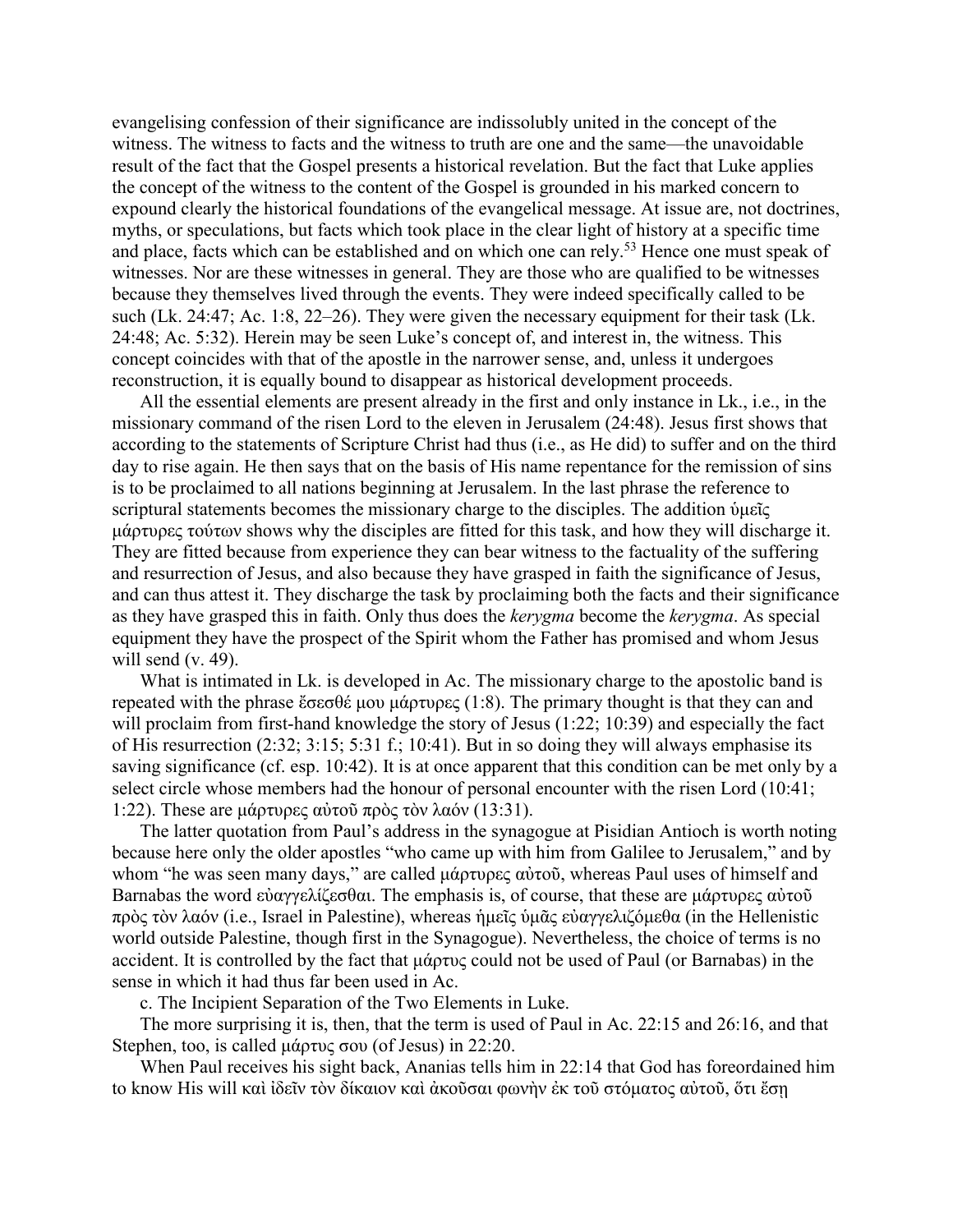evangelising confession of their significance are indissolubly united in the concept of the witness. The witness to facts and the witness to truth are one and the same—the unavoidable result of the fact that the Gospel presents a historical revelation. But the fact that Luke applies the concept of the witness to the content of the Gospel is grounded in his marked concern to expound clearly the historical foundations of the evangelical message. At issue are, not doctrines, myths, or speculations, but facts which took place in the clear light of history at a specific time and place, facts which can be established and on which one can rely.[53] Hence one must speak of witnesses. Nor are these witnesses in general. They are those who are qualified to be witnesses because they themselves lived through the events. They were indeed specifically called to be such (Lk. 24:47; Ac. 1:8, 22–26). They were given the necessary equipment for their task (Lk. 24:48; Ac. 5:32). Herein may be seen Luke's concept of, and interest in, the witness. This concept coincides with that of the apostle in the narrower sense, and, unless it undergoes reconstruction, it is equally bound to disappear as historical development proceeds.

All the essential elements are present already in the first and only instance in Lk., i.e., in the missionary command of the risen Lord to the eleven in Jerusalem (24:48). Jesus first shows that according to the statements of Scripture Christ had thus (i.e., as He did) to suffer and on the third day to rise again. He then says that on the basis of His name repentance for the remission of sins is to be proclaimed to all nations beginning at Jerusalem. In the last phrase the reference to scriptural statements becomes the missionary charge to the disciples. The addition ὑμεῖς μάρτυρες τούτων shows why the disciples are fitted for this task, and how they will discharge it. They are fitted because from experience they can bear witness to the factuality of the suffering and resurrection of Jesus, and also because they have grasped in faith the significance of Jesus, and can thus attest it. They discharge the task by proclaiming both the facts and their significance as they have grasped this in faith. Only thus does the *kerygma* become the *kerygma*. As special equipment they have the prospect of the Spirit whom the Father has promised and whom Jesus will send (v. 49).

What is intimated in Lk. is developed in Ac. The missionary charge to the apostolic band is repeated with the phrase ἔσεσθέ μου μάρτυρες (1:8). The primary thought is that they can and will proclaim from first-hand knowledge the story of Jesus (1:22; 10:39) and especially the fact of His resurrection (2:32; 3:15; 5:31 f.; 10:41). But in so doing they will always emphasise its saving significance (cf. esp. 10:42). It is at once apparent that this condition can be met only by a select circle whose members had the honour of personal encounter with the risen Lord (10:41; 1:22). These are μάρτυρες αὐτοῦ πρὸς τὸν λαόν (13:31).

The latter quotation from Paul's address in the synagogue at Pisidian Antioch is worth noting because here only the older apostles "who came up with him from Galilee to Jerusalem," and by whom "he was seen many days," are called μάρτυρες αὐτοῦ, whereas Paul uses of himself and Barnabas the word εὐαγγελίζεσθαι. The emphasis is, of course, that these are μάρτυρες αὐτοῦ πρὸς τὸν λαόν (i.e., Israel in Palestine), whereas ἡμεῖς ὑμᾶς εὐαγγελιζόμεθα (in the Hellenistic world outside Palestine, though first in the Synagogue). Nevertheless, the choice of terms is no accident. It is controlled by the fact that μάρτυς could not be used of Paul (or Barnabas) in the sense in which it had thus far been used in Ac.

c. The Incipient Separation of the Two Elements in Luke.

The more surprising it is, then, that the term is used of Paul in Ac. 22:15 and 26:16, and that Stephen, too, is called μάρτυς σου (of Jesus) in 22:20.

When Paul receives his sight back, Ananias tells him in 22:14 that God has foreordained him to know His will καὶ ἰδεῖν τὸν δίκαιον καὶ ἀκοῦσαι φωνὴν ἐκ τοῦ στόματος αὐτοῦ, ὅτι ἔσῃ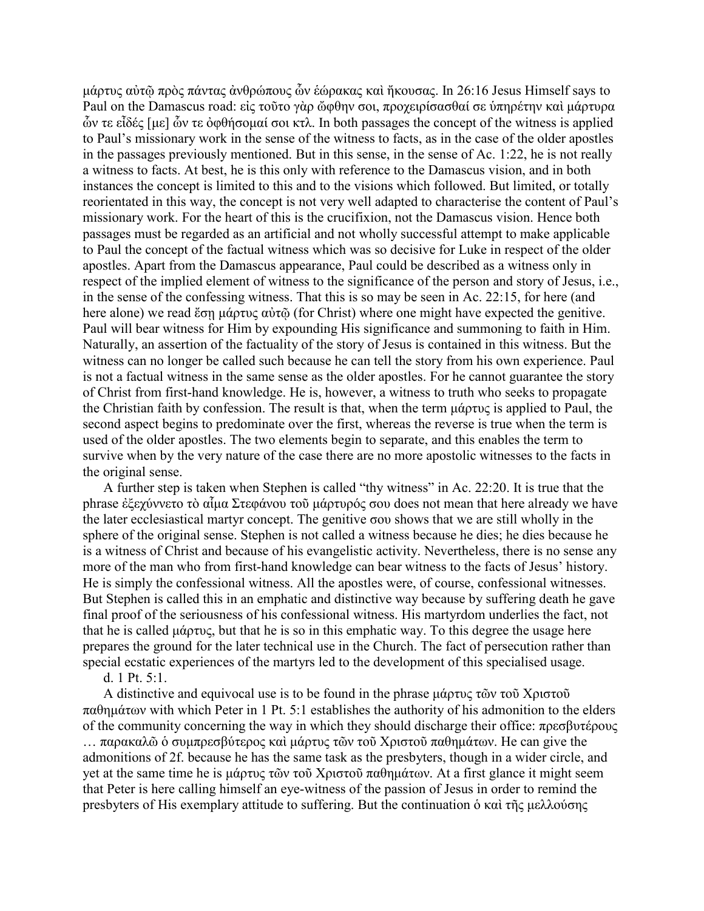μάρτυς αὐτῷ πρὸς πάντας ἀνθρώπους ὧν ἑώρακας καὶ ἤκουσας. In 26:16 Jesus Himself says to Paul on the Damascus road: εἰς τοῦτο γὰρ ὤφθην σοι, προχειρίσασθαί σε ὑπηρέτην καὶ μάρτυρα ὧν τε εἶδές [με] ὧν τε ὀφθήσομαί σοι κτλ. In both passages the concept of the witness is applied to Paul's missionary work in the sense of the witness to facts, as in the case of the older apostles in the passages previously mentioned. But in this sense, in the sense of Ac. 1:22, he is not really a witness to facts. At best, he is this only with reference to the Damascus vision, and in both instances the concept is limited to this and to the visions which followed. But limited, or totally reorientated in this way, the concept is not very well adapted to characterise the content of Paul's missionary work. For the heart of this is the crucifixion, not the Damascus vision. Hence both passages must be regarded as an artificial and not wholly successful attempt to make applicable to Paul the concept of the factual witness which was so decisive for Luke in respect of the older apostles. Apart from the Damascus appearance, Paul could be described as a witness only in respect of the implied element of witness to the significance of the person and story of Jesus, i.e., in the sense of the confessing witness. That this is so may be seen in Ac. 22:15, for here (and here alone) we read ἔσῃ μάρτυς αὐτῷ (for Christ) where one might have expected the genitive. Paul will bear witness for Him by expounding His significance and summoning to faith in Him. Naturally, an assertion of the factuality of the story of Jesus is contained in this witness. But the witness can no longer be called such because he can tell the story from his own experience. Paul is not a factual witness in the same sense as the older apostles. For he cannot guarantee the story of Christ from first-hand knowledge. He is, however, a witness to truth who seeks to propagate the Christian faith by confession. The result is that, when the term μάρτυς is applied to Paul, the second aspect begins to predominate over the first, whereas the reverse is true when the term is used of the older apostles. The two elements begin to separate, and this enables the term to survive when by the very nature of the case there are no more apostolic witnesses to the facts in the original sense.

A further step is taken when Stephen is called "thy witness" in Ac. 22:20. It is true that the phrase ἐξεχύννετο τὸ αἷμα Στεφάνου τοῦ μάρτυρός σου does not mean that here already we have the later ecclesiastical martyr concept. The genitive σου shows that we are still wholly in the sphere of the original sense. Stephen is not called a witness because he dies; he dies because he is a witness of Christ and because of his evangelistic activity. Nevertheless, there is no sense any more of the man who from first-hand knowledge can bear witness to the facts of Jesus' history. He is simply the confessional witness. All the apostles were, of course, confessional witnesses. But Stephen is called this in an emphatic and distinctive way because by suffering death he gave final proof of the seriousness of his confessional witness. His martyrdom underlies the fact, not that he is called μάρτυς, but that he is so in this emphatic way. To this degree the usage here prepares the ground for the later technical use in the Church. The fact of persecution rather than special ecstatic experiences of the martyrs led to the development of this specialised usage.

d. 1 Pt. 5:1.

A distinctive and equivocal use is to be found in the phrase μάρτυς τῶν τοῦ Χριστοῦ παθημάτων with which Peter in 1 Pt. 5:1 establishes the authority of his admonition to the elders of the community concerning the way in which they should discharge their office: πρεσβυτέρους … παρακαλῶ ὁ συμπρεσβύτερος καὶ μάρτυς τῶν τοῦ Χριστοῦ παθημάτων. He can give the admonitions of 2f. because he has the same task as the presbyters, though in a wider circle, and yet at the same time he is μάρτυς τῶν τοῦ Χριστοῦ παθημάτων. At a first glance it might seem that Peter is here calling himself an eye-witness of the passion of Jesus in order to remind the presbyters of His exemplary attitude to suffering. But the continuation ὁ καὶ τῆς μελλούσης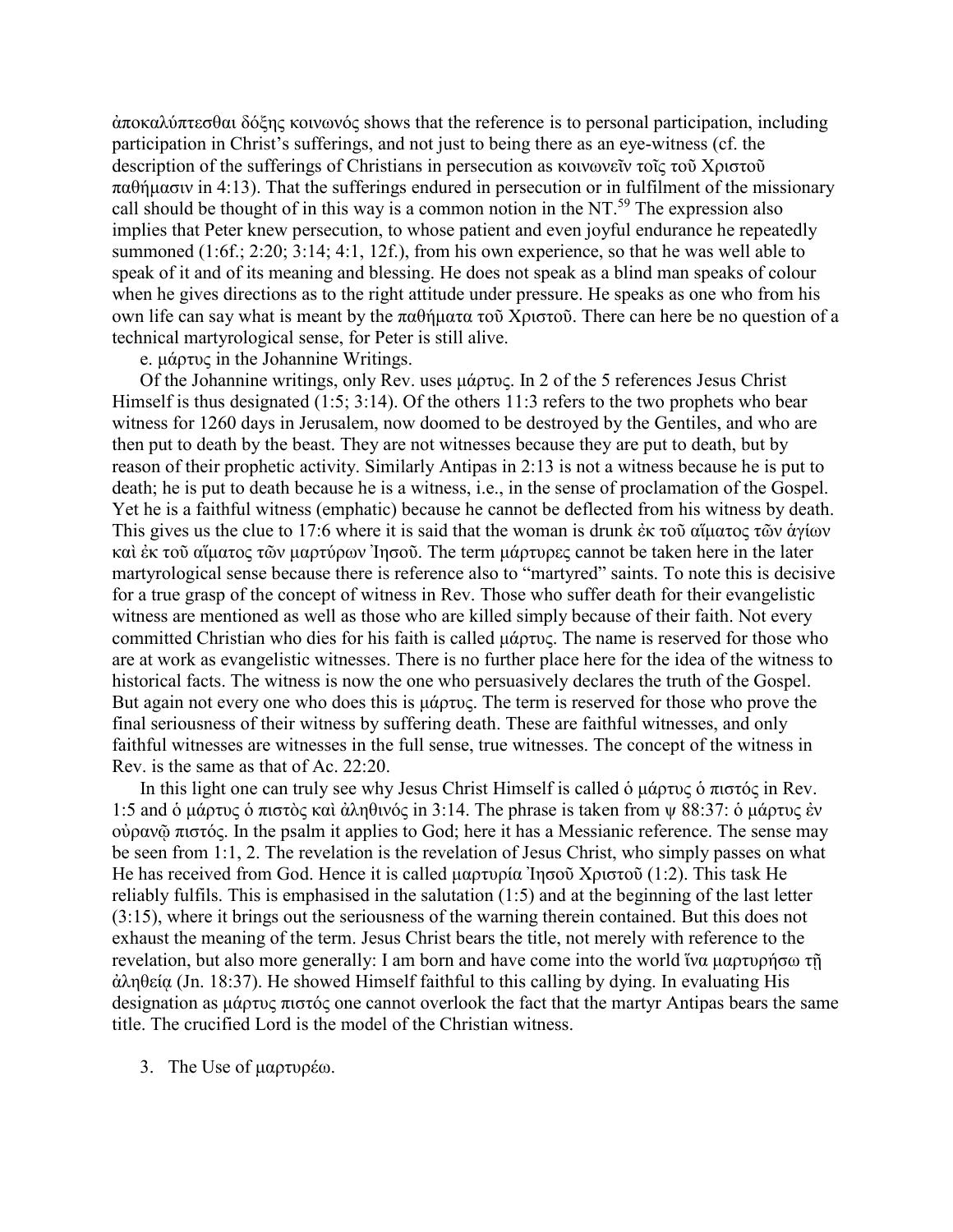ἀποκαλύπτεσθαι δόξης κοινωνός shows that the reference is to personal participation, including participation in Christ's sufferings, and not just to being there as an eye-witness (cf. the description of the sufferings of Christians in persecution as κοινωνεῖν τοῖς τοῦ Χριστοῦ παθήμασιν in 4:13). That the sufferings endured in persecution or in fulfilment of the missionary call should be thought of in this way is a common notion in the NT.[59] The expression also implies that Peter knew persecution, to whose patient and even joyful endurance he repeatedly summoned (1:6f.; 2:20; 3:14; 4:1, 12f.), from his own experience, so that he was well able to speak of it and of its meaning and blessing. He does not speak as a blind man speaks of colour when he gives directions as to the right attitude under pressure. He speaks as one who from his own life can say what is meant by the παθήματα τοῦ Χριστοῦ. There can here be no question of a technical martyrological sense, for Peter is still alive.

e. μάρτυς in the Johannine Writings.

Of the Johannine writings, only Rev. uses μάρτυς. In 2 of the 5 references Jesus Christ Himself is thus designated (1:5; 3:14). Of the others 11:3 refers to the two prophets who bear witness for 1260 days in Jerusalem, now doomed to be destroyed by the Gentiles, and who are then put to death by the beast. They are not witnesses because they are put to death, but by reason of their prophetic activity. Similarly Antipas in 2:13 is not a witness because he is put to death; he is put to death because he is a witness, i.e., in the sense of proclamation of the Gospel. Yet he is a faithful witness (emphatic) because he cannot be deflected from his witness by death. This gives us the clue to 17:6 where it is said that the woman is drunk ἐκ τοῦ αἵματος τῶν ἁγίων καὶ ἐκ τοῦ αἵματος τῶν μαρτύρων Ἰησοῦ. The term μάρτυρες cannot be taken here in the later martyrological sense because there is reference also to "martyred" saints. To note this is decisive for a true grasp of the concept of witness in Rev. Those who suffer death for their evangelistic witness are mentioned as well as those who are killed simply because of their faith. Not every committed Christian who dies for his faith is called μάρτυς. The name is reserved for those who are at work as evangelistic witnesses. There is no further place here for the idea of the witness to historical facts. The witness is now the one who persuasively declares the truth of the Gospel. But again not every one who does this is μάρτυς. The term is reserved for those who prove the final seriousness of their witness by suffering death. These are faithful witnesses, and only faithful witnesses are witnesses in the full sense, true witnesses. The concept of the witness in Rev. is the same as that of Ac. 22:20.

In this light one can truly see why Jesus Christ Himself is called ὁ μάρτυς ὁ πιστός in Rev. 1:5 and ὁ μάρτυς ὁ πιστὸς καὶ ἀληθινός in 3:14. The phrase is taken from ψ 88:37: ὁ μάρτυς ἐν οὐρανῷ πιστός. In the psalm it applies to God; here it has a Messianic reference. The sense may be seen from 1:1, 2. The revelation is the revelation of Jesus Christ, who simply passes on what He has received from God. Hence it is called μαρτυρία Ἰησοῦ Χριστοῦ (1:2). This task He reliably fulfils. This is emphasised in the salutation (1:5) and at the beginning of the last letter (3:15), where it brings out the seriousness of the warning therein contained. But this does not exhaust the meaning of the term. Jesus Christ bears the title, not merely with reference to the revelation, but also more generally: I am born and have come into the world ἵνα μαρτυρήσω τῇ ἀληθείᾳ (Jn. 18:37). He showed Himself faithful to this calling by dying. In evaluating His designation as μάρτυς πιστός one cannot overlook the fact that the martyr Antipas bears the same title. The crucified Lord is the model of the Christian witness.

3. The Use of μαρτυρέω.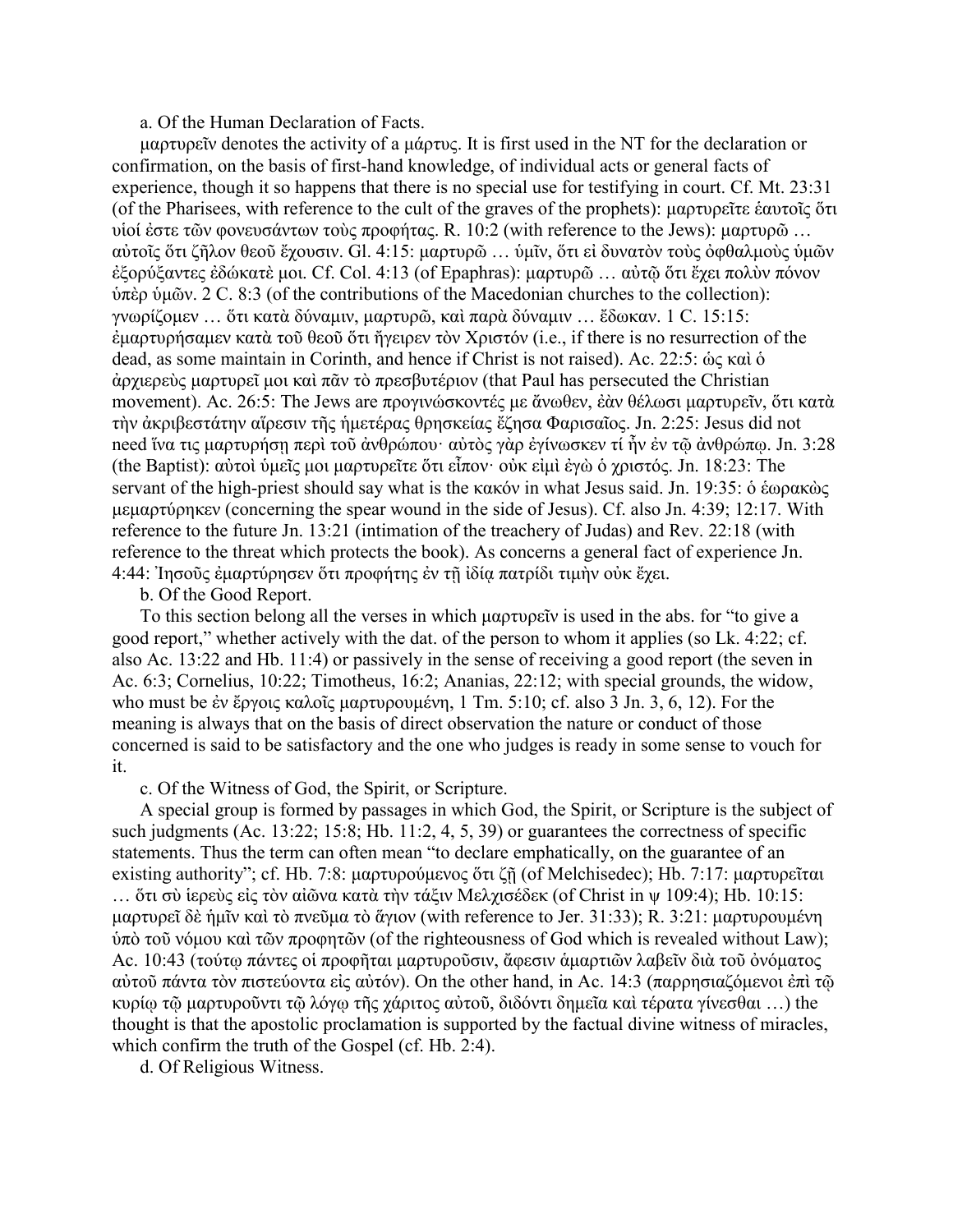a. Of the Human Declaration of Facts.

μαρτυρεῖν denotes the activity of a μάρτυς. It is first used in the NT for the declaration or confirmation, on the basis of first-hand knowledge, of individual acts or general facts of experience, though it so happens that there is no special use for testifying in court. Cf. Mt. 23:31 (of the Pharisees, with reference to the cult of the graves of the prophets): μαρτυρεῖτε ἑαυτοῖς ὅτι υἱοί ἐστε τῶν φονευσάντων τοὺς προφήτας. R. 10:2 (with reference to the Jews): μαρτυρῶ … αὐτοῖς ὅτι ζῆλον θεοῦ ἔχουσιν. Gl. 4:15: μαρτυρῶ … ὑμῖν, ὅτι εἰ δυνατὸν τοὺς ὀφθαλμοὺς ὑμῶν ἐξορύξαντες ἐδώκατέ μοι. Cf. Col. 4:13 (of Epaphras): μαρτυρῶ … αὐτῷ ὅτι ἔχει πολὺν πόνον ὑπὲρ ὑμῶν. 2 C. 8:3 (of the contributions of the Macedonian churches to the collection): γνωρίζομεν … ὅτι κατὰ δύναμιν, μαρτυρῶ, καὶ παρὰ δύναμιν … ἔδωκαν. 1 C. 15:15: ἐμαρτυρήσαμεν κατὰ τοῦ θεοῦ ὅτι ἤγειρεν τὸν Χριστόν (i.e., if there is no resurrection of the dead, as some maintain in Corinth, and hence if Christ is not raised). Ac. 22:5: ὡς καὶ ὁ ἀρχιερεὺς μαρτυρεῖ μοι καὶ πᾶν τὸ πρεσβυτέριον (that Paul has persecuted the Christian movement). Ac. 26:5: The Jews are προγινώσκοντές με ἄνωθεν, ἐὰν θέλωσι μαρτυρεῖν, ὅτι κατὰ τὴν ἀκριβεστάτην αἵρεσιν τῆς ἡμετέρας θρησκείας ἔζησα Φαρισαῖος. Jn. 2:25: Jesus did not need ἵνα τις μαρτυρήσῃ περὶ τοῦ ἀνθρώπου· αὐτὸς γὰρ ἐγίνωσκεν τί ἦν ἐν τῷ ἀνθρώπῳ. Jn. 3:28 (the Baptist): αὐτοὶ ὑμεῖς μοι μαρτυρεῖτε ὅτι εἶπον· οὐκ εἰμὶ ἐγὼ ὁ χριστός. Jn. 18:23: The servant of the high-priest should say what is the κακόν in what Jesus said. Jn. 19:35: ὁ ἑωρακὼς μεμαρτύρηκεν (concerning the spear wound in the side of Jesus). Cf. also Jn. 4:39; 12:17. With reference to the future Jn. 13:21 (intimation of the treachery of Judas) and Rev. 22:18 (with reference to the threat which protects the book). As concerns a general fact of experience Jn. 4:44: Ἰησοῦς ἐμαρτύρησεν ὅτι προφήτης ἐν τῇ ἰδίᾳ πατρίδι τιμὴν οὐκ ἔχει.

b. Of the Good Report.

To this section belong all the verses in which μαρτυρεῖν is used in the abs. for "to give a good report," whether actively with the dat. of the person to whom it applies (so Lk. 4:22; cf. also Ac. 13:22 and Hb. 11:4) or passively in the sense of receiving a good report (the seven in Ac. 6:3; Cornelius, 10:22; Timotheus, 16:2; Ananias, 22:12; with special grounds, the widow, who must be ἐν ἔργοις καλοῖς μαρτυρουμένη, 1 Tm. 5:10; cf. also 3 Jn. 3, 6, 12). For the meaning is always that on the basis of direct observation the nature or conduct of those concerned is said to be satisfactory and the one who judges is ready in some sense to vouch for it.

c. Of the Witness of God, the Spirit, or Scripture.

A special group is formed by passages in which God, the Spirit, or Scripture is the subject of such judgments (Ac. 13:22; 15:8; Hb. 11:2, 4, 5, 39) or guarantees the correctness of specific statements. Thus the term can often mean "to declare emphatically, on the guarantee of an existing authority"; cf. Hb. 7:8: μαρτυρούμενος ὅτι ζῇ (of Melchisedec); Hb. 7:17: μαρτυρεῖται … ὅτι σὺ ἱερεὺς εἰς τὸν αἰῶνα κατὰ τὴν τάξιν Μελχισέδεκ (of Christ in ψ 109:4); Hb. 10:15: μαρτυρεῖ δὲ ἡμῖν καὶ τὸ πνεῦμα τὸ ἅγιον (with reference to Jer. 31:33); R. 3:21: μαρτυρουμένη ὑπὸ τοῦ νόμου καὶ τῶν προφητῶν (of the righteousness of God which is revealed without Law); Ac. 10:43 (τούτῳ πάντες οἱ προφῆται μαρτυροῦσιν, ἄφεσιν ἁμαρτιῶν λαβεῖν διὰ τοῦ ὀνόματος αὐτοῦ πάντα τὸν πιστεύοντα εἰς αὐτόν). On the other hand, in Ac. 14:3 (παρρησιαζόμενοι ἐπὶ τῷ κυρίῳ τῷ μαρτυροῦντι τῷ λόγῳ τῆς χάριτος αὐτοῦ, διδόντι σημεῖα καὶ τέρατα γίνεσθαι …) the thought is that the apostolic proclamation is supported by the factual divine witness of miracles, which confirm the truth of the Gospel (cf. Hb. 2:4).

d. Of Religious Witness.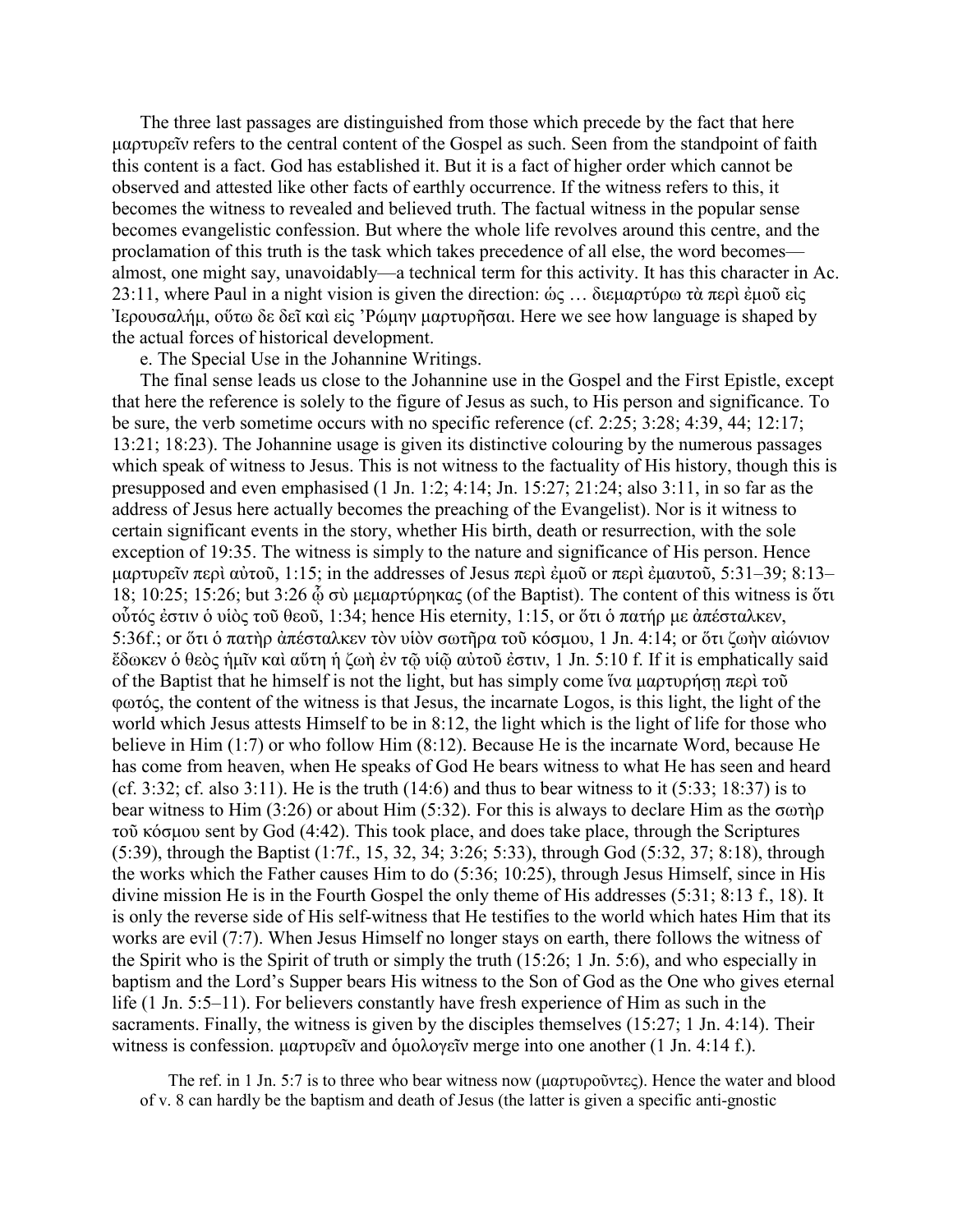The three last passages are distinguished from those which precede by the fact that here μαρτυρεῖν refers to the central content of the Gospel as such. Seen from the standpoint of faith this content is a fact. God has established it. But it is a fact of higher order which cannot be observed and attested like other facts of earthly occurrence. If the witness refers to this, it becomes the witness to revealed and believed truth. The factual witness in the popular sense becomes evangelistic confession. But where the whole life revolves around this centre, and the proclamation of this truth is the task which takes precedence of all else, the word becomes—almost, one might say, unavoidably—a technical term for this activity. It has this character in Ac. 23:11, where Paul in a night vision is given the direction: ὡς … διεμαρτύρω τὰ περὶ ἐμοῦ εἰς Ἰερουσαλήμ, οὕτω δε δεῖ καὶ εἰς ʼΡώμην μαρτυρῆσαι. Here we see how language is shaped by the actual forces of historical development.

e. The Special Use in the Johannine Writings.

The final sense leads us close to the Johannine use in the Gospel and the First Epistle, except that here the reference is solely to the figure of Jesus as such, to His person and significance. To be sure, the verb sometime occurs with no specific reference (cf. 2:25; 3:28; 4:39, 44; 12:17; 13:21; 18:23). The Johannine usage is given its distinctive colouring by the numerous passages which speak of witness to Jesus. This is not witness to the factuality of His history, though this is presupposed and even emphasised (1 Jn. 1:2; 4:14; Jn. 15:27; 21:24; also 3:11, in so far as the address of Jesus here actually becomes the preaching of the Evangelist). Nor is it witness to certain significant events in the story, whether His birth, death or resurrection, with the sole exception of 19:35. The witness is simply to the nature and significance of His person. Hence μαρτυρεῖν περὶ αὐτοῦ, 1:15; in the addresses of Jesus περὶ ἐμοῦ or περὶ ἐμαυτοῦ, 5:31–39; 8:13–18; 10:25; 15:26; but 3:26 ᾧ σὺ μεμαρτύρηκας (of the Baptist). The content of this witness is ὅτι οὗτός ἐστιν ὁ υἱὸς τοῦ θεοῦ, 1:34; hence His eternity, 1:15, or ὅτι ὁ πατήρ με ἀπέσταλκεν, 5:36f.; or ὅτι ὁ πατὴρ ἀπέσταλκεν τὸν υἱὸν σωτῆρα τοῦ κόσμου, 1 Jn. 4:14; or ὅτι ζωὴν αἰώνιον ἔδωκεν ὁ θεὸς ἡμῖν καὶ αὕτη ἡ ζωὴ ἐν τῷ υἱῷ αὐτοῦ ἐστιν, 1 Jn. 5:10 f. If it is emphatically said of the Baptist that he himself is not the light, but has simply come ἵνα μαρτυρήσῃ περὶ τοῦ φωτός, the content of the witness is that Jesus, the incarnate Logos, is this light, the light of the world which Jesus attests Himself to be in 8:12, the light which is the light of life for those who believe in Him (1:7) or who follow Him (8:12). Because He is the incarnate Word, because He has come from heaven, when He speaks of God He bears witness to what He has seen and heard (cf. 3:32; cf. also 3:11). He is the truth (14:6) and thus to bear witness to it (5:33; 18:37) is to bear witness to Him (3:26) or about Him (5:32). For this is always to declare Him as the σωτὴρ τοῦ κόσμου sent by God (4:42). This took place, and does take place, through the Scriptures (5:39), through the Baptist (1:7f., 15, 32, 34; 3:26; 5:33), through God (5:32, 37; 8:18), through the works which the Father causes Him to do (5:36; 10:25), through Jesus Himself, since in His divine mission He is in the Fourth Gospel the only theme of His addresses (5:31; 8:13 f., 18). It is only the reverse side of His self-witness that He testifies to the world which hates Him that its works are evil (7:7). When Jesus Himself no longer stays on earth, there follows the witness of the Spirit who is the Spirit of truth or simply the truth (15:26; 1 Jn. 5:6), and who especially in baptism and the Lord's Supper bears His witness to the Son of God as the One who gives eternal life (1 Jn. 5:5–11). For believers constantly have fresh experience of Him as such in the sacraments. Finally, the witness is given by the disciples themselves (15:27; 1 Jn. 4:14). Their witness is confession. μαρτυρεῖν and ὁμολογεῖν merge into one another (1 Jn. 4:14 f.).

The ref. in 1 Jn. 5:7 is to three who bear witness now (μαρτυροῦντες). Hence the water and blood of v. 8 can hardly be the baptism and death of Jesus (the latter is given a specific anti-gnostic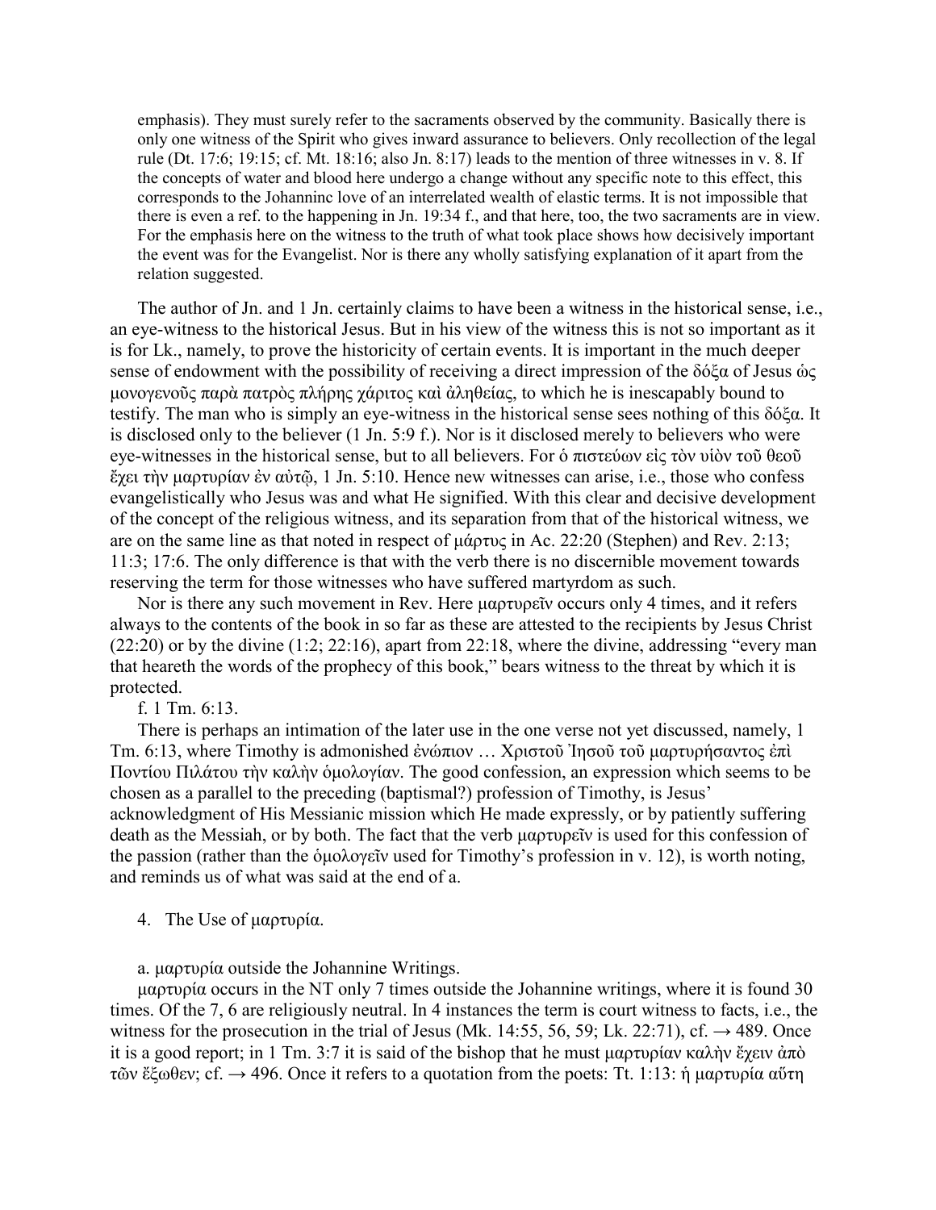emphasis). They must surely refer to the sacraments observed by the community. Basically there is only one witness of the Spirit who gives inward assurance to believers. Only recollection of the legal rule (Dt. 17:6; 19:15; cf. Mt. 18:16; also Jn. 8:17) leads to the mention of three witnesses in v. 8. If the concepts of water and blood here undergo a change without any specific note to this effect, this corresponds to the Johanninc love of an interrelated wealth of elastic terms. It is not impossible that there is even a ref. to the happening in Jn. 19:34 f., and that here, too, the two sacraments are in view. For the emphasis here on the witness to the truth of what took place shows how decisively important the event was for the Evangelist. Nor is there any wholly satisfying explanation of it apart from the relation suggested.

The author of Jn. and 1 Jn. certainly claims to have been a witness in the historical sense, i.e., an eye-witness to the historical Jesus. But in his view of the witness this is not so important as it is for Lk., namely, to prove the historicity of certain events. It is important in the much deeper sense of endowment with the possibility of receiving a direct impression of the δόξα of Jesus ὡς μονογενοῦς παρὰ πατρὸς πλήρης χάριτος καὶ ἀληθείας, to which he is inescapably bound to testify. The man who is simply an eye-witness in the historical sense sees nothing of this δόξα. It is disclosed only to the believer (1 Jn. 5:9 f.). Nor is it disclosed merely to believers who were eye-witnesses in the historical sense, but to all believers. For ὁ πιστεύων εἰς τὸν υἱὸν τοῦ θεοῦ ἔχει τὴν μαρτυρίαν ἐν αὐτῷ, 1 Jn. 5:10. Hence new witnesses can arise, i.e., those who confess evangelistically who Jesus was and what He signified. With this clear and decisive development of the concept of the religious witness, and its separation from that of the historical witness, we are on the same line as that noted in respect of μάρτυς in Ac. 22:20 (Stephen) and Rev. 2:13; 11:3; 17:6. The only difference is that with the verb there is no discernible movement towards reserving the term for those witnesses who have suffered martyrdom as such.

Nor is there any such movement in Rev. Here μαρτυρεῖν occurs only 4 times, and it refers always to the contents of the book in so far as these are attested to the recipients by Jesus Christ (22:20) or by the divine (1:2; 22:16), apart from 22:18, where the divine, addressing "every man that heareth the words of the prophecy of this book," bears witness to the threat by which it is protected.

f. 1 Tm. 6:13.

There is perhaps an intimation of the later use in the one verse not yet discussed, namely, 1 Tm. 6:13, where Timothy is admonished ἐνώπιον … Χριστοῦ Ἰησοῦ τοῦ μαρτυρήσαντος ἐπὶ Ποντίου Πιλάτου τὴν καλὴν ὁμολογίαν. The good confession, an expression which seems to be chosen as a parallel to the preceding (baptismal?) profession of Timothy, is Jesus' acknowledgment of His Messianic mission which He made expressly, or by patiently suffering death as the Messiah, or by both. The fact that the verb μαρτυρεῖν is used for this confession of the passion (rather than the ὁμολογεῖν used for Timothy's profession in v. 12), is worth noting, and reminds us of what was said at the end of a.

4. The Use of μαρτυρία.

a. μαρτυρία outside the Johannine Writings.

μαρτυρία occurs in the NT only 7 times outside the Johannine writings, where it is found 30 times. Of the 7, 6 are religiously neutral. In 4 instances the term is court witness to facts, i.e., the witness for the prosecution in the trial of Jesus (Mk. 14:55, 56, 59; Lk. 22:71), cf. → 489. Once it is a good report; in 1 Tm. 3:7 it is said of the bishop that he must μαρτυρίαν καλὴν ἔχειν ἀπὸ τῶν ἔξωθεν; cf. → 496. Once it refers to a quotation from the poets: Tt. 1:13: ἡ μαρτυρία αὕτη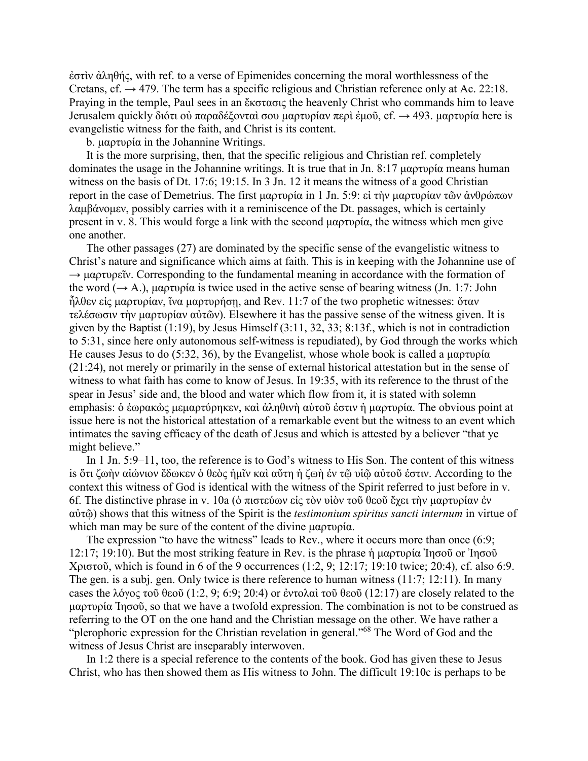ἐστὶν ἀληθής, with ref. to a verse of Epimenides concerning the moral worthlessness of the Cretans, cf. → 479. The term has a specific religious and Christian reference only at Ac. 22:18. Praying in the temple, Paul sees in an ἔκστασις the heavenly Christ who commands him to leave Jerusalem quickly διότι οὐ παραδέξονταί σου μαρτυρίαν περὶ ἐμοῦ, cf. → 493. μαρτυρία here is evangelistic witness for the faith, and Christ is its content.

b. μαρτυρία in the Johannine Writings.

It is the more surprising, then, that the specific religious and Christian ref. completely dominates the usage in the Johannine writings. It is true that in Jn. 8:17 μαρτυρία means human witness on the basis of Dt. 17:6; 19:15. In 3 Jn. 12 it means the witness of a good Christian report in the case of Demetrius. The first μαρτυρία in 1 Jn. 5:9: εἰ τὴν μαρτυρίαν τῶν ἀνθρώπων λαμβάνομεν, possibly carries with it a reminiscence of the Dt. passages, which is certainly present in v. 8. This would forge a link with the second μαρτυρία, the witness which men give one another.

The other passages (27) are dominated by the specific sense of the evangelistic witness to Christ's nature and significance which aims at faith. This is in keeping with the Johannine use of → μαρτυρεῖν. Corresponding to the fundamental meaning in accordance with the formation of the word (→ A.), μαρτυρία is twice used in the active sense of bearing witness (Jn. 1:7: John ἦλθεν εἰς μαρτυρίαν, ἵνα μαρτυρήσῃ, and Rev. 11:7 of the two prophetic witnesses: ὅταν τελέσωσιν τὴν μαρτυρίαν αὐτῶν). Elsewhere it has the passive sense of the witness given. It is given by the Baptist (1:19), by Jesus Himself (3:11, 32, 33; 8:13f., which is not in contradiction to 5:31, since here only autonomous self-witness is repudiated), by God through the works which He causes Jesus to do (5:32, 36), by the Evangelist, whose whole book is called a μαρτυρία (21:24), not merely or primarily in the sense of external historical attestation but in the sense of witness to what faith has come to know of Jesus. In 19:35, with its reference to the thrust of the spear in Jesus' side and, the blood and water which flow from it, it is stated with solemn emphasis: ὁ ἑωρακὼς μεμαρτύρηκεν, καὶ ἀληθινὴ αὐτοῦ ἐστιν ἡ μαρτυρία. The obvious point at issue here is not the historical attestation of a remarkable event but the witness to an event which intimates the saving efficacy of the death of Jesus and which is attested by a believer "that ye might believe."

In 1 Jn. 5:9–11, too, the reference is to God's witness to His Son. The content of this witness is ὅτι ζωὴν αἰώνιον ἔδωκεν ὁ θεὸς ἡμῖν καὶ αὕτη ἡ ζωὴ ἐν τῷ υἱῷ αὐτοῦ ἐστιν. According to the context this witness of God is identical with the witness of the Spirit referred to just before in v. 6f. The distinctive phrase in v. 10a (ὁ πιστεύων εἰς τὸν υἱὸν τοῦ θεοῦ ἔχει τὴν μαρτυρίαν ἐν αὐτῷ) shows that this witness of the Spirit is the *testimonium spiritus sancti internum* in virtue of which man may be sure of the content of the divine μαρτυρία.

The expression "to have the witness" leads to Rev., where it occurs more than once (6:9; 12:17; 19:10). But the most striking feature in Rev. is the phrase ἡ μαρτυρία Ἰησοῦ or Ἰησοῦ Χριστοῦ, which is found in 6 of the 9 occurrences (1:2, 9; 12:17; 19:10 twice; 20:4), cf. also 6:9. The gen. is a subj. gen. Only twice is there reference to human witness (11:7; 12:11). In many cases the λόγος τοῦ θεοῦ (1:2, 9; 6:9; 20:4) or ἐντολαὶ τοῦ θεοῦ (12:17) are closely related to the μαρτυρία Ἰησοῦ, so that we have a twofold expression. The combination is not to be construed as referring to the OT on the one hand and the Christian message on the other. We have rather a "plerophoric expression for the Christian revelation in general."[68] The Word of God and the witness of Jesus Christ are inseparably interwoven.

In 1:2 there is a special reference to the contents of the book. God has given these to Jesus Christ, who has then showed them as His witness to John. The difficult 19:10c is perhaps to be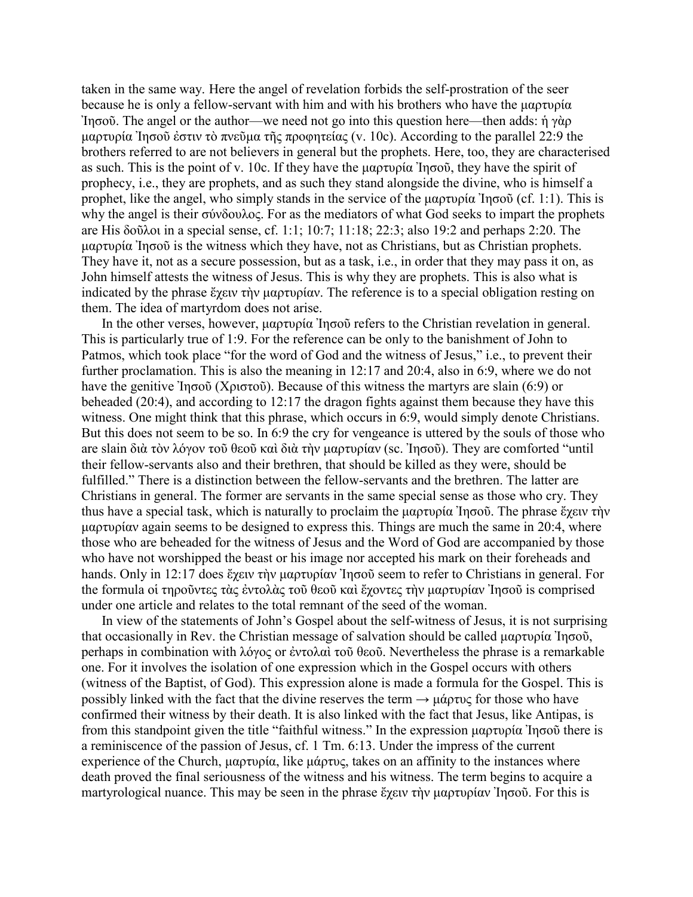taken in the same way. Here the angel of revelation forbids the self-prostration of the seer because he is only a fellow-servant with him and with his brothers who have the μαρτυρία Ἰησοῦ. The angel or the author—we need not go into this question here—then adds: ἡ γὰρ μαρτυρία Ἰησοῦ ἐστιν τὸ πνεῦμα τῆς προφητείας (v. 10c). According to the parallel 22:9 the brothers referred to are not believers in general but the prophets. Here, too, they are characterised as such. This is the point of v. 10c. If they have the μαρτυρία Ἰησοῦ, they have the spirit of prophecy, i.e., they are prophets, and as such they stand alongside the divine, who is himself a prophet, like the angel, who simply stands in the service of the μαρτυρία Ἰησοῦ (cf. 1:1). This is why the angel is their σύνδουλος. For as the mediators of what God seeks to impart the prophets are His δοῦλοι in a special sense, cf. 1:1; 10:7; 11:18; 22:3; also 19:2 and perhaps 2:20. The μαρτυρία Ἰησοῦ is the witness which they have, not as Christians, but as Christian prophets. They have it, not as a secure possession, but as a task, i.e., in order that they may pass it on, as John himself attests the witness of Jesus. This is why they are prophets. This is also what is indicated by the phrase ἔχειν τὴν μαρτυρίαν. The reference is to a special obligation resting on them. The idea of martyrdom does not arise.

In the other verses, however, μαρτυρία Ἰησοῦ refers to the Christian revelation in general. This is particularly true of 1:9. For the reference can be only to the banishment of John to Patmos, which took place "for the word of God and the witness of Jesus," i.e., to prevent their further proclamation. This is also the meaning in 12:17 and 20:4, also in 6:9, where we do not have the genitive Ἰησοῦ (Χριστοῦ). Because of this witness the martyrs are slain (6:9) or beheaded (20:4), and according to 12:17 the dragon fights against them because they have this witness. One might think that this phrase, which occurs in 6:9, would simply denote Christians. But this does not seem to be so. In 6:9 the cry for vengeance is uttered by the souls of those who are slain διὰ τὸν λόγον τοῦ θεοῦ καὶ διὰ τὴν μαρτυρίαν (sc. Ἰησοῦ). They are comforted "until their fellow-servants also and their brethren, that should be killed as they were, should be fulfilled." There is a distinction between the fellow-servants and the brethren. The latter are Christians in general. The former are servants in the same special sense as those who cry. They thus have a special task, which is naturally to proclaim the μαρτυρία Ἰησοῦ. The phrase ἔχειν τὴν μαρτυρίαν again seems to be designed to express this. Things are much the same in 20:4, where those who are beheaded for the witness of Jesus and the Word of God are accompanied by those who have not worshipped the beast or his image nor accepted his mark on their foreheads and hands. Only in 12:17 does ἔχειν τὴν μαρτυρίαν Ἰησοῦ seem to refer to Christians in general. For the formula οἱ τηροῦντες τὰς ἐντολὰς τοῦ θεοῦ καὶ ἔχοντες τὴν μαρτυρίαν Ἰησοῦ is comprised under one article and relates to the total remnant of the seed of the woman.

In view of the statements of John's Gospel about the self-witness of Jesus, it is not surprising that occasionally in Rev. the Christian message of salvation should be called μαρτυρία Ἰησοῦ, perhaps in combination with λόγος or ἐντολαὶ τοῦ θεοῦ. Nevertheless the phrase is a remarkable one. For it involves the isolation of one expression which in the Gospel occurs with others (witness of the Baptist, of God). This expression alone is made a formula for the Gospel. This is possibly linked with the fact that the divine reserves the term → μάρτυς for those who have confirmed their witness by their death. It is also linked with the fact that Jesus, like Antipas, is from this standpoint given the title "faithful witness." In the expression μαρτυρία Ἰησοῦ there is a reminiscence of the passion of Jesus, cf. 1 Tm. 6:13. Under the impress of the current experience of the Church, μαρτυρία, like μάρτυς, takes on an affinity to the instances where death proved the final seriousness of the witness and his witness. The term begins to acquire a martyrological nuance. This may be seen in the phrase ἔχειν τὴν μαρτυρίαν Ἰησοῦ. For this is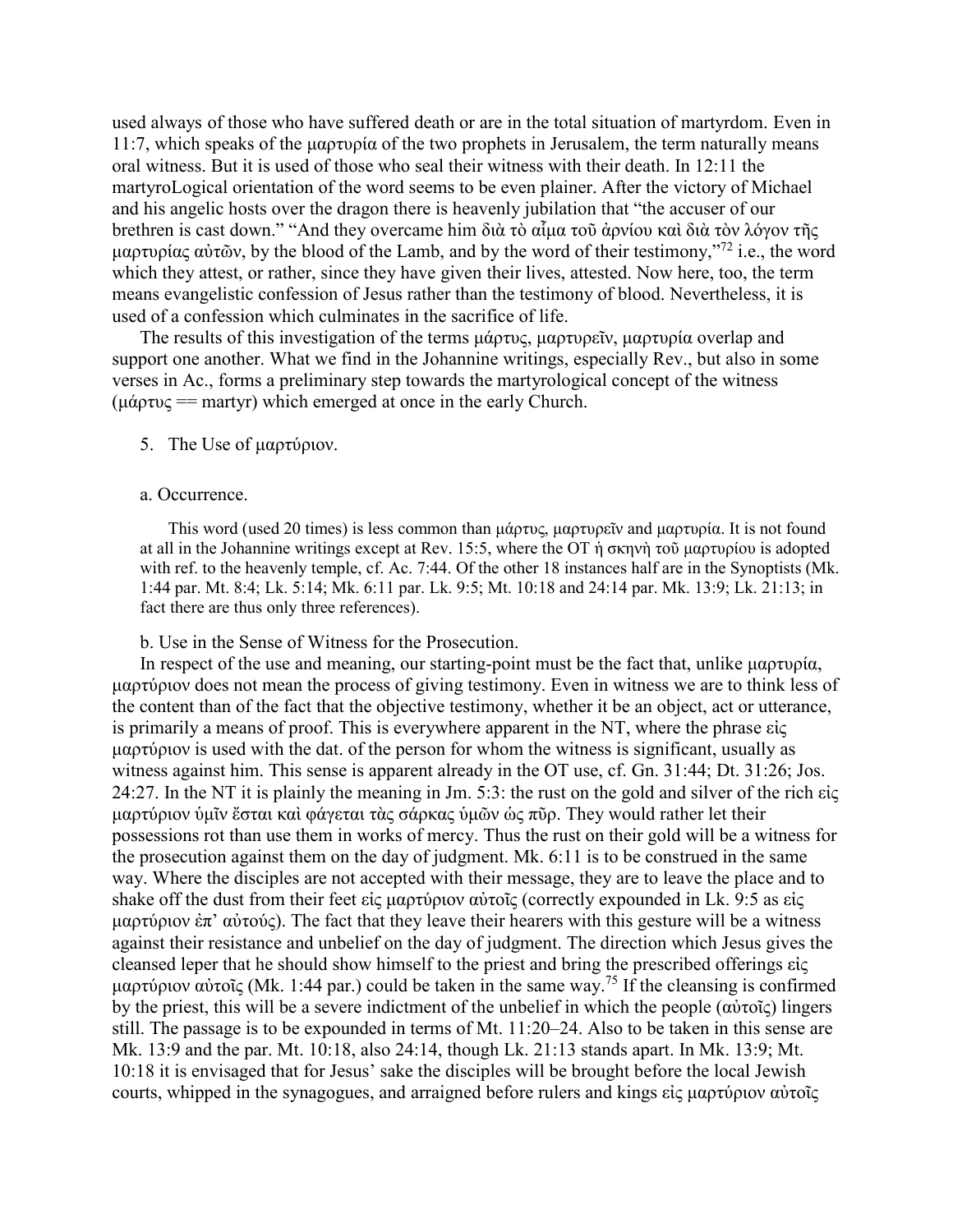used always of those who have suffered death or are in the total situation of martyrdom. Even in 11:7, which speaks of the μαρτυρία of the two prophets in Jerusalem, the term naturally means oral witness. But it is used of those who seal their witness with their death. In 12:11 the martyroLogical orientation of the word seems to be even plainer. After the victory of Michael and his angelic hosts over the dragon there is heavenly jubilation that "the accuser of our brethren is cast down." "And they overcame him διὰ τὸ αἷμα τοῦ ἀρνίου καὶ διὰ τὸν λόγον τῆς μαρτυρίας αὐτῶν, by the blood of the Lamb, and by the word of their testimony,"[72] i.e., the word which they attest, or rather, since they have given their lives, attested. Now here, too, the term means evangelistic confession of Jesus rather than the testimony of blood. Nevertheless, it is used of a confession which culminates in the sacrifice of life.

The results of this investigation of the terms μάρτυς, μαρτυρεῖν, μαρτυρία overlap and support one another. What we find in the Johannine writings, especially Rev., but also in some verses in Ac., forms a preliminary step towards the martyrological concept of the witness (μάρτυς == martyr) which emerged at once in the early Church.

5. The Use of μαρτύριον.

a. Occurrence.

This word (used 20 times) is less common than μάρτυς, μαρτυρεῖν and μαρτυρία. It is not found at all in the Johannine writings except at Rev. 15:5, where the OT ἡ σκηνὴ τοῦ μαρτυρίου is adopted with ref. to the heavenly temple, cf. Ac. 7:44. Of the other 18 instances half are in the Synoptists (Mk. 1:44 par. Mt. 8:4; Lk. 5:14; Mk. 6:11 par. Lk. 9:5; Mt. 10:18 and 24:14 par. Mk. 13:9; Lk. 21:13; in fact there are thus only three references).

b. Use in the Sense of Witness for the Prosecution.

In respect of the use and meaning, our starting-point must be the fact that, unlike μαρτυρία, μαρτύριον does not mean the process of giving testimony. Even in witness we are to think less of the content than of the fact that the objective testimony, whether it be an object, act or utterance, is primarily a means of proof. This is everywhere apparent in the NT, where the phrase εἰς μαρτύριον is used with the dat. of the person for whom the witness is significant, usually as witness against him. This sense is apparent already in the OT use, cf. Gn. 31:44; Dt. 31:26; Jos. 24:27. In the NT it is plainly the meaning in Jm. 5:3: the rust on the gold and silver of the rich εἰς μαρτύριον ὑμῖν ἔσται καὶ φάγεται τὰς σάρκας ὑμῶν ὡς πῦρ. They would rather let their possessions rot than use them in works of mercy. Thus the rust on their gold will be a witness for the prosecution against them on the day of judgment. Mk. 6:11 is to be construed in the same way. Where the disciples are not accepted with their message, they are to leave the place and to shake off the dust from their feet εἰς μαρτύριον αὐτοῖς (correctly expounded in Lk. 9:5 as εἰς μαρτύριον ἐπ' αὐτούς). The fact that they leave their hearers with this gesture will be a witness against their resistance and unbelief on the day of judgment. The direction which Jesus gives the cleansed leper that he should show himself to the priest and bring the prescribed offerings εἰς μαρτύριον αὐτοῖς (Mk. 1:44 par.) could be taken in the same way.[75] If the cleansing is confirmed by the priest, this will be a severe indictment of the unbelief in which the people (αὐτοῖς) lingers still. The passage is to be expounded in terms of Mt. 11:20–24. Also to be taken in this sense are Mk. 13:9 and the par. Mt. 10:18, also 24:14, though Lk. 21:13 stands apart. In Mk. 13:9; Mt. 10:18 it is envisaged that for Jesus' sake the disciples will be brought before the local Jewish courts, whipped in the synagogues, and arraigned before rulers and kings εἰς μαρτύριον αὐτοῖς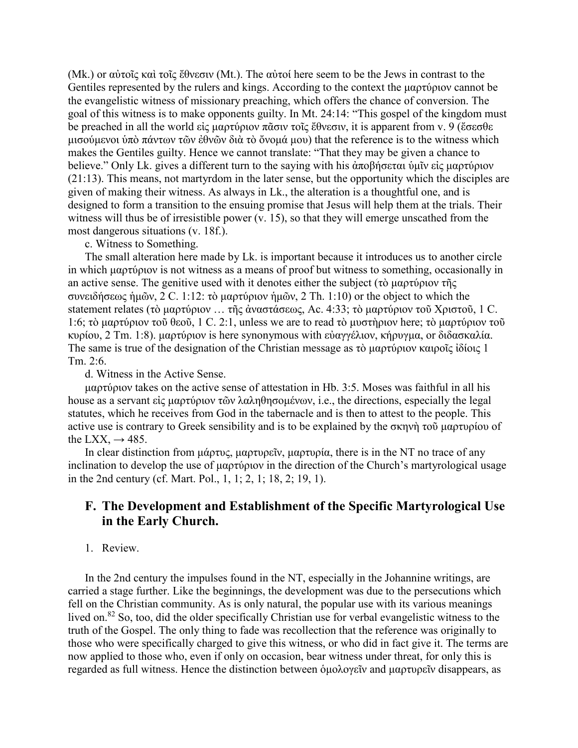(Mk.) or αὐτοῖς καὶ τοῖς ἔθνεσιν (Mt.). The αὐτοί here seem to be the Jews in contrast to the Gentiles represented by the rulers and kings. According to the context the μαρτύριον cannot be the evangelistic witness of missionary preaching, which offers the chance of conversion. The goal of this witness is to make opponents guilty. In Mt. 24:14: "This gospel of the kingdom must be preached in all the world εἰς μαρτύριον πᾶσιν τοῖς ἔθνεσιν, it is apparent from v. 9 (ἔσεσθε μισούμενοι ὑπὸ πάντων τῶν ἐθνῶν διὰ τὸ ὄνομά μου) that the reference is to the witness which makes the Gentiles guilty. Hence we cannot translate: "That they may be given a chance to believe." Only Lk. gives a different turn to the saying with his ἀποβήσεται ὑμῖν εἰς μαρτύριον (21:13). This means, not martyrdom in the later sense, but the opportunity which the disciples are given of making their witness. As always in Lk., the alteration is a thoughtful one, and is designed to form a transition to the ensuing promise that Jesus will help them at the trials. Their witness will thus be of irresistible power (v. 15), so that they will emerge unscathed from the most dangerous situations (v. 18f.).

c. Witness to Something.

The small alteration here made by Lk. is important because it introduces us to another circle in which μαρτύριον is not witness as a means of proof but witness to something, occasionally in an active sense. The genitive used with it denotes either the subject (τὸ μαρτύριον τῆς συνειδήσεως ἡμῶν, 2 C. 1:12: τὸ μαρτύριον ἡμῶν, 2 Th. 1:10) or the object to which the statement relates (τὸ μαρτύριον … τῆς ἀναστάσεως, Ac. 4:33; τὸ μαρτύριον τοῦ Χριστοῦ, 1 C. 1:6; τὸ μαρτύριον τοῦ θεοῦ, 1 C. 2:1, unless we are to read τὸ μυστὴριον here; τὸ μαρτύριον τοῦ κυρίου, 2 Tm. 1:8). μαρτύριον is here synonymous with εὐαγγέλιον, κήρυγμα, or διδασκαλία. The same is true of the designation of the Christian message as τὸ μαρτύριον καιροῖς ἰδίοις 1 Tm. 2:6.

d. Witness in the Active Sense.

μαρτύριον takes on the active sense of attestation in Hb. 3:5. Moses was faithful in all his house as a servant εἰς μαρτύριον τῶν λαληθησομένων, i.e., the directions, especially the legal statutes, which he receives from God in the tabernacle and is then to attest to the people. This active use is contrary to Greek sensibility and is to be explained by the σκηνὴ τοῦ μαρτυρίου of the LXX, → 485.

In clear distinction from μάρτυς, μαρτυρεῖν, μαρτυρία, there is in the NT no trace of any inclination to develop the use of μαρτύριον in the direction of the Church's martyrological usage in the 2nd century (cf. Mart. Pol., 1, 1; 2, 1; 18, 2; 19, 1).

## F. The Development and Establishment of the Specific Martyrological Use in the Early Church.

1. Review.

In the 2nd century the impulses found in the NT, especially in the Johannine writings, are carried a stage further. Like the beginnings, the development was due to the persecutions which fell on the Christian community. As is only natural, the popular use with its various meanings lived on.[82] So, too, did the older specifically Christian use for verbal evangelistic witness to the truth of the Gospel. The only thing to fade was recollection that the reference was originally to those who were specifically charged to give this witness, or who did in fact give it. The terms are now applied to those who, even if only on occasion, bear witness under threat, for only this is regarded as full witness. Hence the distinction between ὁμολογεῖν and μαρτυρεῖν disappears, as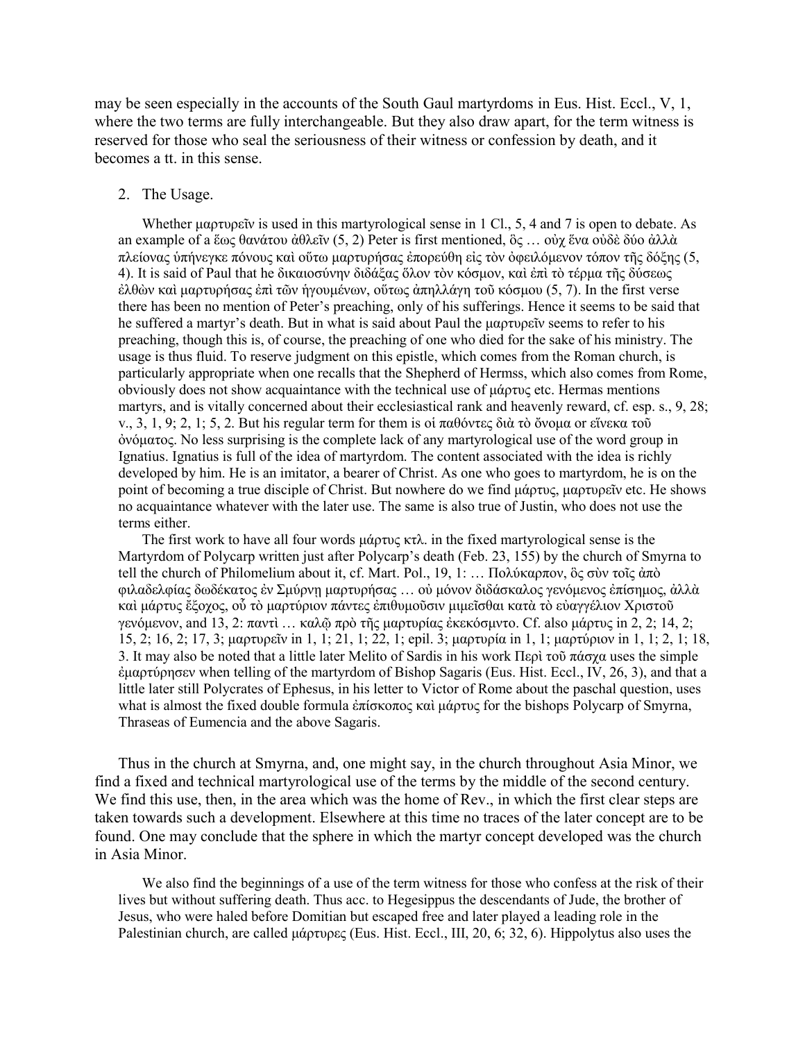may be seen especially in the accounts of the South Gaul martyrdoms in Eus. Hist. Eccl., V, 1, where the two terms are fully interchangeable. But they also draw apart, for the term witness is reserved for those who seal the seriousness of their witness or confession by death, and it becomes a tt. in this sense.

2. The Usage.

Whether μαρτυρεῖν is used in this martyrological sense in 1 Cl., 5, 4 and 7 is open to debate. As an example of a ἕως θανάτου ἀθλεῖν (5, 2) Peter is first mentioned, ὃς … οὐχ ἕνα οὐδὲ δύο ἀλλὰ πλείονας ὑπήνεγκε πόνους καὶ οὕτω μαρτυρήσας ἐπορεύθη εἰς τὸν ὀφειλόμενον τόπον τῆς δόξης (5, 4). It is said of Paul that he δικαιοσύνην διδάξας ὅλον τὸν κόσμον, καὶ ἐπὶ τὸ τέρμα τῆς δύσεως ἐλθὼν καὶ μαρτυρήσας ἐπὶ τῶν ἡγουμένων, οὕτως ἀπηλλάγη τοῦ κόσμου (5, 7). In the first verse there has been no mention of Peter's preaching, only of his sufferings. Hence it seems to be said that he suffered a martyr's death. But in what is said about Paul the μαρτυρεῖν seems to refer to his preaching, though this is, of course, the preaching of one who died for the sake of his ministry. The usage is thus fluid. To reserve judgment on this epistle, which comes from the Roman church, is particularly appropriate when one recalls that the Shepherd of Hermss, which also comes from Rome, obviously does not show acquaintance with the technical use of μάρτυς etc. Hermas mentions martyrs, and is vitally concerned about their ecclesiastical rank and heavenly reward, cf. esp. s., 9, 28; v., 3, 1, 9; 2, 1; 5, 2. But his regular term for them is οἱ παθόντες διὰ τὸ ὄνομα or εἵνεκα τοῦ ὀνόματος. No less surprising is the complete lack of any martyrological use of the word group in Ignatius. Ignatius is full of the idea of martyrdom. The content associated with the idea is richly developed by him. He is an imitator, a bearer of Christ. As one who goes to martyrdom, he is on the point of becoming a true disciple of Christ. But nowhere do we find μάρτυς, μαρτυρεῖν etc. He shows no acquaintance whatever with the later use. The same is also true of Justin, who does not use the terms either.

The first work to have all four words μάρτυς κτλ. in the fixed martyrological sense is the Martyrdom of Polycarp written just after Polycarp's death (Feb. 23, 155) by the church of Smyrna to tell the church of Philomelium about it, cf. Mart. Pol., 19, 1: … Πολύκαρπον, ὃς σὺν τοῖς ἀπὸ φιλαδελφίας δωδέκατος ἐν Σμύρνῃ μαρτυρήσας … οὐ μόνον διδάσκαλος γενόμενος ἐπίσημος, ἀλλὰ καὶ μάρτυς ἔξοχος, οὗ τὸ μαρτύριον πάντες ἐπιθυμοῦσιν μιμεῖσθαι κατὰ τὸ εὐαγγέλιον Χριστοῦ γενόμενον, and 13, 2: παντὶ … καλῷ πρὸ τῆς μαρτυρίας ἐκεκόσμντο. Cf. also μάρτυς in 2, 2; 14, 2; 15, 2; 16, 2; 17, 3; μαρτυρεῖν in 1, 1; 21, 1; 22, 1; epil. 3; μαρτυρία in 1, 1; μαρτύριον in 1, 1; 2, 1; 18, 3. It may also be noted that a little later Melito of Sardis in his work Περὶ τοῦ πάσχα uses the simple ἐμαρτύρησεν when telling of the martyrdom of Bishop Sagaris (Eus. Hist. Eccl., IV, 26, 3), and that a little later still Polycrates of Ephesus, in his letter to Victor of Rome about the paschal question, uses what is almost the fixed double formula ἐπίσκοπος καὶ μάρτυς for the bishops Polycarp of Smyrna, Thraseas of Eumencia and the above Sagaris.

Thus in the church at Smyrna, and, one might say, in the church throughout Asia Minor, we find a fixed and technical martyrological use of the terms by the middle of the second century. We find this use, then, in the area which was the home of Rev., in which the first clear steps are taken towards such a development. Elsewhere at this time no traces of the later concept are to be found. One may conclude that the sphere in which the martyr concept developed was the church in Asia Minor.

We also find the beginnings of a use of the term witness for those who confess at the risk of their lives but without suffering death. Thus acc. to Hegesippus the descendants of Jude, the brother of Jesus, who were haled before Domitian but escaped free and later played a leading role in the Palestinian church, are called μάρτυρες (Eus. Hist. Eccl., III, 20, 6; 32, 6). Hippolytus also uses the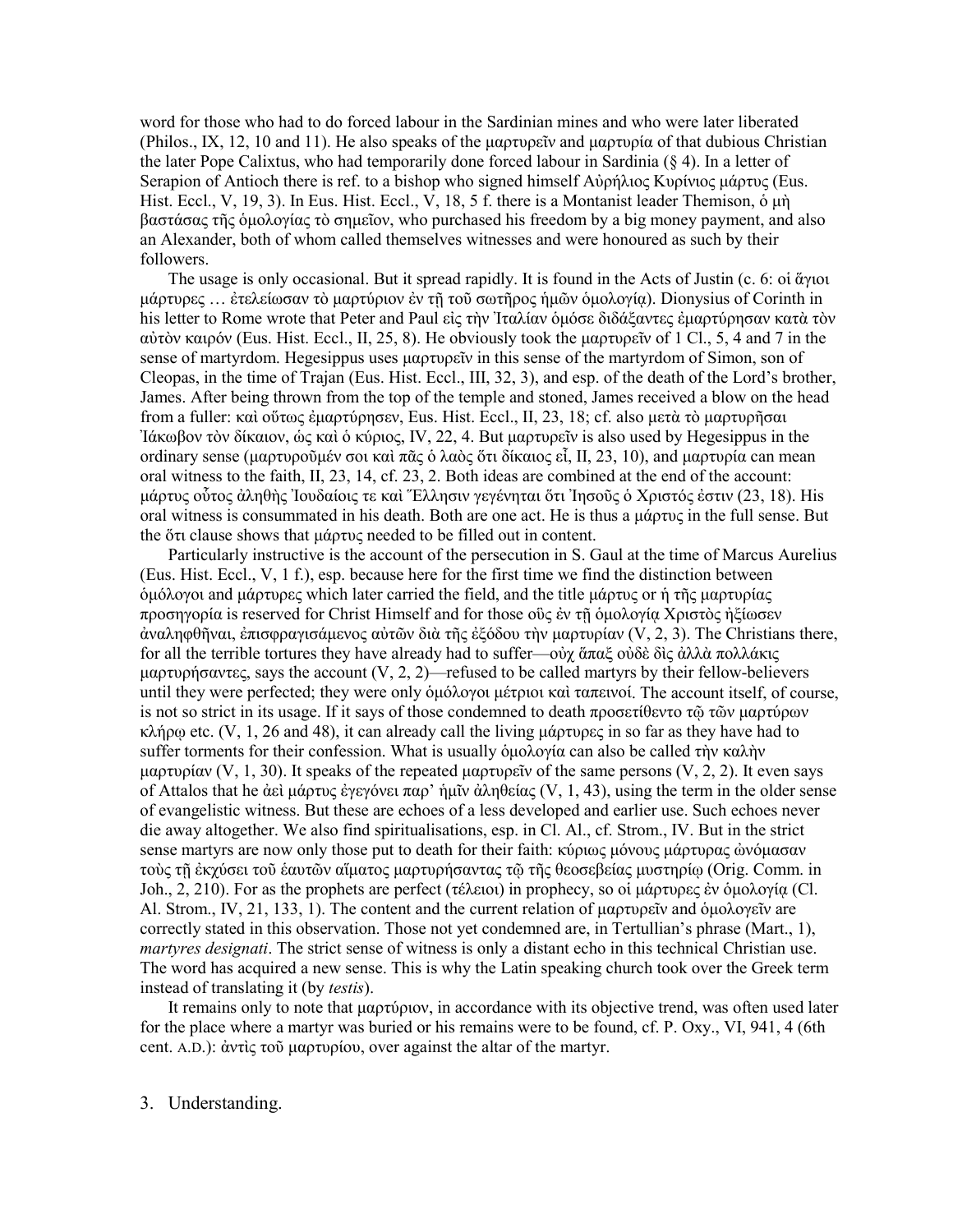word for those who had to do forced labour in the Sardinian mines and who were later liberated (Philos., IX, 12, 10 and 11). He also speaks of the μαρτυρεῖν and μαρτυρία of that dubious Christian the later Pope Calixtus, who had temporarily done forced labour in Sardinia (§ 4). In a letter of Serapion of Antioch there is ref. to a bishop who signed himself Αὐρήλιος Κυρίνιος μάρτυς (Eus. Hist. Eccl., V, 19, 3). In Eus. Hist. Eccl., V, 18, 5 f. there is a Montanist leader Themison, ὁ μὴ βαστάσας τῆς ὁμολογίας τὸ σημεῖον, who purchased his freedom by a big money payment, and also an Alexander, both of whom called themselves witnesses and were honoured as such by their followers.

The usage is only occasional. But it spread rapidly. It is found in the Acts of Justin (c. 6: οἱ ἅγιοι μάρτυρες … ἐτελείωσαν τὸ μαρτύριον ἐν τῇ τοῦ σωτῆρος ἡμῶν ὁμολογίᾳ). Dionysius of Corinth in his letter to Rome wrote that Peter and Paul εἰς τὴν Ἰταλίαν ὁμόσε διδάξαντες ἐμαρτύρησαν κατὰ τὸν αὐτὸν καιρόν (Eus. Hist. Eccl., II, 25, 8). He obviously took the μαρτυρεῖν of 1 Cl., 5, 4 and 7 in the sense of martyrdom. Hegesippus uses μαρτυρεῖν in this sense of the martyrdom of Simon, son of Cleopas, in the time of Trajan (Eus. Hist. Eccl., III, 32, 3), and esp. of the death of the Lord's brother, James. After being thrown from the top of the temple and stoned, James received a blow on the head from a fuller: καὶ οὕτως ἐμαρτύρησεν, Eus. Hist. Eccl., II, 23, 18; cf. also μετὰ τὸ μαρτυρῆσαι Ἰάκωβον τὸν δίκαιον, ὡς καὶ ὁ κύριος, IV, 22, 4. But μαρτυρεῖν is also used by Hegesippus in the ordinary sense (μαρτυροῦμέν σοι καὶ πᾶς ὁ λαὸς ὅτι δίκαιος εἶ, II, 23, 10), and μαρτυρία can mean oral witness to the faith, II, 23, 14, cf. 23, 2. Both ideas are combined at the end of the account: μάρτυς οὗτος ἀληθὴς Ἰουδαίοις τε καὶ Ἕλλησιν γεγένηται ὅτι Ἰησοῦς ὁ Χριστός ἐστιν (23, 18). His oral witness is consummated in his death. Both are one act. He is thus a μάρτυς in the full sense. But the ὅτι clause shows that μάρτυς needed to be filled out in content.

Particularly instructive is the account of the persecution in S. Gaul at the time of Marcus Aurelius (Eus. Hist. Eccl., V, 1 f.), esp. because here for the first time we find the distinction between ὁμόλογοι and μάρτυρες which later carried the field, and the title μάρτυς or ἡ τῆς μαρτυρίας προσηγορία is reserved for Christ Himself and for those οὓς ἐν τῇ ὁμολογίᾳ Χριστὸς ἠξίωσεν ἀναληφθῆναι, ἐπισφραγισάμενος αὐτῶν διὰ τῆς ἐξόδου τὴν μαρτυρίαν (V, 2, 3). The Christians there, for all the terrible tortures they have already had to suffer—οὐχ ἅπαξ οὐδὲ δὶς ἀλλὰ πολλάκις μαρτυρήσαντες, says the account (V, 2, 2)—refused to be called martyrs by their fellow-believers until they were perfected; they were only ὁμόλογοι μέτριοι καὶ ταπεινοί. The account itself, of course, is not so strict in its usage. If it says of those condemned to death προσετίθεντο τῷ τῶν μαρτύρων κλήρῳ etc. (V, 1, 26 and 48), it can already call the living μάρτυρες in so far as they have had to suffer torments for their confession. What is usually ὁμολογία can also be called τὴν καλὴν μαρτυρίαν (V, 1, 30). It speaks of the repeated μαρτυρεῖν of the same persons (V, 2, 2). It even says of Attalos that he ἀεὶ μάρτυς ἐγεγόνει παρ' ἡμῖν ἀληθείας (V, 1, 43), using the term in the older sense of evangelistic witness. But these are echoes of a less developed and earlier use. Such echoes never die away altogether. We also find spiritualisations, esp. in Cl. Al., cf. Strom., IV. But in the strict sense martyrs are now only those put to death for their faith: κύριως μόνους μάρτυρας ὠνόμασαν τοὺς τῇ ἐκχύσει τοῦ ἑαυτῶν αἵματος μαρτυρήσαντας τῷ τῆς θεοσεβείας μυστηρίῳ (Orig. Comm. in Joh., 2, 210). For as the prophets are perfect (τέλειοι) in prophecy, so οἱ μάρτυρες ἐν ὁμολογίᾳ (Cl. Al. Strom., IV, 21, 133, 1). The content and the current relation of μαρτυρεῖν and ὁμολογεῖν are correctly stated in this observation. Those not yet condemned are, in Tertullian's phrase (Mart., 1), *martyres designati*. The strict sense of witness is only a distant echo in this technical Christian use. The word has acquired a new sense. This is why the Latin speaking church took over the Greek term instead of translating it (by *testis*).

It remains only to note that μαρτύριον, in accordance with its objective trend, was often used later for the place where a martyr was buried or his remains were to be found, cf. P. Oxy., VI, 941, 4 (6th cent. A.D.): ἀντὶς τοῦ μαρτυρίου, over against the altar of the martyr.

3. Understanding.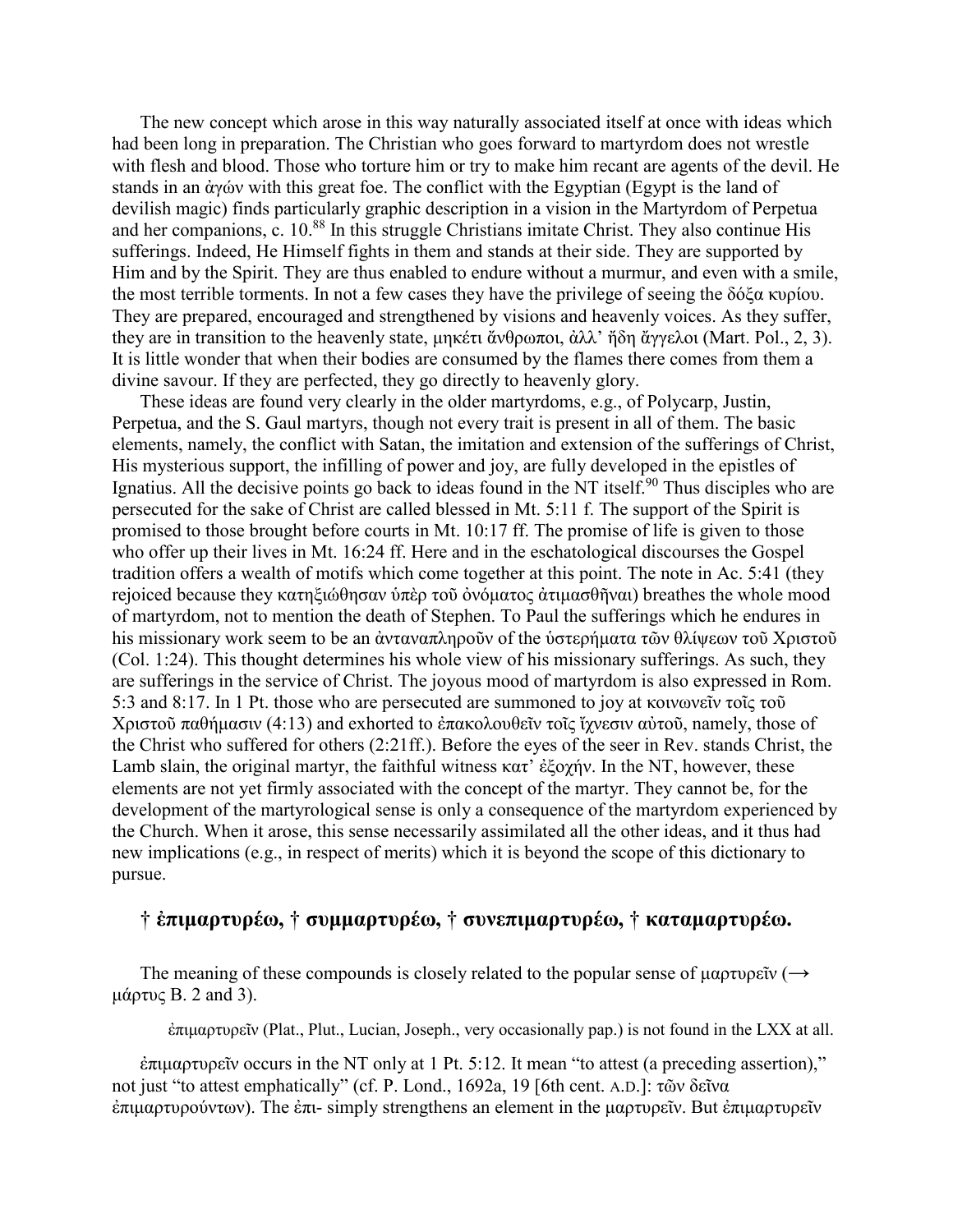The new concept which arose in this way naturally associated itself at once with ideas which had been long in preparation. The Christian who goes forward to martyrdom does not wrestle with flesh and blood. Those who torture him or try to make him recant are agents of the devil. He stands in an ἀγών with this great foe. The conflict with the Egyptian (Egypt is the land of devilish magic) finds particularly graphic description in a vision in the Martyrdom of Perpetua and her companions, c. 10.[88] In this struggle Christians imitate Christ. They also continue His sufferings. Indeed, He Himself fights in them and stands at their side. They are supported by Him and by the Spirit. They are thus enabled to endure without a murmur, and even with a smile, the most terrible torments. In not a few cases they have the privilege of seeing the δόξα κυρίου. They are prepared, encouraged and strengthened by visions and heavenly voices. As they suffer, they are in transition to the heavenly state, μηκέτι ἄνθρωποι, ἀλλ᾽ ἤδη ἄγγελοι (Mart. Pol., 2, 3). It is little wonder that when their bodies are consumed by the flames there comes from them a divine savour. If they are perfected, they go directly to heavenly glory.

These ideas are found very clearly in the older martyrdoms, e.g., of Polycarp, Justin, Perpetua, and the S. Gaul martyrs, though not every trait is present in all of them. The basic elements, namely, the conflict with Satan, the imitation and extension of the sufferings of Christ, His mysterious support, the infilling of power and joy, are fully developed in the epistles of Ignatius. All the decisive points go back to ideas found in the NT itself.[90] Thus disciples who are persecuted for the sake of Christ are called blessed in Mt. 5:11 f. The support of the Spirit is promised to those brought before courts in Mt. 10:17 ff. The promise of life is given to those who offer up their lives in Mt. 16:24 ff. Here and in the eschatological discourses the Gospel tradition offers a wealth of motifs which come together at this point. The note in Ac. 5:41 (they rejoiced because they κατηξιώθησαν ὑπὲρ τοῦ ὀνόματος ἀτιμασθῆναι) breathes the whole mood of martyrdom, not to mention the death of Stephen. To Paul the sufferings which he endures in his missionary work seem to be an ἀνταναπληροῦν of the ὑστερήματα τῶν θλίψεων τοῦ Χριστοῦ (Col. 1:24). This thought determines his whole view of his missionary sufferings. As such, they are sufferings in the service of Christ. The joyous mood of martyrdom is also expressed in Rom. 5:3 and 8:17. In 1 Pt. those who are persecuted are summoned to joy at κοινωνεῖν τοῖς τοῦ Χριστοῦ παθήμασιν (4:13) and exhorted to ἐπακολουθεῖν τοῖς ἴχνεσιν αὐτοῦ, namely, those of the Christ who suffered for others (2:21ff.). Before the eyes of the seer in Rev. stands Christ, the Lamb slain, the original martyr, the faithful witness κατ᾽ ἐξοχήν. In the NT, however, these elements are not yet firmly associated with the concept of the martyr. They cannot be, for the development of the martyrological sense is only a consequence of the martyrdom experienced by the Church. When it arose, this sense necessarily assimilated all the other ideas, and it thus had new implications (e.g., in respect of merits) which it is beyond the scope of this dictionary to pursue.

## † ἐπιμαρτυρέω, † συμμαρτυρέω, † συνεπιμαρτυρέω, † καταμαρτυρέω.

The meaning of these compounds is closely related to the popular sense of μαρτυρεῖν (→ μάρτυς B. 2 and 3).

ἐπιμαρτυρεῖν (Plat., Plut., Lucian, Joseph., very occasionally pap.) is not found in the LXX at all.

ἐπιμαρτυρεῖν occurs in the NT only at 1 Pt. 5:12. It mean "to attest (a preceding assertion)," not just "to attest emphatically" (cf. P. Lond., 1692a, 19 [6th cent. A.D.]: τῶν δεῖνα ἐπιμαρτυρούντων). The ἐπι- simply strengthens an element in the μαρτυρεῖν. But ἐπιμαρτυρεῖν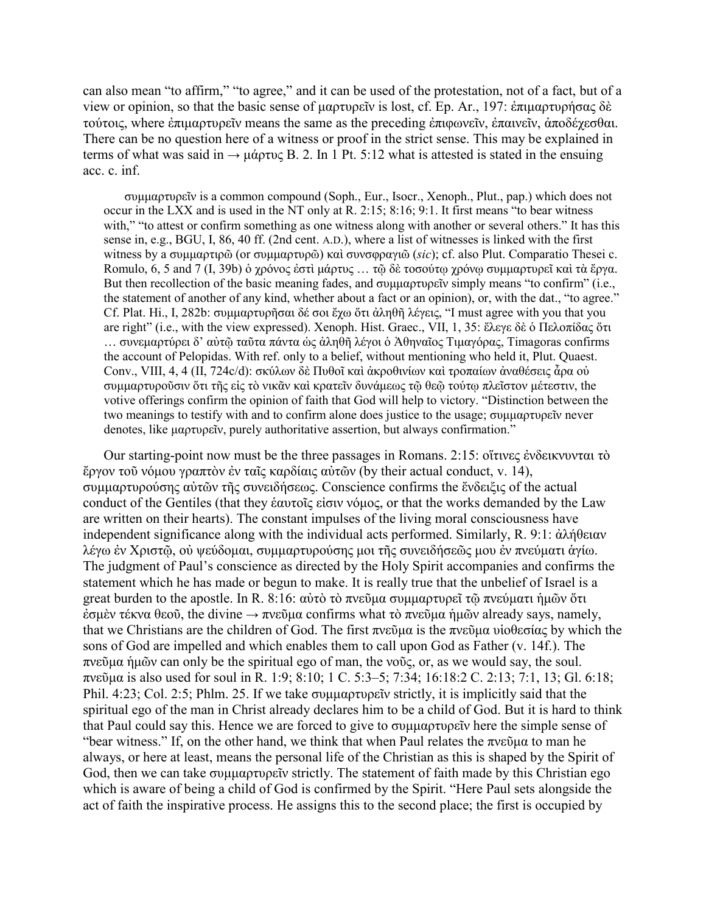can also mean "to affirm," "to agree," and it can be used of the protestation, not of a fact, but of a view or opinion, so that the basic sense of μαρτυρεῖν is lost, cf. Ep. Ar., 197: ἐπιμαρτυρήσας δὲ τούτοις, where ἐπιμαρτυρεῖν means the same as the preceding ἐπιφωνεῖν, ἐπαινεῖν, ἀποδέχεσθαι. There can be no question here of a witness or proof in the strict sense. This may be explained in terms of what was said in → μάρτυς B. 2. In 1 Pt. 5:12 what is attested is stated in the ensuing acc. c. inf.

> συμμαρτυρεῖν is a common compound (Soph., Eur., Isocr., Xenoph., Plut., pap.) which does not occur in the LXX and is used in the NT only at R. 2:15; 8:16; 9:1. It first means "to bear witness with," "to attest or confirm something as one witness along with another or several others." It has this sense in, e.g., BGU, I, 86, 40 ff. (2nd cent. A.D.), where a list of witnesses is linked with the first witness by a συμμαρτιρῶ (or συμμαρτυρῶ) καὶ συνσφραγιῶ (*sic*); cf. also Plut. Comparatio Thesei c. Romulo, 6, 5 and 7 (I, 39b) ὁ χρόνος ἐστὶ μάρτυς … τῷ δὲ τοσούτῳ χρόνῳ συμμαρτυρεῖ καὶ τὰ ἔργα. But then recollection of the basic meaning fades, and συμμαρτυρεῖν simply means "to confirm" (i.e., the statement of another of any kind, whether about a fact or an opinion), or, with the dat., "to agree." Cf. Plat. Hi., I, 282b: συμμαρτυρῆσαι δέ σοι ἔχω ὅτι ἀληθῆ λέγεις, "I must agree with you that you are right" (i.e., with the view expressed). Xenoph. Hist. Graec., VII, 1, 35: ἔλεγε δὲ ὁ Πελοπίδας ὅτι … συνεμαρτύρει δ' αὐτῷ ταῦτα πάντα ὡς ἀληθῆ λέγοι ὁ Ἀθηναῖος Τιμαγόρας, Timagoras confirms the account of Pelopidas. With ref. only to a belief, without mentioning who held it, Plut. Quaest. Conv., VIII, 4, 4 (II, 724c/d): σκύλων δὲ Πυθοῖ καὶ ἀκροθινίων καὶ τροπαίων ἀναθέσεις ἆρα οὐ συμμαρτυροῦσιν ὅτι τῆς εἰς τὸ νικᾶν καὶ κρατεῖν δυνάμεως τῷ θεῷ τούτῳ πλεῖστον μέτεστιν, the votive offerings confirm the opinion of faith that God will help to victory. "Distinction between the two meanings to testify with and to confirm alone does justice to the usage; συμμαρτυρεῖν never denotes, like μαρτυρεῖν, purely authoritative assertion, but always confirmation."

Our starting-point now must be the three passages in Romans. 2:15: οἵτινες ἐνδεικνυνται τὸ ἔργον τοῦ νόμου γραπτὸν ἐν ταῖς καρδίαις αὐτῶν (by their actual conduct, v. 14), συμμαρτυρούσης αὐτῶν τῆς συνειδήσεως. Conscience confirms the ἔνδειξις of the actual conduct of the Gentiles (that they ἑαυτοῖς εἰσιν νόμος, or that the works demanded by the Law are written on their hearts). The constant impulses of the living moral consciousness have independent significance along with the individual acts performed. Similarly, R. 9:1: ἀλήθειαν λέγω ἐν Χριστῷ, οὐ ψεύδομαι, συμμαρτυρούσης μοι τῆς συνειδήσεώς μου ἐν πνεύματι ἁγίῳ. The judgment of Paul's conscience as directed by the Holy Spirit accompanies and confirms the statement which he has made or begun to make. It is really true that the unbelief of Israel is a great burden to the apostle. In R. 8:16: αὐτὸ τὸ πνεῦμα συμμαρτυρεῖ τῷ πνεύματι ἡμῶν ὅτι ἐσμὲν τέκνα θεοῦ, the divine → πνεῦμα confirms what τὸ πνεῦμα ἡμῶν already says, namely, that we Christians are the children of God. The first πνεῦμα is the πνεῦμα υἱοθεσίας by which the sons of God are impelled and which enables them to call upon God as Father (v. 14f.). The πνεῦμα ἡμῶν can only be the spiritual ego of man, the νοῦς, or, as we would say, the soul. πνεῦμα is also used for soul in R. 1:9; 8:10; 1 C. 5:3–5; 7:34; 16:18:2 C. 2:13; 7:1, 13; Gl. 6:18; Phil. 4:23; Col. 2:5; Phlm. 25. If we take συμμαρτυρεῖν strictly, it is implicitly said that the spiritual ego of the man in Christ already declares him to be a child of God. But it is hard to think that Paul could say this. Hence we are forced to give to συμμαρτυρεῖν here the simple sense of "bear witness." If, on the other hand, we think that when Paul relates the πνεῦμα to man he always, or here at least, means the personal life of the Christian as this is shaped by the Spirit of God, then we can take συμμαρτυρεῖν strictly. The statement of faith made by this Christian ego which is aware of being a child of God is confirmed by the Spirit. "Here Paul sets alongside the act of faith the inspirative process. He assigns this to the second place; the first is occupied by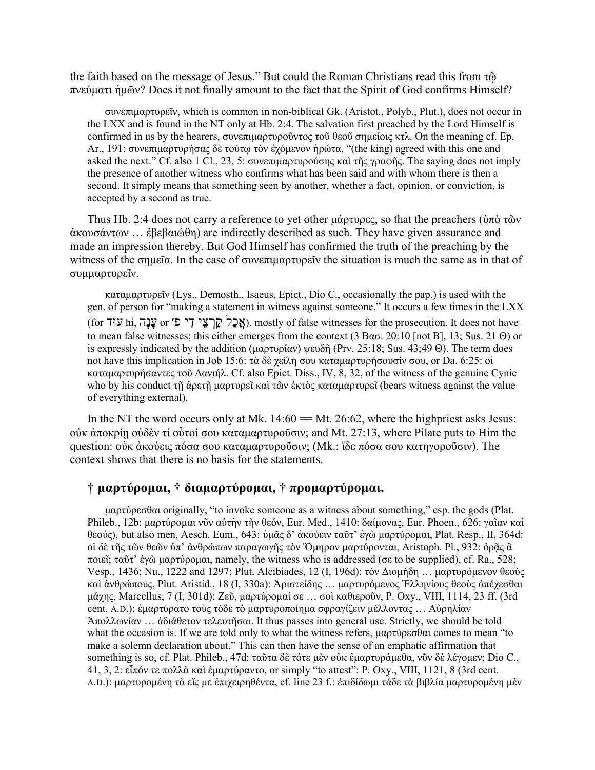the faith based on the message of Jesus." But could the Roman Christians read this from τῷ πνεύματι ἡμῶν? Does it not finally amount to the fact that the Spirit of God confirms Himself?

συνεπιμαρτυρεῖν, which is common in non-biblical Gk. (Aristot., Polyb., Plut.), does not occur in the LXX and is found in the NT only at Hb. 2:4. The salvation first preached by the Lord Himself is confirmed in us by the hearers, συνεπιμαρτυροῦντος τοῦ θεοῦ σημείοις κτλ. On the meaning cf. Ep. Ar., 191: συνεπιμαρτυρήσας δὲ τούτῳ τὸν ἐχόμενον ἠρώτα, "(the king) agreed with this one and asked the next." Cf. also 1 Cl., 23, 5: συνεπιμαρτυρούσης καὶ τῆς γραφῆς. The saying does not imply the presence of another witness who confirms what has been said and with whom there is then a second. It simply means that something seen by another, whether a fact, opinion, or conviction, is accepted by a second as true.

Thus Hb. 2:4 does not carry a reference to yet other μάρτυρες, so that the preachers (ὑπὸ τῶν ἀκουσάντων … ἐβεβαιώθη) are indirectly described as such. They have given assurance and made an impression thereby. But God Himself has confirmed the truth of the preaching by the witness of the σημεῖα. In the case of συνεπιμαρτυρεῖν the situation is much the same as in that of συμμαρτυρεῖν.

καταμαρτυρεῖν (Lys., Demosth., Isaeus, Epict., Dio C., occasionally the pap.) is used with the gen. of person for "making a statement in witness against someone." It occurs a few times in the LXX (for עוּד hi, עָנָה or אָכַל קַרְצֵי דִי פ׳). mostly of false witnesses for the prosecution. It does not have to mean false witnesses; this either emerges from the context (3 Βασ. 20:10 [not B], 13; Sus. 21 Θ) or is expressly indicated by the addition (μαρτυρίαν) ψευδῆ (Prv. 25:18; Sus. 43;49 Θ). The term does not have this implication in Job 15:6: τὰ δὲ χείλη σου καταμαρτυρήσουσίν σου, or Da. 6:25: οἱ καταμαρτυρήσαντες τοῦ Δανιήλ. Cf. also Epict. Diss., IV, 8, 32, of the witness of the genuine Cynic who by his conduct τῇ ἀρετῇ μαρτυρεῖ καὶ τῶν ἐκτὸς καταμαρτυρεῖ (bears witness against the value of everything external).

In the NT the word occurs only at Mk. 14:60 == Mt. 26:62, where the highpriest asks Jesus: οὐκ ἀποκρίῃ οὐδὲν τί οὗτοί σου καταμαρτυροῦσιν; and Mt. 27:13, where Pilate puts to Him the question: οὐκ ἀκούεις πόσα σου καταμαρτυροῦσιν; (Mk.: ἴδε πόσα σου κατηγοροῦσιν). The context shows that there is no basis for the statements.

## † μαρτύρομαι, † διαμαρτύρομαι, † προμαρτύρομαι.

μαρτύρεσθαι originally, "to invoke someone as a witness about something," esp. the gods (Plat. Phileb., 12b: μαρτύρομαι νῦν αὐτὴν τὴν θεόν, Eur. Med., 1410: δαίμονας, Eur. Phoen., 626: γαῖαν καὶ θεούς), but also men, Aesch. Eum., 643: ὑμᾶς δ᾽ ἀκούειν ταῦτ᾽ ἐγὼ μαρτύρομαι, Plat. Resp., II, 364d: οἱ δὲ τῆς τῶν θεῶν ὑπ᾽ ἀνθρώπων παραγωγῆς τὸν Ὅμηρον μαρτύρονται, Aristoph. Pl., 932: ὁρᾷς ἃ ποιεῖ; ταῦτ᾽ ἐγὼ μαρτύρομαι, namely, the witness who is addressed (σε to be supplied), cf. Ra., 528; Vesp., 1436; Nu., 1222 and 1297; Plut. Alcibiades, 12 (I, 196d): τὸν Διομήδη … μαρτυρόμενον θεοὺς καὶ ἀνθρώπους, Plut. Aristid., 18 (I, 330a): Ἀριστείδης … μαρτυρόμενος Ἑλληνίους θεοὺς ἀπέχεσθαι μάχης, Marcellus, 7 (I, 301d): Ζεῦ, μαρτύρομαί σε … σοὶ καθιεροῦν, P. Oxy., VIII, 1114, 23 ff. (3rd cent. A.D.): ἐμαρτύρατο τοὺς τόδε τὸ μαρτυροποίημα σφραγίζειν μέλλοντας … Αὐρηλίαν Ἀπολλωνίαν … ἀδιάθετον τελευτῆσαι. It thus passes into general use. Strictly, we should be told what the occasion is. If we are told only to what the witness refers, μαρτύρεσθαι comes to mean "to make a solemn declaration about." This can then have the sense of an emphatic affirmation that something is so, cf. Plat. Phileb., 47d: ταῦτα δὲ τότε μὲν οὐκ ἐμαρτυράμεθα, νῦν δὲ λέγομεν; Dio C., 41, 3, 2: εἶπόν τε πολλὰ καὶ ἐμαρτύραντο, or simply "to attest": P. Oxy., VIII, 1121, 8 (3rd cent. A.D.): μαρτυρομένη τὰ εἴς με ἐπιχειρηθέντα, cf. line 23 f.: ἐπιδίδωμι τάδε τὰ βιβλία μαρτυρομένη μὲν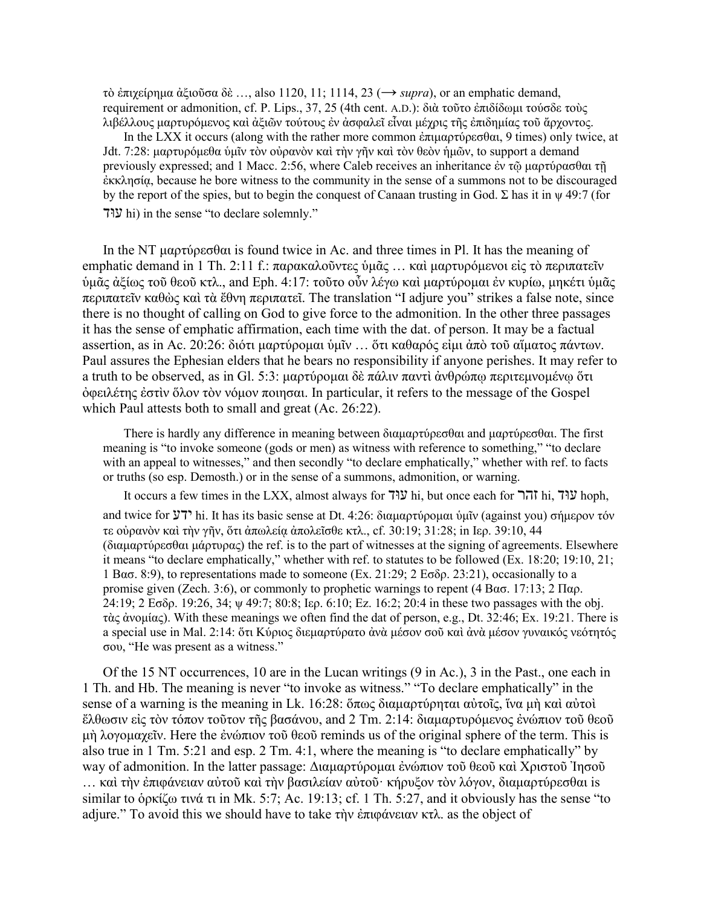τὸ ἐπιχείρημα ἀξιοῦσα δὲ …, also 1120, 11; 1114, 23 (→ *supra*), or an emphatic demand, requirement or admonition, cf. P. Lips., 37, 25 (4th cent. A.D.): διὰ τοῦτο ἐπιδίδωμι τούσδε τοὺς λιβέλλους μαρτυρόμενος καὶ ἀξιῶν τούτους ἐν ἀσφαλεῖ εἶναι μέχρις τῆς ἐπιδημίας τοῦ ἄρχοντος.

In the LXX it occurs (along with the rather more common ἐπιμαρτύρεσθαι, 9 times) only twice, at Jdt. 7:28: μαρτυρόμεθα ὑμῖν τὸν οὐρανὸν καὶ τὴν γῆν καὶ τὸν θεὸν ἡμῶν, to support a demand previously expressed; and 1 Macc. 2:56, where Caleb receives an inheritance ἐν τῷ μαρτύρασθαι τῇ ἐκκλησίᾳ, because he bore witness to the community in the sense of a summons not to be discouraged by the report of the spies, but to begin the conquest of Canaan trusting in God. Σ has it in ψ 49:7 (for עוּד hi) in the sense "to declare solemnly."

In the NT μαρτύρεσθαι is found twice in Ac. and three times in Pl. It has the meaning of emphatic demand in 1 Th. 2:11 f.: παρακαλοῦντες ὑμᾶς … καὶ μαρτυρόμενοι εἰς τὸ περιπατεῖν ὑμᾶς ἀξίως τοῦ θεοῦ κτλ., and Eph. 4:17: τοῦτο οὖν λέγω καὶ μαρτύρομαι ἐν κυρίῳ, μηκέτι ὑμᾶς περιπατεῖν καθὼς καὶ τὰ ἔθνη περιπατεῖ. The translation "I adjure you" strikes a false note, since there is no thought of calling on God to give force to the admonition. In the other three passages it has the sense of emphatic affirmation, each time with the dat. of person. It may be a factual assertion, as in Ac. 20:26: διότι μαρτύρομαι ὑμῖν … ὅτι καθαρός εἰμι ἀπὸ τοῦ αἵματος πάντων. Paul assures the Ephesian elders that he bears no responsibility if anyone perishes. It may refer to a truth to be observed, as in Gl. 5:3: μαρτύρομαι δὲ πάλιν παντὶ ἀνθρώπῳ περιτεμνομένῳ ὅτι ὀφειλέτης ἐστὶν ὅλον τὸν νόμον ποιησαι. In particular, it refers to the message of the Gospel which Paul attests both to small and great (Ac. 26:22).

There is hardly any difference in meaning between διαμαρτύρεσθαι and μαρτύρεσθαι. The first meaning is "to invoke someone (gods or men) as witness with reference to something," "to declare with an appeal to witnesses," and then secondly "to declare emphatically," whether with ref. to facts or truths (so esp. Demosth.) or in the sense of a summons, admonition, or warning.

It occurs a few times in the LXX, almost always for עוּד hi, but once each for זהר hi, עוּד hoph, and twice for ידע hi. It has its basic sense at Dt. 4:26: διαμαρτύρομαι ὑμῖν (against you) σήμερον τόν τε οὐρανὸν καὶ τὴν γῆν, ὅτι ἀπωλείᾳ ἀπολεῖσθε κτλ., cf. 30:19; 31:28; in Ιερ. 39:10, 44 (διαμαρτύρεσθαι μάρτυρας) the ref. is to the part of witnesses at the signing of agreements. Elsewhere it means "to declare emphatically," whether with ref. to statutes to be followed (Ex. 18:20; 19:10, 21; 1 Βασ. 8:9), to representations made to someone (Ex. 21:29; 2 Εσδρ. 23:21), occasionally to a promise given (Zech. 3:6), or commonly to prophetic warnings to repent (4 Βασ. 17:13; 2 Παρ. 24:19; 2 Εσδρ. 19:26, 34; ψ 49:7; 80:8; Ιερ. 6:10; Ez. 16:2; 20:4 in these two passages with the obj. τὰς ἀνομίας). With these meanings we often find the dat of person, e.g., Dt. 32:46; Ex. 19:21. There is a special use in Mal. 2:14: ὅτι Κύριος διεμαρτύρατο ἀνὰ μέσον σοῦ καὶ ἀνὰ μέσον γυναικός νεότητός σου, "He was present as a witness."

Of the 15 NT occurrences, 10 are in the Lucan writings (9 in Ac.), 3 in the Past., one each in 1 Th. and Hb. The meaning is never "to invoke as witness." "To declare emphatically" in the sense of a warning is the meaning in Lk. 16:28: ὅπως διαμαρτύρηται αὐτοῖς, ἵνα μὴ καὶ αὐτοὶ ἔλθωσιν εἰς τὸν τόπον τοῦτον τῆς βασάνου, and 2 Tm. 2:14: διαμαρτυρόμενος ἐνώπιον τοῦ θεοῦ μὴ λογομαχεῖν. Here the ἐνώπιον τοῦ θεοῦ reminds us of the original sphere of the term. This is also true in 1 Tm. 5:21 and esp. 2 Tm. 4:1, where the meaning is "to declare emphatically" by way of admonition. In the latter passage: Διαμαρτύρομαι ἐνώπιον τοῦ θεοῦ καὶ Χριστοῦ Ἰησοῦ … καὶ τὴν ἐπιφάνειαν αὐτοῦ καὶ τὴν βασιλείαν αὐτοῦ· κήρυξον τὸν λόγον, διαμαρτύρεσθαι is similar to ὁρκίζω τινά τι in Mk. 5:7; Ac. 19:13; cf. 1 Th. 5:27, and it obviously has the sense "to adjure." To avoid this we should have to take τὴν ἐπιφάνειαν κτλ. as the object of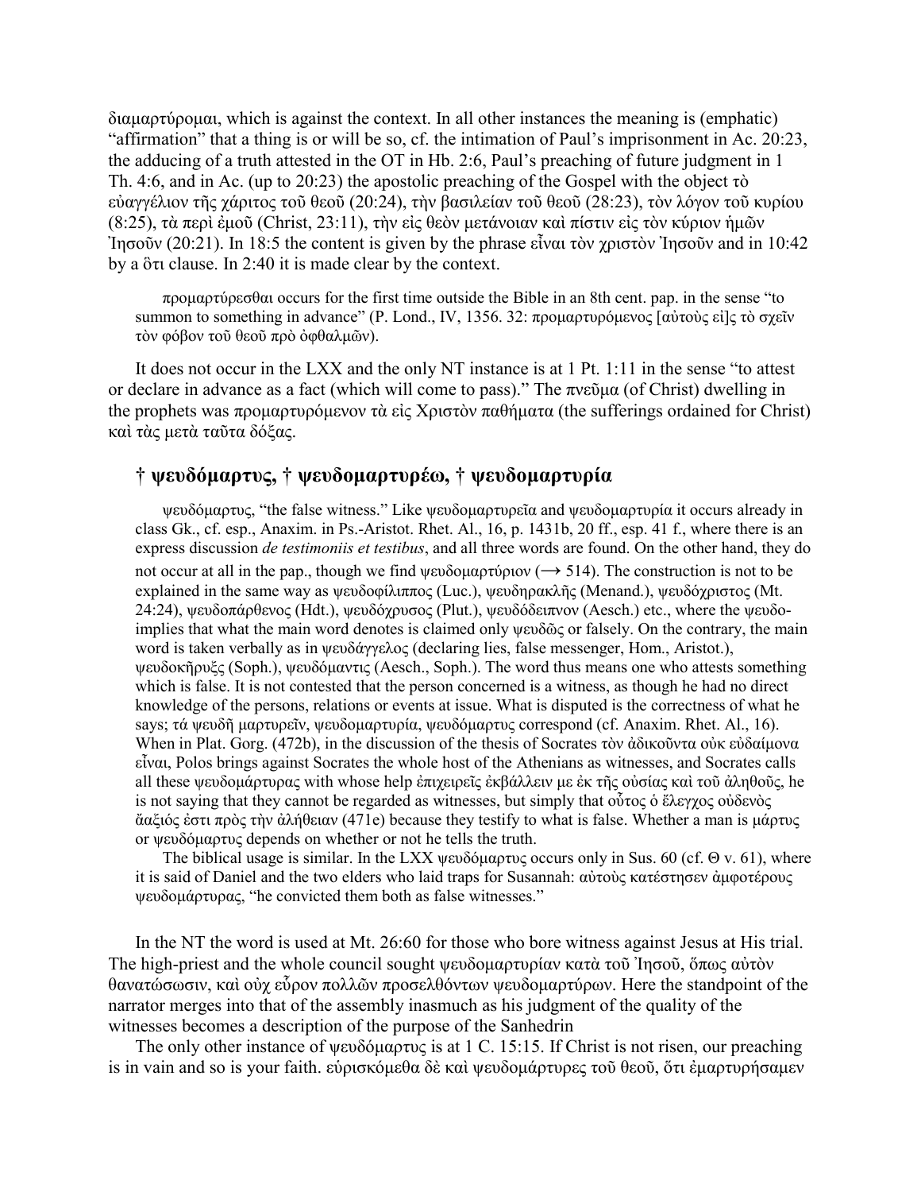διαμαρτύρομαι, which is against the context. In all other instances the meaning is (emphatic) "affirmation" that a thing is or will be so, cf. the intimation of Paul's imprisonment in Ac. 20:23, the adducing of a truth attested in the OT in Hb. 2:6, Paul's preaching of future judgment in 1 Th. 4:6, and in Ac. (up to 20:23) the apostolic preaching of the Gospel with the object τὸ εὐαγγέλιον τῆς χάριτος τοῦ θεοῦ (20:24), τὴν βασιλείαν τοῦ θεοῦ (28:23), τὸν λόγον τοῦ κυρίου (8:25), τὰ περὶ ἐμοῦ (Christ, 23:11), τὴν εἰς θεὸν μετάνοιαν καὶ πίστιν εἰς τὸν κύριον ἡμῶν Ἰησοῦν (20:21). In 18:5 the content is given by the phrase εἶναι τὸν χριστὸν Ἰησοῦν and in 10:42 by a ὅτι clause. In 2:40 it is made clear by the context.

προμαρτύρεσθαι occurs for the first time outside the Bible in an 8th cent. pap. in the sense "to summon to something in advance" (P. Lond., IV, 1356. 32: προμαρτυρόμενος [αὐτοὺς εἰ]ς τὸ σχεῖν τὸν φόβον τοῦ θεοῦ πρὸ ὀφθαλμῶν).

It does not occur in the LXX and the only NT instance is at 1 Pt. 1:11 in the sense "to attest or declare in advance as a fact (which will come to pass)." The πνεῦμα (of Christ) dwelling in the prophets was προμαρτυρόμενον τὰ εἰς Χριστὸν παθήματα (the sufferings ordained for Christ) καὶ τὰς μετὰ ταῦτα δόξας.

## † ψευδόμαρτυς, † ψευδομαρτυρέω, † ψευδομαρτυρία

ψευδόμαρτυς, "the false witness." Like ψευδομαρτυρεῖα and ψευδομαρτυρία it occurs already in class Gk., cf. esp., Anaxim. in Ps.-Aristot. Rhet. Al., 16, p. 1431b, 20 ff., esp. 41 f., where there is an express discussion *de testimoniis et testibus*, and all three words are found. On the other hand, they do not occur at all in the pap., though we find ψευδομαρτύριον (→ 514). The construction is not to be explained in the same way as ψευδοφίλιππος (Luc.), ψευδηρακλῆς (Menand.), ψευδόχριστος (Mt. 24:24), ψευδοπάρθενος (Hdt.), ψευδόχρυσος (Plut.), ψευδόδειπνον (Aesch.) etc., where the ψευδο- implies that what the main word denotes is claimed only ψευδῶς or falsely. On the contrary, the main word is taken verbally as in ψευδάγγελος (declaring lies, false messenger, Hom., Aristot.), ψευδοκῆρυξ (Soph.), ψευδόμαντις (Aesch., Soph.). The word thus means one who attests something which is false. It is not contested that the person concerned is a witness, as though he had no direct knowledge of the persons, relations or events at issue. What is disputed is the correctness of what he says; τά ψευδῆ μαρτυρεῖν, ψευδομαρτυρία, ψευδόμαρτυς correspond (cf. Anaxim. Rhet. Al., 16). When in Plat. Gorg. (472b), in the discussion of the thesis of Socrates τὸν ἀδικοῦντα οὐκ εὐδαίμονα εἶναι, Polos brings against Socrates the whole host of the Athenians as witnesses, and Socrates calls all these ψευδομάρτυρας with whose help ἐπιχειρεῖς ἐκβάλλειν με ἐκ τῆς οὐσίας καὶ τοῦ ἀληθοῦς, he is not saying that they cannot be regarded as witnesses, but simply that οὗτος ὁ ἔλεγχος οὐδενὸς ἄξιός ἐστι πρὸς τὴν ἀλήθειαν (471e) because they testify to what is false. Whether a man is μάρτυς or ψευδόμαρτυς depends on whether or not he tells the truth.

The biblical usage is similar. In the LXX ψευδόμαρτυς occurs only in Sus. 60 (cf. Θ v. 61), where it is said of Daniel and the two elders who laid traps for Susannah: αὐτοὺς κατέστησεν ἀμφοτέρους ψευδομάρτυρας, "he convicted them both as false witnesses."

In the NT the word is used at Mt. 26:60 for those who bore witness against Jesus at His trial. The high-priest and the whole council sought ψευδομαρτυρίαν κατὰ τοῦ Ἰησοῦ, ὅπως αὐτὸν θανατώσωσιν, καὶ οὐχ εὗρον πολλῶν προσελθόντων ψευδομαρτύρων. Here the standpoint of the narrator merges into that of the assembly inasmuch as his judgment of the quality of the witnesses becomes a description of the purpose of the Sanhedrin

The only other instance of ψευδόμαρτυς is at 1 C. 15:15. If Christ is not risen, our preaching is in vain and so is your faith. εὑρισκόμεθα δὲ καὶ ψευδομάρτυρες τοῦ θεοῦ, ὅτι ἐμαρτυρήσαμεν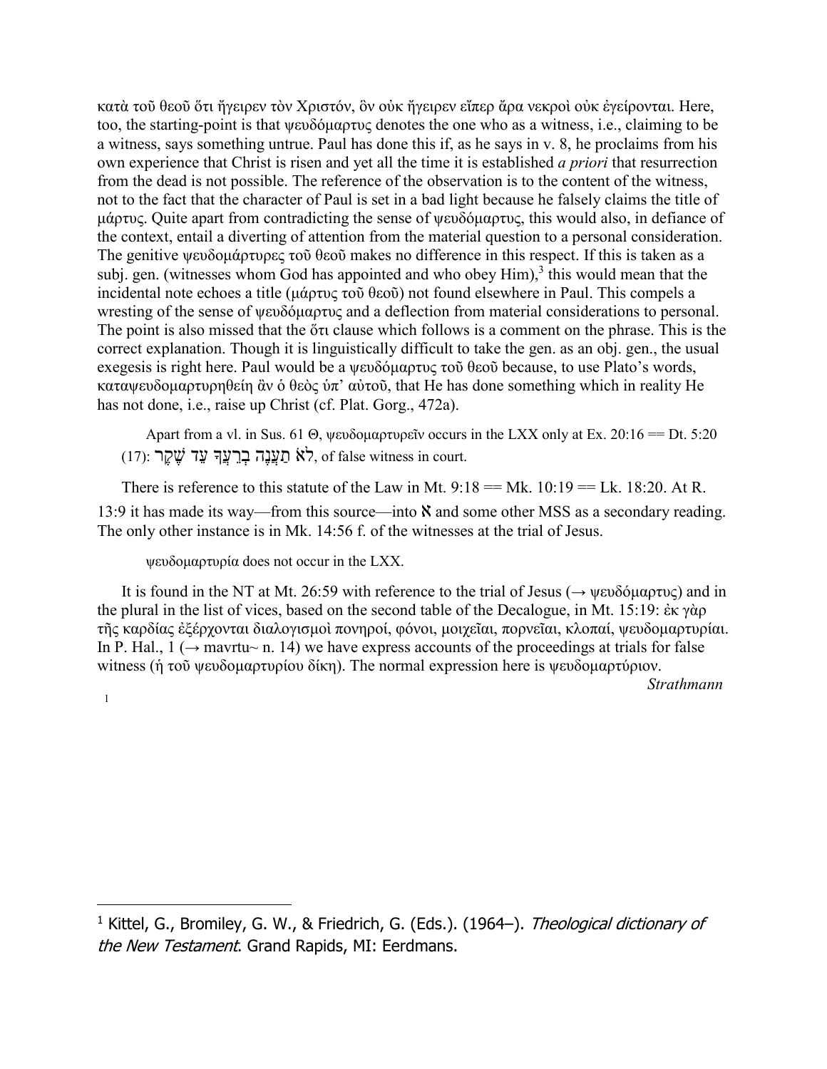κατὰ τοῦ θεοῦ ὅτι ἤγειρεν τὸν Χριστόν, ὃν οὐκ ἤγειρεν εἴπερ ἄρα νεκροὶ οὐκ ἐγείρονται. Here, too, the starting-point is that ψευδόμαρτυς denotes the one who as a witness, i.e., claiming to be a witness, says something untrue. Paul has done this if, as he says in v. 8, he proclaims from his own experience that Christ is risen and yet all the time it is established *a priori* that resurrection from the dead is not possible. The reference of the observation is to the content of the witness, not to the fact that the character of Paul is set in a bad light because he falsely claims the title of μάρτυς. Quite apart from contradicting the sense of ψευδόμαρτυς, this would also, in defiance of the context, entail a diverting of attention from the material question to a personal consideration. The genitive ψευδομάρτυρες τοῦ θεοῦ makes no difference in this respect. If this is taken as a subj. gen. (witnesses whom God has appointed and who obey Him),[3] this would mean that the incidental note echoes a title (μάρτυς τοῦ θεοῦ) not found elsewhere in Paul. This compels a wresting of the sense of ψευδόμαρτυς and a deflection from material considerations to personal. The point is also missed that the ὅτι clause which follows is a comment on the phrase. This is the correct explanation. Though it is linguistically difficult to take the gen. as an obj. gen., the usual exegesis is right here. Paul would be a ψευδόμαρτυς τοῦ θεοῦ because, to use Plato's words, καταψευδομαρτυρηθείη ἂν ὁ θεὸς ὑπ' αὐτοῦ, that He has done something which in reality He has not done, i.e., raise up Christ (cf. Plat. Gorg., 472a).

Apart from a vl. in Sus. 61 Θ, ψευδομαρτυρεῖν occurs in the LXX only at Ex. 20:16 == Dt. 5:20 (17): לֹא תַעֲנֶה בְרֵעֲךָ עֵד שָׁקֶר, of false witness in court.

There is reference to this statute of the Law in Mt. 9:18 == Mk. 10:19 == Lk. 18:20. At R. 13:9 it has made its way—from this source—into א and some other MSS as a secondary reading. The only other instance is in Mk. 14:56 f. of the witnesses at the trial of Jesus.

ψευδομαρτυρία does not occur in the LXX.

It is found in the NT at Mt. 26:59 with reference to the trial of Jesus (→ ψευδόμαρτυς) and in the plural in the list of vices, based on the second table of the Decalogue, in Mt. 15:19: ἐκ γὰρ τῆς καρδίας ἐξέρχονται διαλογισμοὶ πονηροί, φόνοι, μοιχεῖαι, πορνεῖαι, κλοπαί, ψευδομαρτυρίαι. In P. Hal., 1 (→ mavrtu~ n. 14) we have express accounts of the proceedings at trials for false witness (ἡ τοῦ ψευδομαρτυρίου δίκη). The normal expression here is ψευδομαρτύριον.

*Strathmann*

[1]

---

[1] Kittel, G., Bromiley, G. W., & Friedrich, G. (Eds.). (1964–). *Theological dictionary of the New Testament*. Grand Rapids, MI: Eerdmans.